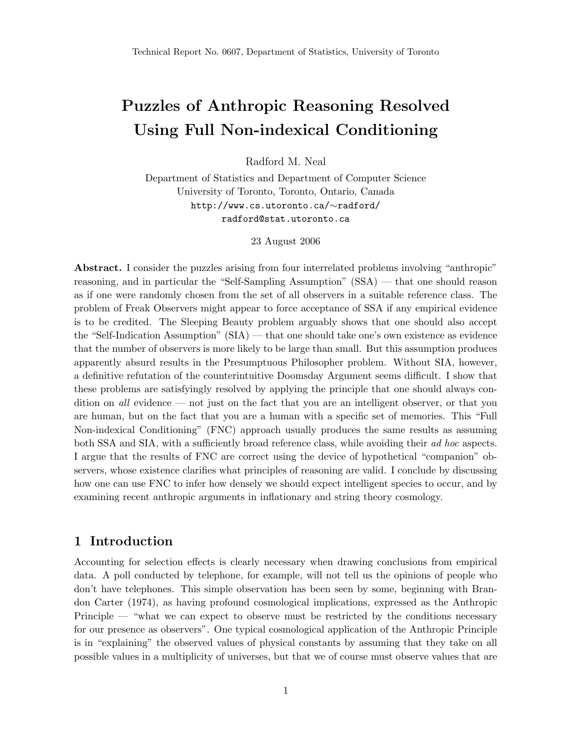Technical Report No. 0607, Department of Statistics, University of Toronto

# Puzzles of Anthropic Reasoning Resolved Using Full Non-indexical Conditioning

Radford M. Neal

Department of Statistics and Department of Computer Science
University of Toronto, Toronto, Ontario, Canada
http://www.cs.utoronto.ca/∼radford/
radford@stat.utoronto.ca

23 August 2006

**Abstract.** I consider the puzzles arising from four interrelated problems involving "anthropic" reasoning, and in particular the "Self-Sampling Assumption" (SSA) — that one should reason as if one were randomly chosen from the set of all observers in a suitable reference class. The problem of Freak Observers might appear to force acceptance of SSA if any empirical evidence is to be credited. The Sleeping Beauty problem arguably shows that one should also accept the "Self-Indication Assumption" (SIA) — that one should take one's own existence as evidence that the number of observers is more likely to be large than small. But this assumption produces apparently absurd results in the Presumptuous Philosopher problem. Without SIA, however, a definitive refutation of the counterintuitive Doomsday Argument seems difficult. I show that these problems are satisfyingly resolved by applying the principle that one should always condition on *all* evidence — not just on the fact that you are an intelligent observer, or that you are human, but on the fact that you are a human with a specific set of memories. This "Full Non-indexical Conditioning" (FNC) approach usually produces the same results as assuming both SSA and SIA, with a sufficiently broad reference class, while avoiding their *ad hoc* aspects. I argue that the results of FNC are correct using the device of hypothetical "companion" observers, whose existence clarifies what principles of reasoning are valid. I conclude by discussing how one can use FNC to infer how densely we should expect intelligent species to occur, and by examining recent anthropic arguments in inflationary and string theory cosmology.

## 1 Introduction

Accounting for selection effects is clearly necessary when drawing conclusions from empirical data. A poll conducted by telephone, for example, will not tell us the opinions of people who don't have telephones. This simple observation has been seen by some, beginning with Brandon Carter (1974), as having profound cosmological implications, expressed as the Anthropic Principle — "what we can expect to observe must be restricted by the conditions necessary for our presence as observers". One typical cosmological application of the Anthropic Principle is in "explaining" the observed values of physical constants by assuming that they take on all possible values in a multiplicity of universes, but that we of course must observe values that are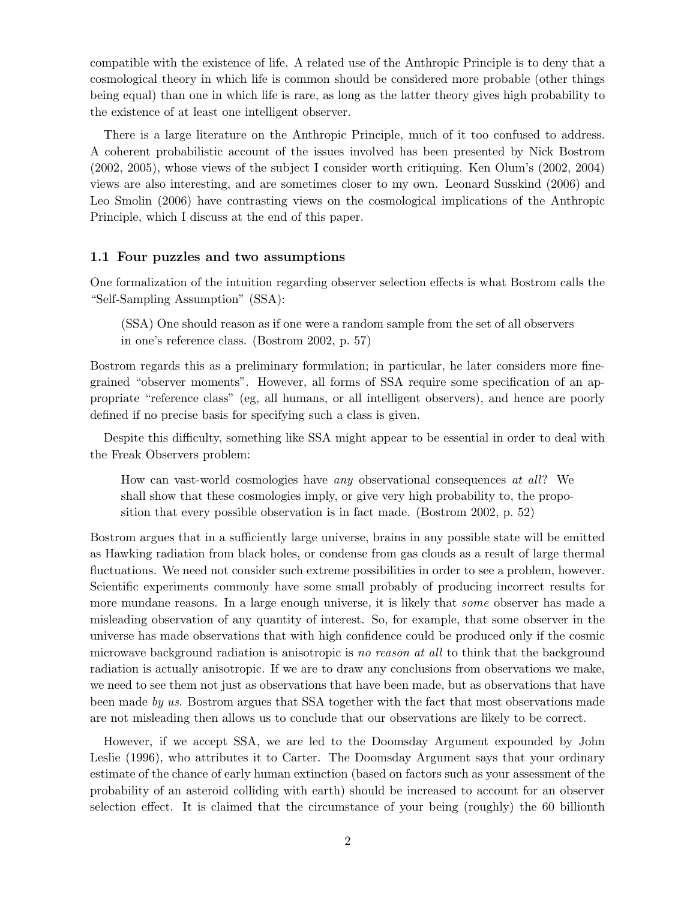compatible with the existence of life. A related use of the Anthropic Principle is to deny that a cosmological theory in which life is common should be considered more probable (other things being equal) than one in which life is rare, as long as the latter theory gives high probability to the existence of at least one intelligent observer.

There is a large literature on the Anthropic Principle, much of it too confused to address. A coherent probabilistic account of the issues involved has been presented by Nick Bostrom (2002, 2005), whose views of the subject I consider worth critiquing. Ken Olum's (2002, 2004) views are also interesting, and are sometimes closer to my own. Leonard Susskind (2006) and Leo Smolin (2006) have contrasting views on the cosmological implications of the Anthropic Principle, which I discuss at the end of this paper.

### 1.1 Four puzzles and two assumptions

One formalization of the intuition regarding observer selection effects is what Bostrom calls the "Self-Sampling Assumption" (SSA):

> (SSA) One should reason as if one were a random sample from the set of all observers in one's reference class. (Bostrom 2002, p. 57)

Bostrom regards this as a preliminary formulation; in particular, he later considers more fine-grained "observer moments". However, all forms of SSA require some specification of an appropriate "reference class" (eg, all humans, or all intelligent observers), and hence are poorly defined if no precise basis for specifying such a class is given.

Despite this difficulty, something like SSA might appear to be essential in order to deal with the Freak Observers problem:

> How can vast-world cosmologies have *any* observational consequences *at all*? We shall show that these cosmologies imply, or give very high probability to, the proposition that every possible observation is in fact made. (Bostrom 2002, p. 52)

Bostrom argues that in a sufficiently large universe, brains in any possible state will be emitted as Hawking radiation from black holes, or condense from gas clouds as a result of large thermal fluctuations. We need not consider such extreme possibilities in order to see a problem, however. Scientific experiments commonly have some small probably of producing incorrect results for more mundane reasons. In a large enough universe, it is likely that *some* observer has made a misleading observation of any quantity of interest. So, for example, that some observer in the universe has made observations that with high confidence could be produced only if the cosmic microwave background radiation is anisotropic is *no reason at all* to think that the background radiation is actually anisotropic. If we are to draw any conclusions from observations we make, we need to see them not just as observations that have been made, but as observations that have been made *by us*. Bostrom argues that SSA together with the fact that most observations made are not misleading then allows us to conclude that our observations are likely to be correct.

However, if we accept SSA, we are led to the Doomsday Argument expounded by John Leslie (1996), who attributes it to Carter. The Doomsday Argument says that your ordinary estimate of the chance of early human extinction (based on factors such as your assessment of the probability of an asteroid colliding with earth) should be increased to account for an observer selection effect. It is claimed that the circumstance of your being (roughly) the 60 billionth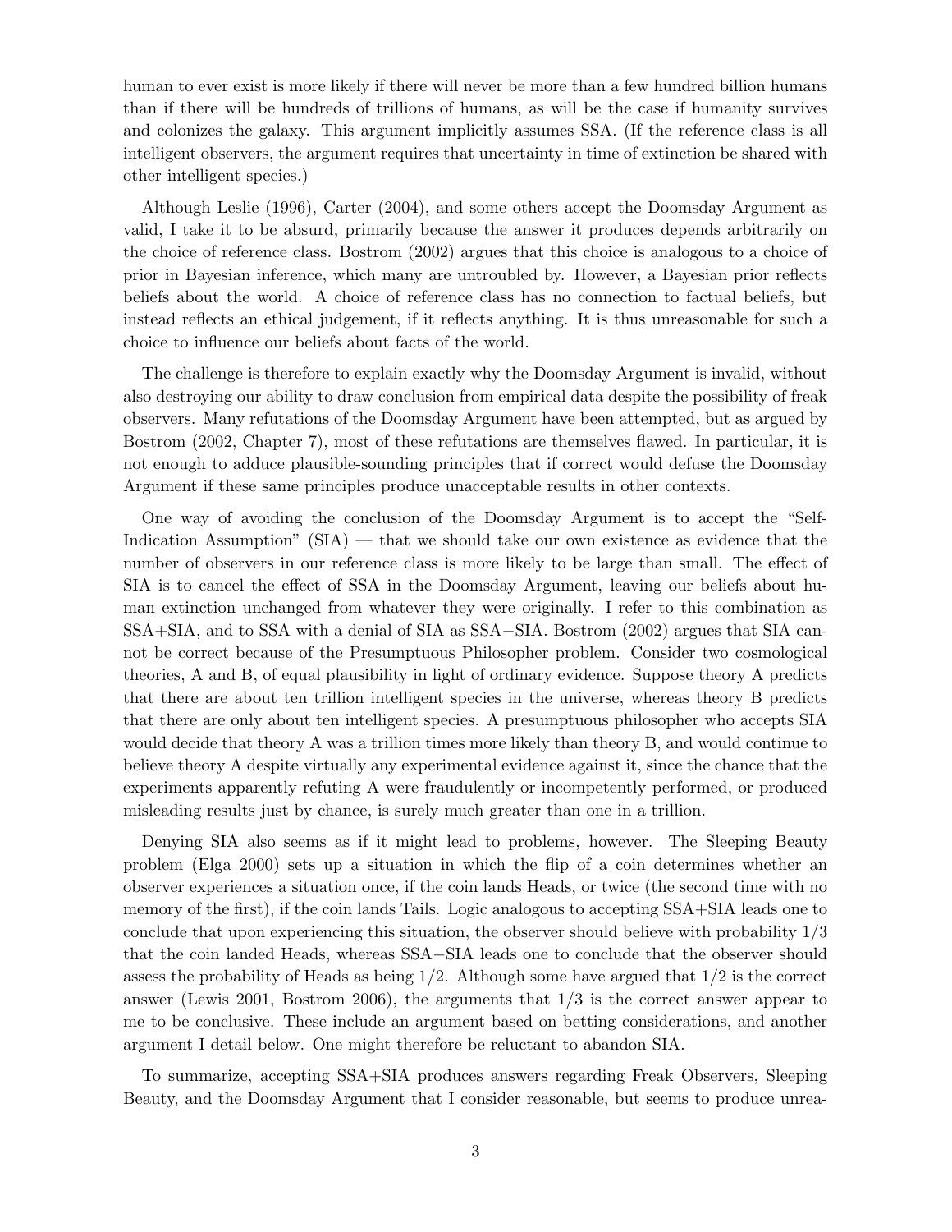human to ever exist is more likely if there will never be more than a few hundred billion humans than if there will be hundreds of trillions of humans, as will be the case if humanity survives and colonizes the galaxy. This argument implicitly assumes SSA. (If the reference class is all intelligent observers, the argument requires that uncertainty in time of extinction be shared with other intelligent species.)

Although Leslie (1996), Carter (2004), and some others accept the Doomsday Argument as valid, I take it to be absurd, primarily because the answer it produces depends arbitrarily on the choice of reference class. Bostrom (2002) argues that this choice is analogous to a choice of prior in Bayesian inference, which many are untroubled by. However, a Bayesian prior reflects beliefs about the world. A choice of reference class has no connection to factual beliefs, but instead reflects an ethical judgement, if it reflects anything. It is thus unreasonable for such a choice to influence our beliefs about facts of the world.

The challenge is therefore to explain exactly why the Doomsday Argument is invalid, without also destroying our ability to draw conclusion from empirical data despite the possibility of freak observers. Many refutations of the Doomsday Argument have been attempted, but as argued by Bostrom (2002, Chapter 7), most of these refutations are themselves flawed. In particular, it is not enough to adduce plausible-sounding principles that if correct would defuse the Doomsday Argument if these same principles produce unacceptable results in other contexts.

One way of avoiding the conclusion of the Doomsday Argument is to accept the "Self-Indication Assumption" (SIA) — that we should take our own existence as evidence that the number of observers in our reference class is more likely to be large than small. The effect of SIA is to cancel the effect of SSA in the Doomsday Argument, leaving our beliefs about human extinction unchanged from whatever they were originally. I refer to this combination as SSA+SIA, and to SSA with a denial of SIA as SSA−SIA. Bostrom (2002) argues that SIA cannot be correct because of the Presumptuous Philosopher problem. Consider two cosmological theories, A and B, of equal plausibility in light of ordinary evidence. Suppose theory A predicts that there are about ten trillion intelligent species in the universe, whereas theory B predicts that there are only about ten intelligent species. A presumptuous philosopher who accepts SIA would decide that theory A was a trillion times more likely than theory B, and would continue to believe theory A despite virtually any experimental evidence against it, since the chance that the experiments apparently refuting A were fraudulently or incompetently performed, or produced misleading results just by chance, is surely much greater than one in a trillion.

Denying SIA also seems as if it might lead to problems, however. The Sleeping Beauty problem (Elga 2000) sets up a situation in which the flip of a coin determines whether an observer experiences a situation once, if the coin lands Heads, or twice (the second time with no memory of the first), if the coin lands Tails. Logic analogous to accepting SSA+SIA leads one to conclude that upon experiencing this situation, the observer should believe with probability 1/3 that the coin landed Heads, whereas SSA−SIA leads one to conclude that the observer should assess the probability of Heads as being 1/2. Although some have argued that 1/2 is the correct answer (Lewis 2001, Bostrom 2006), the arguments that 1/3 is the correct answer appear to me to be conclusive. These include an argument based on betting considerations, and another argument I detail below. One might therefore be reluctant to abandon SIA.

To summarize, accepting SSA+SIA produces answers regarding Freak Observers, Sleeping Beauty, and the Doomsday Argument that I consider reasonable, but seems to produce unrea-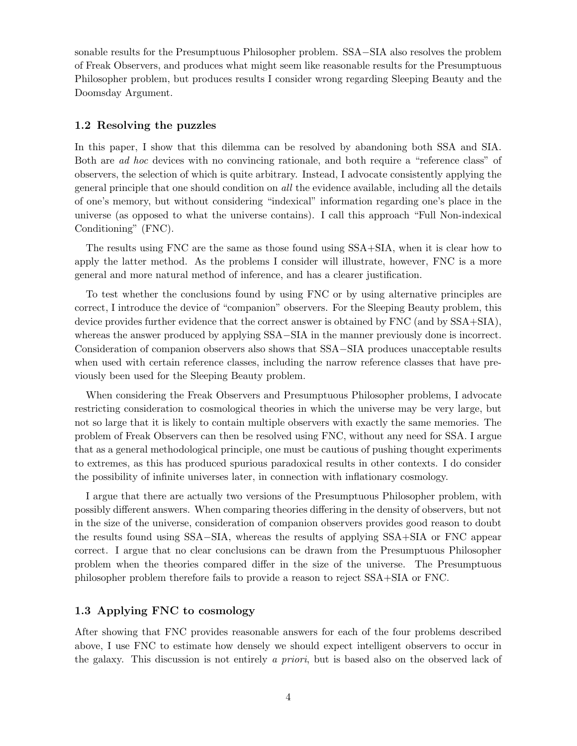sonable results for the Presumptuous Philosopher problem. SSA−SIA also resolves the problem of Freak Observers, and produces what might seem like reasonable results for the Presumptuous Philosopher problem, but produces results I consider wrong regarding Sleeping Beauty and the Doomsday Argument.

### 1.2 Resolving the puzzles

In this paper, I show that this dilemma can be resolved by abandoning both SSA and SIA. Both are *ad hoc* devices with no convincing rationale, and both require a "reference class" of observers, the selection of which is quite arbitrary. Instead, I advocate consistently applying the general principle that one should condition on *all* the evidence available, including all the details of one's memory, but without considering "indexical" information regarding one's place in the universe (as opposed to what the universe contains). I call this approach "Full Non-indexical Conditioning" (FNC).

The results using FNC are the same as those found using SSA+SIA, when it is clear how to apply the latter method. As the problems I consider will illustrate, however, FNC is a more general and more natural method of inference, and has a clearer justification.

To test whether the conclusions found by using FNC or by using alternative principles are correct, I introduce the device of "companion" observers. For the Sleeping Beauty problem, this device provides further evidence that the correct answer is obtained by FNC (and by SSA+SIA), whereas the answer produced by applying SSA−SIA in the manner previously done is incorrect. Consideration of companion observers also shows that SSA−SIA produces unacceptable results when used with certain reference classes, including the narrow reference classes that have previously been used for the Sleeping Beauty problem.

When considering the Freak Observers and Presumptuous Philosopher problems, I advocate restricting consideration to cosmological theories in which the universe may be very large, but not so large that it is likely to contain multiple observers with exactly the same memories. The problem of Freak Observers can then be resolved using FNC, without any need for SSA. I argue that as a general methodological principle, one must be cautious of pushing thought experiments to extremes, as this has produced spurious paradoxical results in other contexts. I do consider the possibility of infinite universes later, in connection with inflationary cosmology.

I argue that there are actually two versions of the Presumptuous Philosopher problem, with possibly different answers. When comparing theories differing in the density of observers, but not in the size of the universe, consideration of companion observers provides good reason to doubt the results found using SSA−SIA, whereas the results of applying SSA+SIA or FNC appear correct. I argue that no clear conclusions can be drawn from the Presumptuous Philosopher problem when the theories compared differ in the size of the universe. The Presumptuous philosopher problem therefore fails to provide a reason to reject SSA+SIA or FNC.

### 1.3 Applying FNC to cosmology

After showing that FNC provides reasonable answers for each of the four problems described above, I use FNC to estimate how densely we should expect intelligent observers to occur in the galaxy. This discussion is not entirely *a priori*, but is based also on the observed lack of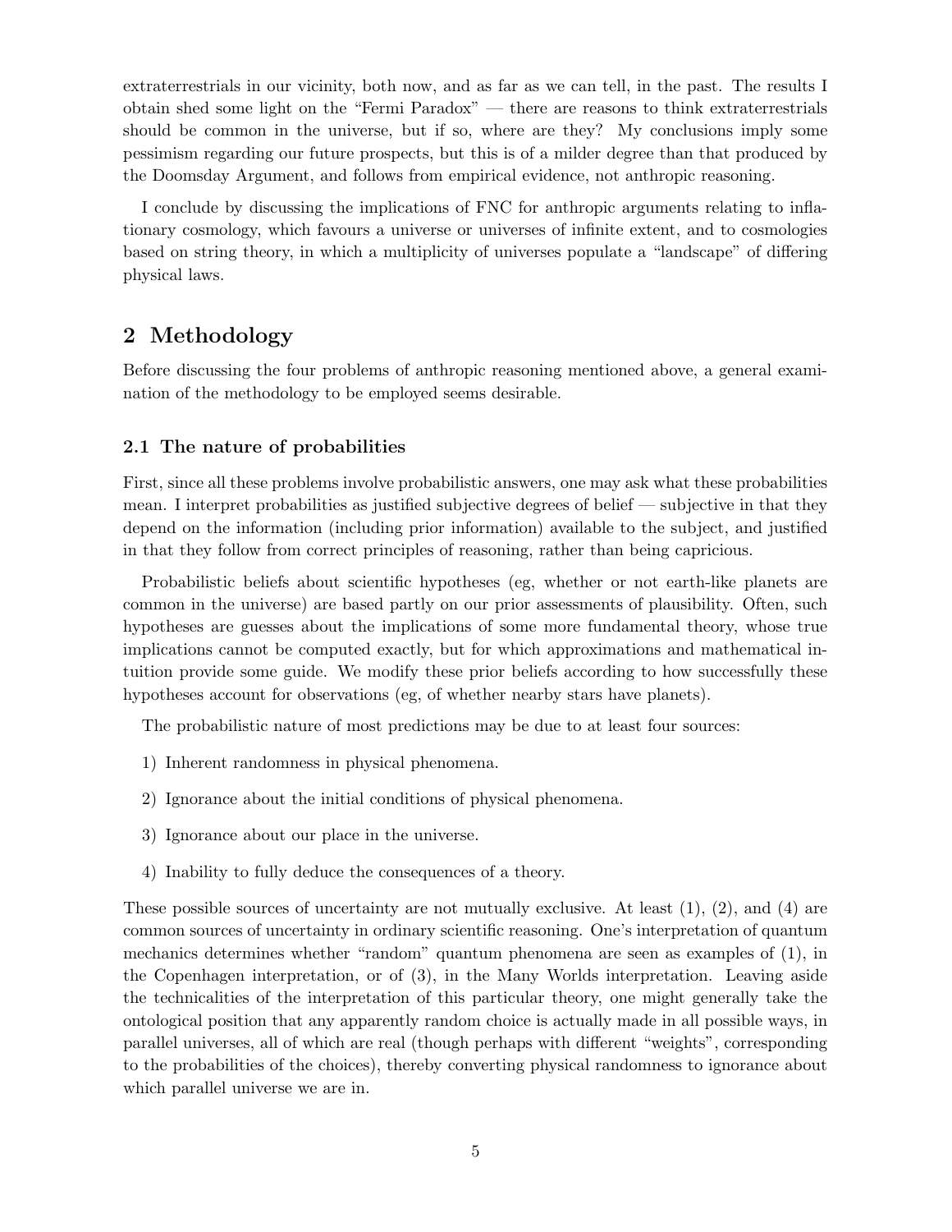extraterrestrials in our vicinity, both now, and as far as we can tell, in the past. The results I obtain shed some light on the "Fermi Paradox" — there are reasons to think extraterrestrials should be common in the universe, but if so, where are they? My conclusions imply some pessimism regarding our future prospects, but this is of a milder degree than that produced by the Doomsday Argument, and follows from empirical evidence, not anthropic reasoning.

I conclude by discussing the implications of FNC for anthropic arguments relating to inflationary cosmology, which favours a universe or universes of infinite extent, and to cosmologies based on string theory, in which a multiplicity of universes populate a "landscape" of differing physical laws.

## 2 Methodology

Before discussing the four problems of anthropic reasoning mentioned above, a general examination of the methodology to be employed seems desirable.

### 2.1 The nature of probabilities

First, since all these problems involve probabilistic answers, one may ask what these probabilities mean. I interpret probabilities as justified subjective degrees of belief — subjective in that they depend on the information (including prior information) available to the subject, and justified in that they follow from correct principles of reasoning, rather than being capricious.

Probabilistic beliefs about scientific hypotheses (eg, whether or not earth-like planets are common in the universe) are based partly on our prior assessments of plausibility. Often, such hypotheses are guesses about the implications of some more fundamental theory, whose true implications cannot be computed exactly, but for which approximations and mathematical intuition provide some guide. We modify these prior beliefs according to how successfully these hypotheses account for observations (eg, of whether nearby stars have planets).

The probabilistic nature of most predictions may be due to at least four sources:

1) Inherent randomness in physical phenomena.

2) Ignorance about the initial conditions of physical phenomena.

3) Ignorance about our place in the universe.

4) Inability to fully deduce the consequences of a theory.

These possible sources of uncertainty are not mutually exclusive. At least (1), (2), and (4) are common sources of uncertainty in ordinary scientific reasoning. One's interpretation of quantum mechanics determines whether "random" quantum phenomena are seen as examples of (1), in the Copenhagen interpretation, or of (3), in the Many Worlds interpretation. Leaving aside the technicalities of the interpretation of this particular theory, one might generally take the ontological position that any apparently random choice is actually made in all possible ways, in parallel universes, all of which are real (though perhaps with different "weights", corresponding to the probabilities of the choices), thereby converting physical randomness to ignorance about which parallel universe we are in.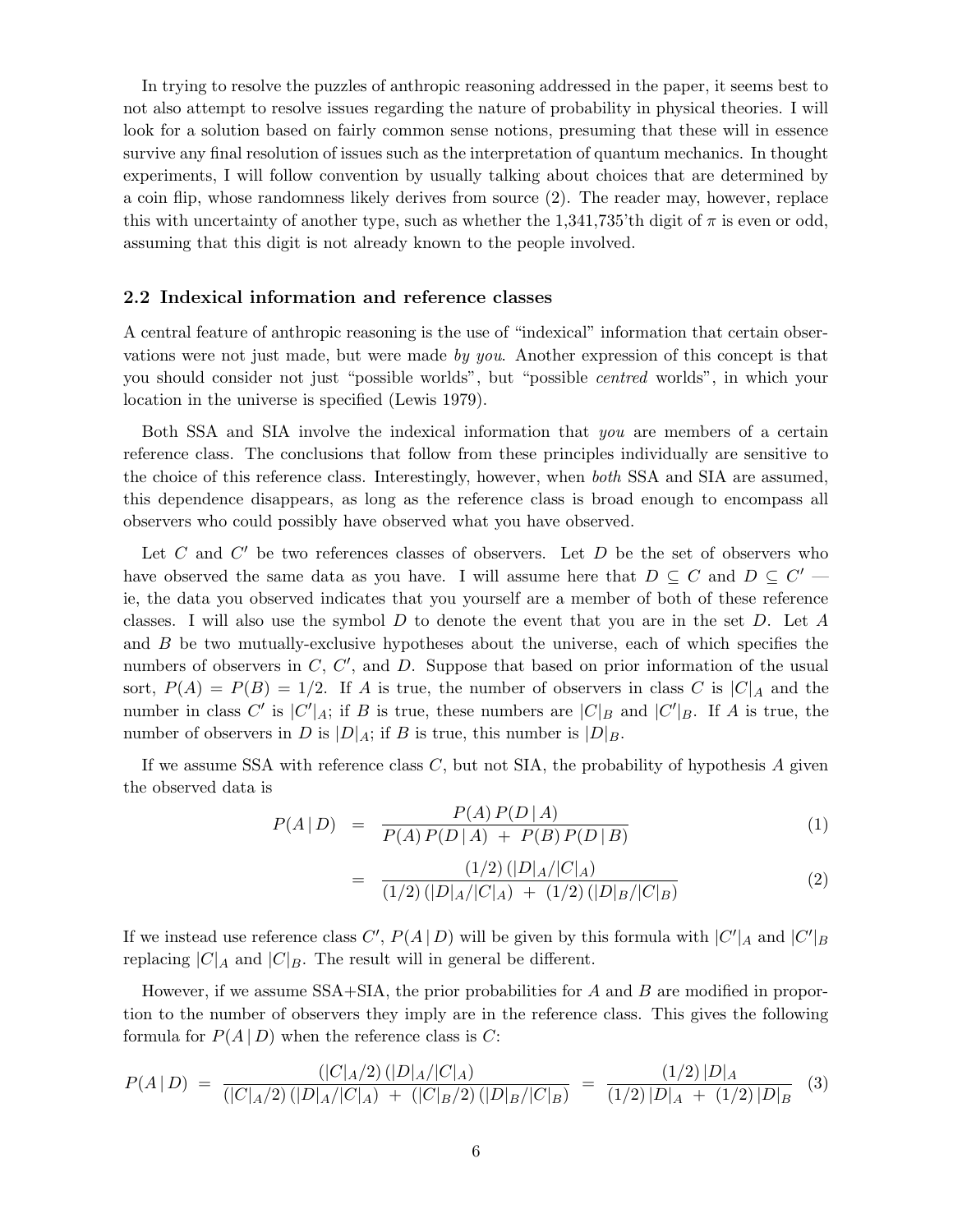In trying to resolve the puzzles of anthropic reasoning addressed in the paper, it seems best to not also attempt to resolve issues regarding the nature of probability in physical theories. I will look for a solution based on fairly common sense notions, presuming that these will in essence survive any final resolution of issues such as the interpretation of quantum mechanics. In thought experiments, I will follow convention by usually talking about choices that are determined by a coin flip, whose randomness likely derives from source (2). The reader may, however, replace this with uncertainty of another type, such as whether the 1,341,735'th digit of $\pi$ is even or odd, assuming that this digit is not already known to the people involved.

### 2.2 Indexical information and reference classes

A central feature of anthropic reasoning is the use of "indexical" information that certain observations were not just made, but were made *by you*. Another expression of this concept is that you should consider not just "possible worlds", but "possible *centred* worlds", in which your location in the universe is specified (Lewis 1979).

Both SSA and SIA involve the indexical information that *you* are members of a certain reference class. The conclusions that follow from these principles individually are sensitive to the choice of this reference class. Interestingly, however, when *both* SSA and SIA are assumed, this dependence disappears, as long as the reference class is broad enough to encompass all observers who could possibly have observed what you have observed.

Let $C$ and $C'$ be two references classes of observers. Let $D$ be the set of observers who have observed the same data as you have. I will assume here that $D \subseteq C$ and $D \subseteq C'$ — ie, the data you observed indicates that you yourself are a member of both of these reference classes. I will also use the symbol $D$ to denote the event that you are in the set $D$. Let $A$ and $B$ be two mutually-exclusive hypotheses about the universe, each of which specifies the numbers of observers in $C$, $C'$, and $D$. Suppose that based on prior information of the usual sort, $P(A) = P(B) = 1/2$. If $A$ is true, the number of observers in class $C$ is $|C|_A$ and the number in class $C'$ is $|C'|_A$; if $B$ is true, these numbers are $|C|_B$ and $|C'|_B$. If $A$ is true, the number of observers in $D$ is $|D|_A$; if $B$ is true, this number is $|D|_B$.

If we assume SSA with reference class $C$, but not SIA, the probability of hypothesis $A$ given the observed data is

$$P(A \,|\, D) \;=\; \frac{P(A)\, P(D \,|\, A)}{P(A)\, P(D \,|\, A) \;+\; P(B)\, P(D \,|\, B)} \tag{1}$$

$$\;=\; \frac{(1/2)\,(|D|_A/|C|_A)}{(1/2)\,(|D|_A/|C|_A) \;+\; (1/2)\,(|D|_B/|C|_B)} \tag{2}$$

If we instead use reference class $C'$, $P(A \,|\, D)$ will be given by this formula with $|C'|_A$ and $|C'|_B$ replacing $|C|_A$ and $|C|_B$. The result will in general be different.

However, if we assume SSA+SIA, the prior probabilities for $A$ and $B$ are modified in proportion to the number of observers they imply are in the reference class. This gives the following formula for $P(A \,|\, D)$ when the reference class is $C$:

$$P(A \,|\, D) \;=\; \frac{(|C|_A/2)\,(|D|_A/|C|_A)}{(|C|_A/2)\,(|D|_A/|C|_A) \;+\; (|C|_B/2)\,(|D|_B/|C|_B)} \;=\; \frac{(1/2)\,|D|_A}{(1/2)\,|D|_A \;+\; (1/2)\,|D|_B} \tag{3}$$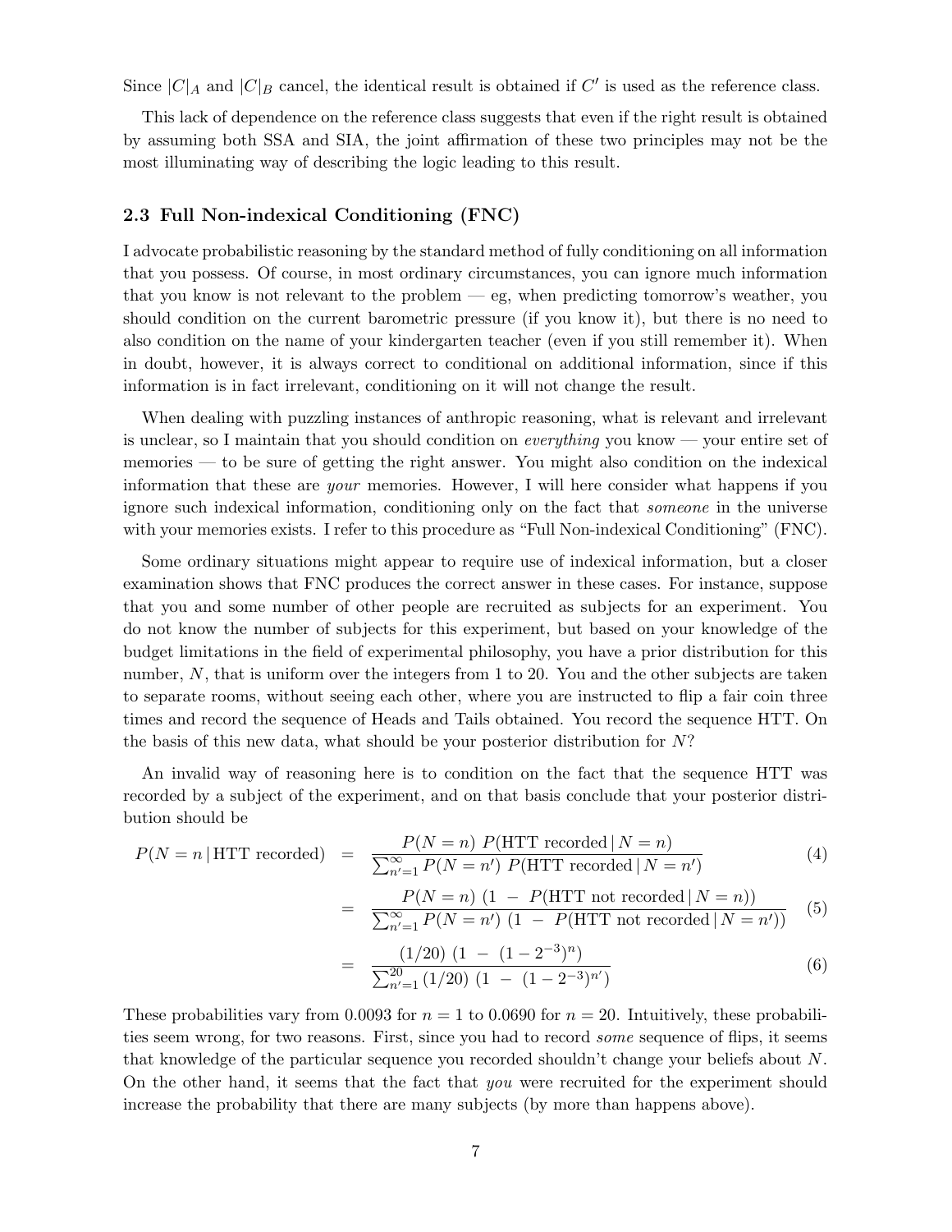Since $|C|_A$ and $|C|_B$ cancel, the identical result is obtained if $C'$ is used as the reference class.

This lack of dependence on the reference class suggests that even if the right result is obtained by assuming both SSA and SIA, the joint affirmation of these two principles may not be the most illuminating way of describing the logic leading to this result.

### 2.3 Full Non-indexical Conditioning (FNC)

I advocate probabilistic reasoning by the standard method of fully conditioning on all information that you possess. Of course, in most ordinary circumstances, you can ignore much information that you know is not relevant to the problem — eg, when predicting tomorrow's weather, you should condition on the current barometric pressure (if you know it), but there is no need to also condition on the name of your kindergarten teacher (even if you still remember it). When in doubt, however, it is always correct to conditional on additional information, since if this information is in fact irrelevant, conditioning on it will not change the result.

When dealing with puzzling instances of anthropic reasoning, what is relevant and irrelevant is unclear, so I maintain that you should condition on *everything* you know — your entire set of memories — to be sure of getting the right answer. You might also condition on the indexical information that these are *your* memories. However, I will here consider what happens if you ignore such indexical information, conditioning only on the fact that *someone* in the universe with your memories exists. I refer to this procedure as "Full Non-indexical Conditioning" (FNC).

Some ordinary situations might appear to require use of indexical information, but a closer examination shows that FNC produces the correct answer in these cases. For instance, suppose that you and some number of other people are recruited as subjects for an experiment. You do not know the number of subjects for this experiment, but based on your knowledge of the budget limitations in the field of experimental philosophy, you have a prior distribution for this number, $N$, that is uniform over the integers from 1 to 20. You and the other subjects are taken to separate rooms, without seeing each other, where you are instructed to flip a fair coin three times and record the sequence of Heads and Tails obtained. You record the sequence HTT. On the basis of this new data, what should be your posterior distribution for $N$?

An invalid way of reasoning here is to condition on the fact that the sequence HTT was recorded by a subject of the experiment, and on that basis conclude that your posterior distribution should be

$$P(N=n\,|\,\text{HTT recorded}) \;=\; \frac{P(N=n)\;P(\text{HTT recorded}\,|\,N=n)}{\sum_{n'=1}^{\infty} P(N=n')\;P(\text{HTT recorded}\,|\,N=n')} \tag{4}$$

$$= \; \frac{P(N=n)\;(1\;-\;P(\text{HTT not recorded}\,|\,N=n))}{\sum_{n'=1}^{\infty} P(N=n')\;(1\;-\;P(\text{HTT not recorded}\,|\,N=n'))} \tag{5}$$

$$= \; \frac{(1/20)\;(1\;-\;(1-2^{-3})^{n})}{\sum_{n'=1}^{20} (1/20)\;(1\;-\;(1-2^{-3})^{n'})} \tag{6}$$

These probabilities vary from 0.0093 for $n=1$ to 0.0690 for $n=20$. Intuitively, these probabilities seem wrong, for two reasons. First, since you had to record *some* sequence of flips, it seems that knowledge of the particular sequence you recorded shouldn't change your beliefs about $N$. On the other hand, it seems that the fact that *you* were recruited for the experiment should increase the probability that there are many subjects (by more than happens above).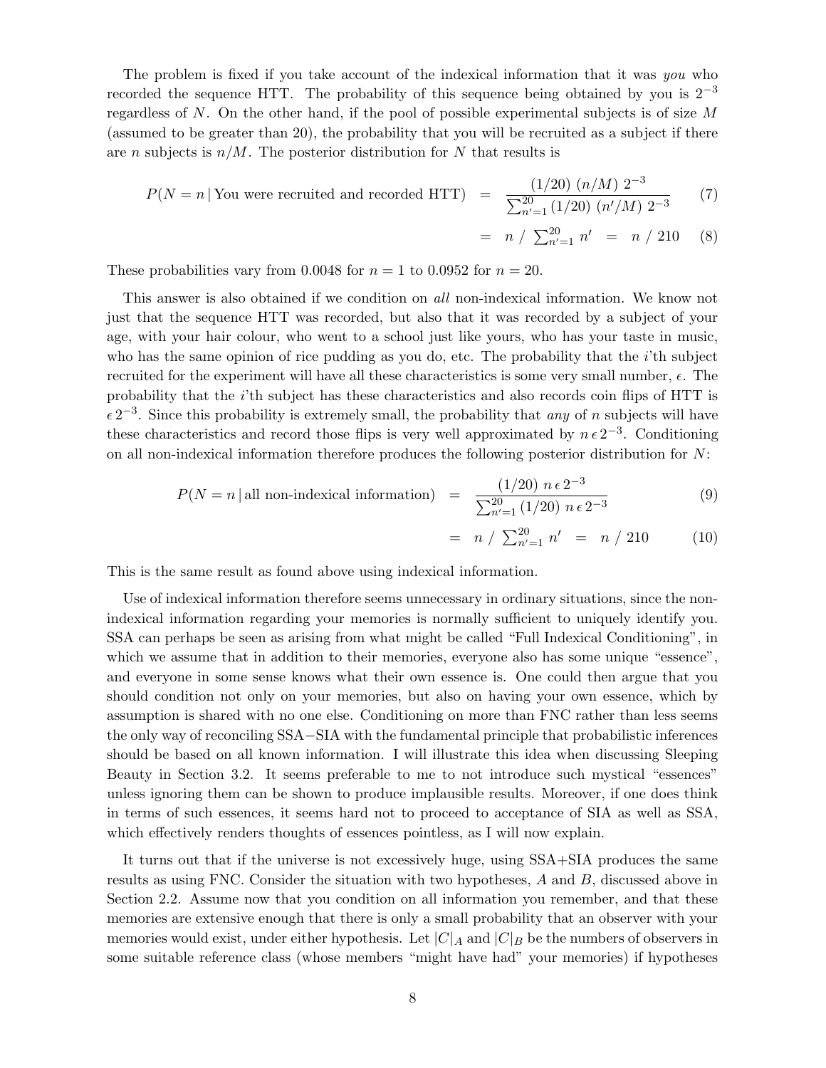The problem is fixed if you take account of the indexical information that it was *you* who recorded the sequence HTT. The probability of this sequence being obtained by you is $2^{-3}$ regardless of $N$. On the other hand, if the pool of possible experimental subjects is of size $M$ (assumed to be greater than 20), the probability that you will be recruited as a subject if there are $n$ subjects is $n/M$. The posterior distribution for $N$ that results is

$$P(N = n \,|\, \text{You were recruited and recorded HTT}) \;=\; \frac{(1/20)\;(n/M)\;2^{-3}}{\sum_{n'=1}^{20}(1/20)\;(n'/M)\;2^{-3}} \tag{7}$$

$$= \; n \;/\; \textstyle\sum_{n'=1}^{20} n' \;=\; n \;/\; 210 \tag{8}$$

These probabilities vary from 0.0048 for $n = 1$ to 0.0952 for $n = 20$.

This answer is also obtained if we condition on *all* non-indexical information. We know not just that the sequence HTT was recorded, but also that it was recorded by a subject of your age, with your hair colour, who went to a school just like yours, who has your taste in music, who has the same opinion of rice pudding as you do, etc. The probability that the $i$'th subject recruited for the experiment will have all these characteristics is some very small number, $\epsilon$. The probability that the $i$'th subject has these characteristics and also records coin flips of HTT is $\epsilon\, 2^{-3}$. Since this probability is extremely small, the probability that *any* of $n$ subjects will have these characteristics and record those flips is very well approximated by $n\,\epsilon\, 2^{-3}$. Conditioning on all non-indexical information therefore produces the following posterior distribution for $N$:

$$P(N = n \,|\, \text{all non-indexical information}) \;=\; \frac{(1/20)\;n\,\epsilon\, 2^{-3}}{\sum_{n'=1}^{20}(1/20)\;n\,\epsilon\, 2^{-3}} \tag{9}$$

$$= \; n \;/\; \textstyle\sum_{n'=1}^{20} n' \;=\; n \;/\; 210 \tag{10}$$

This is the same result as found above using indexical information.

Use of indexical information therefore seems unnecessary in ordinary situations, since the non-indexical information regarding your memories is normally sufficient to uniquely identify you. SSA can perhaps be seen as arising from what might be called "Full Indexical Conditioning", in which we assume that in addition to their memories, everyone also has some unique "essence", and everyone in some sense knows what their own essence is. One could then argue that you should condition not only on your memories, but also on having your own essence, which by assumption is shared with no one else. Conditioning on more than FNC rather than less seems the only way of reconciling SSA−SIA with the fundamental principle that probabilistic inferences should be based on all known information. I will illustrate this idea when discussing Sleeping Beauty in Section 3.2. It seems preferable to me to not introduce such mystical "essences" unless ignoring them can be shown to produce implausible results. Moreover, if one does think in terms of such essences, it seems hard not to proceed to acceptance of SIA as well as SSA, which effectively renders thoughts of essences pointless, as I will now explain.

It turns out that if the universe is not excessively huge, using SSA+SIA produces the same results as using FNC. Consider the situation with two hypotheses, $A$ and $B$, discussed above in Section 2.2. Assume now that you condition on all information you remember, and that these memories are extensive enough that there is only a small probability that an observer with your memories would exist, under either hypothesis. Let $|C|_A$ and $|C|_B$ be the numbers of observers in some suitable reference class (whose members "might have had" your memories) if hypotheses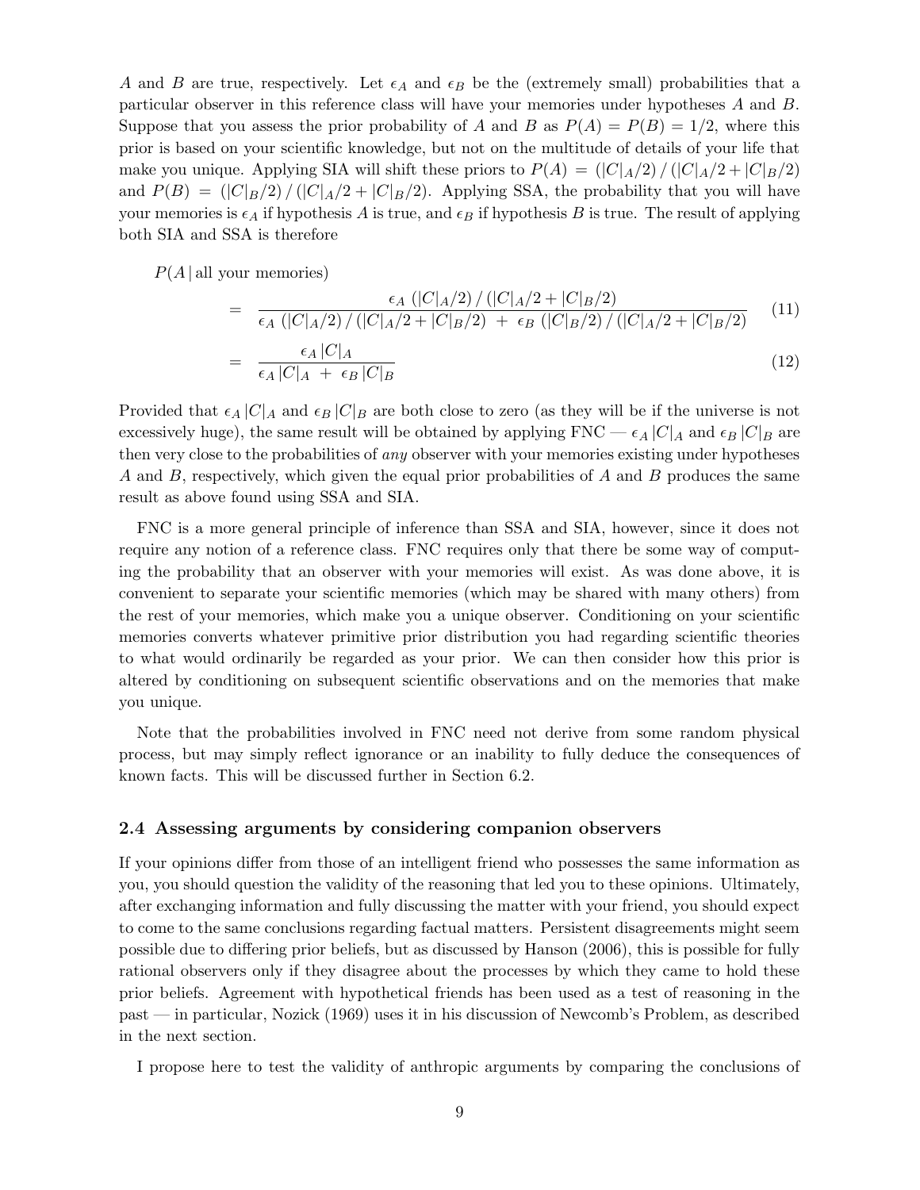$A$ and $B$ are true, respectively. Let $\epsilon_A$ and $\epsilon_B$ be the (extremely small) probabilities that a particular observer in this reference class will have your memories under hypotheses $A$ and $B$. Suppose that you assess the prior probability of $A$ and $B$ as $P(A) = P(B) = 1/2$, where this prior is based on your scientific knowledge, but not on the multitude of details of your life that make you unique. Applying SIA will shift these priors to $P(A) = (|C|_A/2) / (|C|_A/2 + |C|_B/2)$ and $P(B) = (|C|_B/2) / (|C|_A/2 + |C|_B/2)$. Applying SSA, the probability that you will have your memories is $\epsilon_A$ if hypothesis $A$ is true, and $\epsilon_B$ if hypothesis $B$ is true. The result of applying both SIA and SSA is therefore

$$
\begin{aligned}
& P(A \,|\, \text{all your memories}) \\
&= \frac{\epsilon_A \; (|C|_A/2) \,/\, (|C|_A/2 + |C|_B/2)}{\epsilon_A \; (|C|_A/2) \,/\, (|C|_A/2 + |C|_B/2) \;+\; \epsilon_B \; (|C|_B/2) \,/\, (|C|_A/2 + |C|_B/2)} \qquad (11) \\
&= \frac{\epsilon_A \, |C|_A}{\epsilon_A \, |C|_A \;+\; \epsilon_B \, |C|_B} \qquad (12)
\end{aligned}
$$

Provided that $\epsilon_A \, |C|_A$ and $\epsilon_B \, |C|_B$ are both close to zero (as they will be if the universe is not excessively huge), the same result will be obtained by applying FNC — $\epsilon_A \, |C|_A$ and $\epsilon_B \, |C|_B$ are then very close to the probabilities of *any* observer with your memories existing under hypotheses $A$ and $B$, respectively, which given the equal prior probabilities of $A$ and $B$ produces the same result as above found using SSA and SIA.

FNC is a more general principle of inference than SSA and SIA, however, since it does not require any notion of a reference class. FNC requires only that there be some way of computing the probability that an observer with your memories will exist. As was done above, it is convenient to separate your scientific memories (which may be shared with many others) from the rest of your memories, which make you a unique observer. Conditioning on your scientific memories converts whatever primitive prior distribution you had regarding scientific theories to what would ordinarily be regarded as your prior. We can then consider how this prior is altered by conditioning on subsequent scientific observations and on the memories that make you unique.

Note that the probabilities involved in FNC need not derive from some random physical process, but may simply reflect ignorance or an inability to fully deduce the consequences of known facts. This will be discussed further in Section 6.2.

### 2.4 Assessing arguments by considering companion observers

If your opinions differ from those of an intelligent friend who possesses the same information as you, you should question the validity of the reasoning that led you to these opinions. Ultimately, after exchanging information and fully discussing the matter with your friend, you should expect to come to the same conclusions regarding factual matters. Persistent disagreements might seem possible due to differing prior beliefs, but as discussed by Hanson (2006), this is possible for fully rational observers only if they disagree about the processes by which they came to hold these prior beliefs. Agreement with hypothetical friends has been used as a test of reasoning in the past — in particular, Nozick (1969) uses it in his discussion of Newcomb's Problem, as described in the next section.

I propose here to test the validity of anthropic arguments by comparing the conclusions of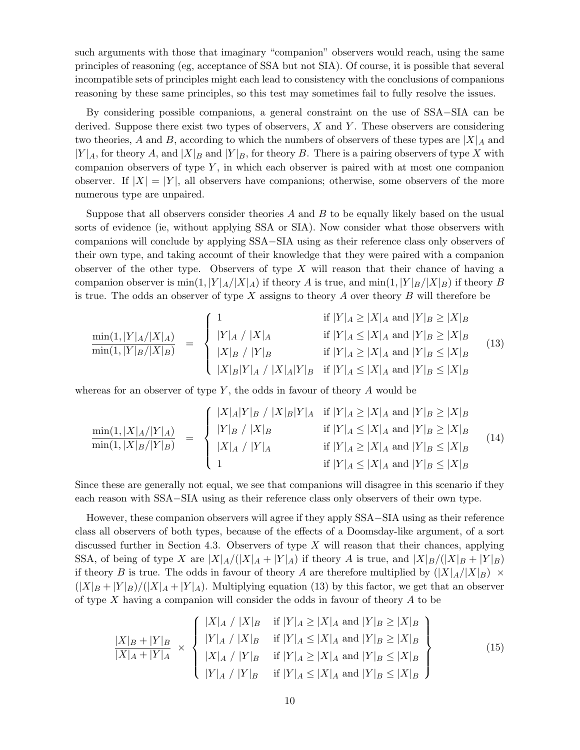such arguments with those that imaginary "companion" observers would reach, using the same principles of reasoning (eg, acceptance of SSA but not SIA). Of course, it is possible that several incompatible sets of principles might each lead to consistency with the conclusions of companions reasoning by these same principles, so this test may sometimes fail to fully resolve the issues.

By considering possible companions, a general constraint on the use of SSA−SIA can be derived. Suppose there exist two types of observers, $X$ and $Y$. These observers are considering two theories, $A$ and $B$, according to which the numbers of observers of these types are $|X|_A$ and $|Y|_A$, for theory $A$, and $|X|_B$ and $|Y|_B$, for theory $B$. There is a pairing observers of type $X$ with companion observers of type $Y$, in which each observer is paired with at most one companion observer. If $|X| = |Y|$, all observers have companions; otherwise, some observers of the more numerous type are unpaired.

Suppose that all observers consider theories $A$ and $B$ to be equally likely based on the usual sorts of evidence (ie, without applying SSA or SIA). Now consider what those observers with companions will conclude by applying SSA−SIA using as their reference class only observers of their own type, and taking account of their knowledge that they were paired with a companion observer of the other type. Observers of type $X$ will reason that their chance of having a companion observer is $\min(1, |Y|_A/|X|_A)$ if theory $A$ is true, and $\min(1, |Y|_B/|X|_B)$ if theory $B$ is true. The odds an observer of type $X$ assigns to theory $A$ over theory $B$ will therefore be

$$\frac{\min(1,|Y|_A/|X|_A)}{\min(1,|Y|_B/|X|_B)} \;=\; \begin{cases} 1 & \text{if } |Y|_A \geq |X|_A \text{ and } |Y|_B \geq |X|_B \\ |Y|_A \;/\; |X|_A & \text{if } |Y|_A \leq |X|_A \text{ and } |Y|_B \geq |X|_B \\ |X|_B \;/\; |Y|_B & \text{if } |Y|_A \geq |X|_A \text{ and } |Y|_B \leq |X|_B \\ |X|_B|Y|_A \;/\; |X|_A|Y|_B & \text{if } |Y|_A \leq |X|_A \text{ and } |Y|_B \leq |X|_B \end{cases} \tag{13}$$

whereas for an observer of type $Y$, the odds in favour of theory $A$ would be

$$\frac{\min(1,|X|_A/|Y|_A)}{\min(1,|X|_B/|Y|_B)} \;=\; \begin{cases} |X|_A|Y|_B \;/\; |X|_B|Y|_A & \text{if } |Y|_A \geq |X|_A \text{ and } |Y|_B \geq |X|_B \\ |Y|_B \;/\; |X|_B & \text{if } |Y|_A \leq |X|_A \text{ and } |Y|_B \geq |X|_B \\ |X|_A \;/\; |Y|_A & \text{if } |Y|_A \geq |X|_A \text{ and } |Y|_B \leq |X|_B \\ 1 & \text{if } |Y|_A \leq |X|_A \text{ and } |Y|_B \leq |X|_B \end{cases} \tag{14}$$

Since these are generally not equal, we see that companions will disagree in this scenario if they each reason with SSA−SIA using as their reference class only observers of their own type.

However, these companion observers will agree if they apply SSA−SIA using as their reference class all observers of both types, because of the effects of a Doomsday-like argument, of a sort discussed further in Section 4.3. Observers of type $X$ will reason that their chances, applying SSA, of being of type $X$ are $|X|_A/(|X|_A + |Y|_A)$ if theory $A$ is true, and $|X|_B/(|X|_B + |Y|_B)$ if theory $B$ is true. The odds in favour of theory $A$ are therefore multiplied by $(|X|_A/|X|_B) \times (|X|_B + |Y|_B)/(|X|_A + |Y|_A)$. Multiplying equation (13) by this factor, we get that an observer of type $X$ having a companion will consider the odds in favour of theory $A$ to be

$$\frac{|X|_B + |Y|_B}{|X|_A + |Y|_A} \;\times\; \left\{ \begin{array}{ll} |X|_A \;/\; |X|_B & \text{if } |Y|_A \geq |X|_A \text{ and } |Y|_B \geq |X|_B \\ |Y|_A \;/\; |X|_B & \text{if } |Y|_A \leq |X|_A \text{ and } |Y|_B \geq |X|_B \\ |X|_A \;/\; |Y|_B & \text{if } |Y|_A \geq |X|_A \text{ and } |Y|_B \leq |X|_B \\ |Y|_A \;/\; |Y|_B & \text{if } |Y|_A \leq |X|_A \text{ and } |Y|_B \leq |X|_B \end{array} \right\} \tag{15}$$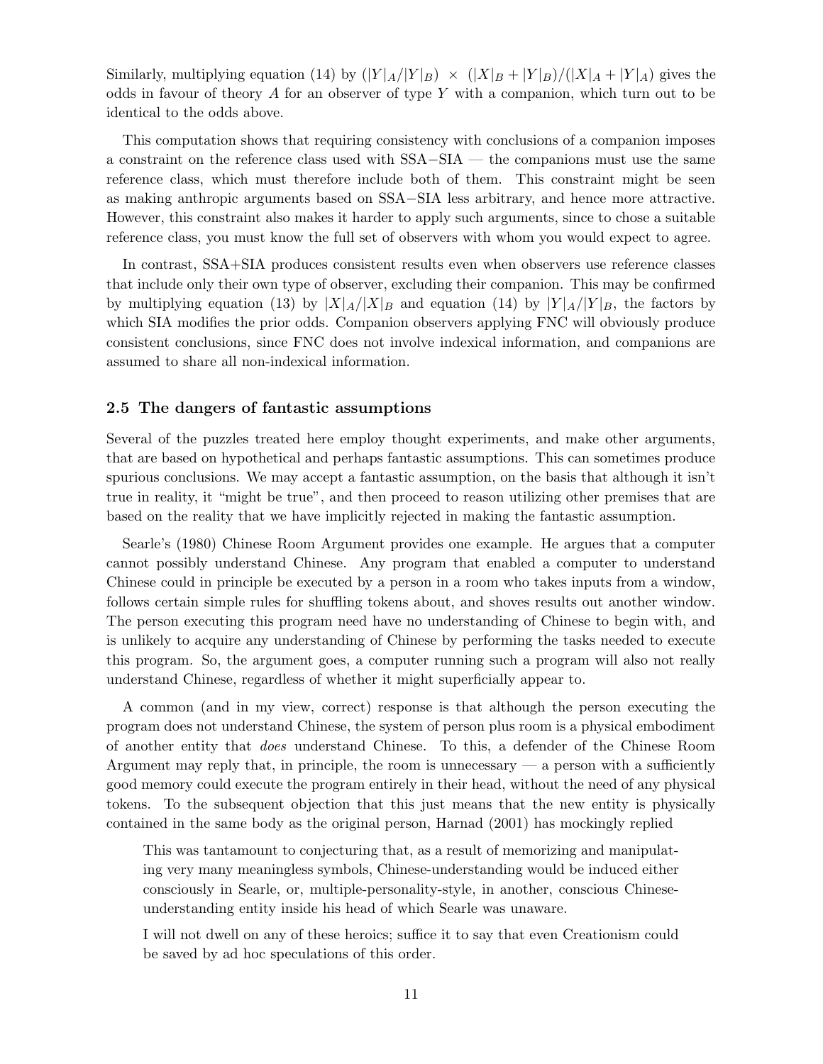Similarly, multiplying equation (14) by $(|Y|_A/|Y|_B) \times (|X|_B + |Y|_B)/(|X|_A + |Y|_A)$ gives the odds in favour of theory $A$ for an observer of type $Y$ with a companion, which turn out to be identical to the odds above.

This computation shows that requiring consistency with conclusions of a companion imposes a constraint on the reference class used with SSA−SIA — the companions must use the same reference class, which must therefore include both of them. This constraint might be seen as making anthropic arguments based on SSA−SIA less arbitrary, and hence more attractive. However, this constraint also makes it harder to apply such arguments, since to chose a suitable reference class, you must know the full set of observers with whom you would expect to agree.

In contrast, SSA+SIA produces consistent results even when observers use reference classes that include only their own type of observer, excluding their companion. This may be confirmed by multiplying equation (13) by $|X|_A/|X|_B$ and equation (14) by $|Y|_A/|Y|_B$, the factors by which SIA modifies the prior odds. Companion observers applying FNC will obviously produce consistent conclusions, since FNC does not involve indexical information, and companions are assumed to share all non-indexical information.

### 2.5 The dangers of fantastic assumptions

Several of the puzzles treated here employ thought experiments, and make other arguments, that are based on hypothetical and perhaps fantastic assumptions. This can sometimes produce spurious conclusions. We may accept a fantastic assumption, on the basis that although it isn't true in reality, it "might be true", and then proceed to reason utilizing other premises that are based on the reality that we have implicitly rejected in making the fantastic assumption.

Searle's (1980) Chinese Room Argument provides one example. He argues that a computer cannot possibly understand Chinese. Any program that enabled a computer to understand Chinese could in principle be executed by a person in a room who takes inputs from a window, follows certain simple rules for shuffling tokens about, and shoves results out another window. The person executing this program need have no understanding of Chinese to begin with, and is unlikely to acquire any understanding of Chinese by performing the tasks needed to execute this program. So, the argument goes, a computer running such a program will also not really understand Chinese, regardless of whether it might superficially appear to.

A common (and in my view, correct) response is that although the person executing the program does not understand Chinese, the system of person plus room is a physical embodiment of another entity that *does* understand Chinese. To this, a defender of the Chinese Room Argument may reply that, in principle, the room is unnecessary — a person with a sufficiently good memory could execute the program entirely in their head, without the need of any physical tokens. To the subsequent objection that this just means that the new entity is physically contained in the same body as the original person, Harnad (2001) has mockingly replied

> This was tantamount to conjecturing that, as a result of memorizing and manipulating very many meaningless symbols, Chinese-understanding would be induced either consciously in Searle, or, multiple-personality-style, in another, conscious Chinese-understanding entity inside his head of which Searle was unaware.
>
> I will not dwell on any of these heroics; suffice it to say that even Creationism could be saved by ad hoc speculations of this order.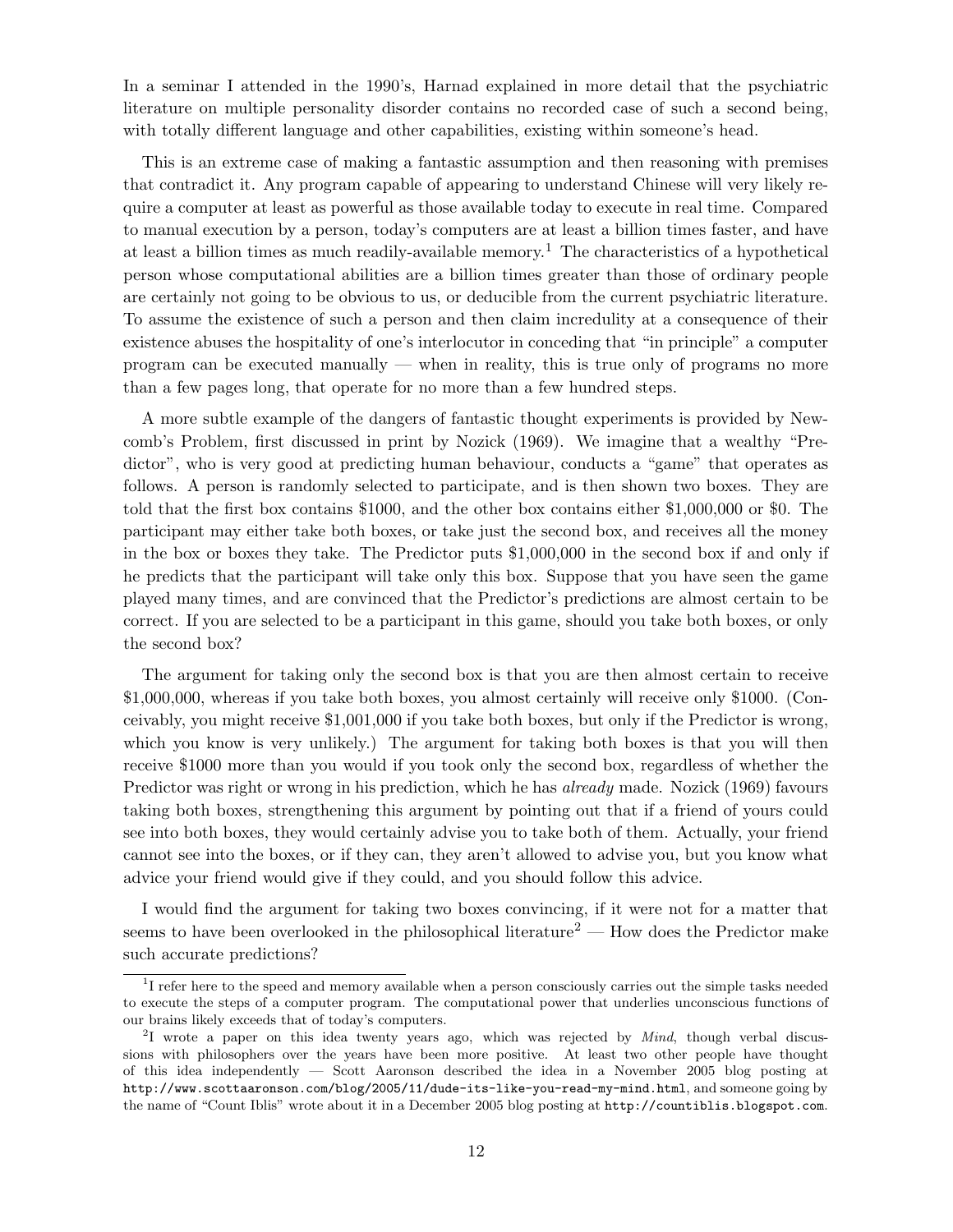In a seminar I attended in the 1990's, Harnad explained in more detail that the psychiatric literature on multiple personality disorder contains no recorded case of such a second being, with totally different language and other capabilities, existing within someone's head.

This is an extreme case of making a fantastic assumption and then reasoning with premises that contradict it. Any program capable of appearing to understand Chinese will very likely require a computer at least as powerful as those available today to execute in real time. Compared to manual execution by a person, today's computers are at least a billion times faster, and have at least a billion times as much readily-available memory.[1] The characteristics of a hypothetical person whose computational abilities are a billion times greater than those of ordinary people are certainly not going to be obvious to us, or deducible from the current psychiatric literature. To assume the existence of such a person and then claim incredulity at a consequence of their existence abuses the hospitality of one's interlocutor in conceding that "in principle" a computer program can be executed manually — when in reality, this is true only of programs no more than a few pages long, that operate for no more than a few hundred steps.

A more subtle example of the dangers of fantastic thought experiments is provided by Newcomb's Problem, first discussed in print by Nozick (1969). We imagine that a wealthy "Predictor", who is very good at predicting human behaviour, conducts a "game" that operates as follows. A person is randomly selected to participate, and is then shown two boxes. They are told that the first box contains \$1000, and the other box contains either \$1,000,000 or \$0. The participant may either take both boxes, or take just the second box, and receives all the money in the box or boxes they take. The Predictor puts \$1,000,000 in the second box if and only if he predicts that the participant will take only this box. Suppose that you have seen the game played many times, and are convinced that the Predictor's predictions are almost certain to be correct. If you are selected to be a participant in this game, should you take both boxes, or only the second box?

The argument for taking only the second box is that you are then almost certain to receive \$1,000,000, whereas if you take both boxes, you almost certainly will receive only \$1000. (Conceivably, you might receive \$1,001,000 if you take both boxes, but only if the Predictor is wrong, which you know is very unlikely.) The argument for taking both boxes is that you will then receive \$1000 more than you would if you took only the second box, regardless of whether the Predictor was right or wrong in his prediction, which he has *already* made. Nozick (1969) favours taking both boxes, strengthening this argument by pointing out that if a friend of yours could see into both boxes, they would certainly advise you to take both of them. Actually, your friend cannot see into the boxes, or if they can, they aren't allowed to advise you, but you know what advice your friend would give if they could, and you should follow this advice.

I would find the argument for taking two boxes convincing, if it were not for a matter that seems to have been overlooked in the philosophical literature[2] — How does the Predictor make such accurate predictions?

---

[1] I refer here to the speed and memory available when a person consciously carries out the simple tasks needed to execute the steps of a computer program. The computational power that underlies unconscious functions of our brains likely exceeds that of today's computers.

[2] I wrote a paper on this idea twenty years ago, which was rejected by *Mind*, though verbal discussions with philosophers over the years have been more positive. At least two other people have thought of this idea independently — Scott Aaronson described the idea in a November 2005 blog posting at `http://www.scottaaronson.com/blog/2005/11/dude-its-like-you-read-my-mind.html`, and someone going by the name of "Count Iblis" wrote about it in a December 2005 blog posting at `http://countiblis.blogspot.com`.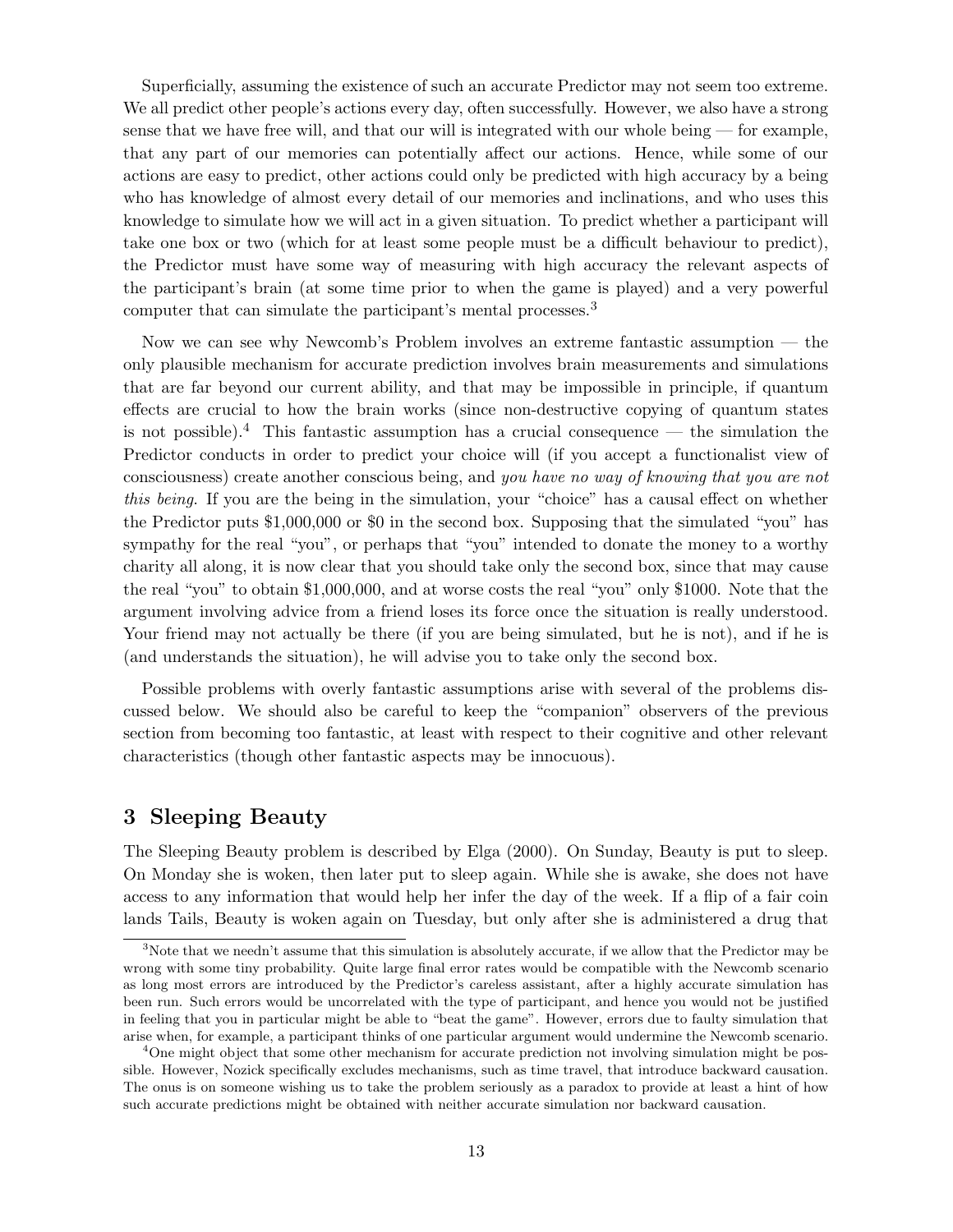Superficially, assuming the existence of such an accurate Predictor may not seem too extreme. We all predict other people's actions every day, often successfully. However, we also have a strong sense that we have free will, and that our will is integrated with our whole being — for example, that any part of our memories can potentially affect our actions. Hence, while some of our actions are easy to predict, other actions could only be predicted with high accuracy by a being who has knowledge of almost every detail of our memories and inclinations, and who uses this knowledge to simulate how we will act in a given situation. To predict whether a participant will take one box or two (which for at least some people must be a difficult behaviour to predict), the Predictor must have some way of measuring with high accuracy the relevant aspects of the participant's brain (at some time prior to when the game is played) and a very powerful computer that can simulate the participant's mental processes.[3]

Now we can see why Newcomb's Problem involves an extreme fantastic assumption — the only plausible mechanism for accurate prediction involves brain measurements and simulations that are far beyond our current ability, and that may be impossible in principle, if quantum effects are crucial to how the brain works (since non-destructive copying of quantum states is not possible).[4] This fantastic assumption has a crucial consequence — the simulation the Predictor conducts in order to predict your choice will (if you accept a functionalist view of consciousness) create another conscious being, and *you have no way of knowing that you are not this being*. If you are the being in the simulation, your "choice" has a causal effect on whether the Predictor puts \$1,000,000 or \$0 in the second box. Supposing that the simulated "you" has sympathy for the real "you", or perhaps that "you" intended to donate the money to a worthy charity all along, it is now clear that you should take only the second box, since that may cause the real "you" to obtain \$1,000,000, and at worse costs the real "you" only \$1000. Note that the argument involving advice from a friend loses its force once the situation is really understood. Your friend may not actually be there (if you are being simulated, but he is not), and if he is (and understands the situation), he will advise you to take only the second box.

Possible problems with overly fantastic assumptions arise with several of the problems discussed below. We should also be careful to keep the "companion" observers of the previous section from becoming too fantastic, at least with respect to their cognitive and other relevant characteristics (though other fantastic aspects may be innocuous).

## 3 Sleeping Beauty

The Sleeping Beauty problem is described by Elga (2000). On Sunday, Beauty is put to sleep. On Monday she is woken, then later put to sleep again. While she is awake, she does not have access to any information that would help her infer the day of the week. If a flip of a fair coin lands Tails, Beauty is woken again on Tuesday, but only after she is administered a drug that

---

[3] Note that we needn't assume that this simulation is absolutely accurate, if we allow that the Predictor may be wrong with some tiny probability. Quite large final error rates would be compatible with the Newcomb scenario as long most errors are introduced by the Predictor's careless assistant, after a highly accurate simulation has been run. Such errors would be uncorrelated with the type of participant, and hence you would not be justified in feeling that you in particular might be able to "beat the game". However, errors due to faulty simulation that arise when, for example, a participant thinks of one particular argument would undermine the Newcomb scenario.

[4] One might object that some other mechanism for accurate prediction not involving simulation might be possible. However, Nozick specifically excludes mechanisms, such as time travel, that introduce backward causation. The onus is on someone wishing us to take the problem seriously as a paradox to provide at least a hint of how such accurate predictions might be obtained with neither accurate simulation nor backward causation.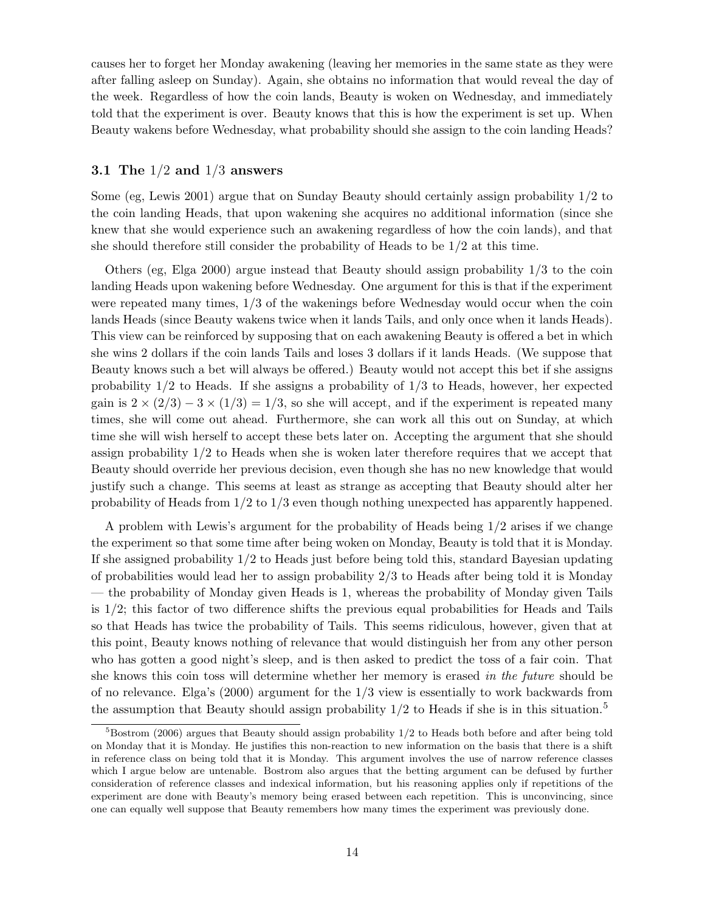causes her to forget her Monday awakening (leaving her memories in the same state as they were after falling asleep on Sunday). Again, she obtains no information that would reveal the day of the week. Regardless of how the coin lands, Beauty is woken on Wednesday, and immediately told that the experiment is over. Beauty knows that this is how the experiment is set up. When Beauty wakens before Wednesday, what probability should she assign to the coin landing Heads?

### 3.1 The $1/2$ and $1/3$ answers

Some (eg, Lewis 2001) argue that on Sunday Beauty should certainly assign probability $1/2$ to the coin landing Heads, that upon wakening she acquires no additional information (since she knew that she would experience such an awakening regardless of how the coin lands), and that she should therefore still consider the probability of Heads to be $1/2$ at this time.

Others (eg, Elga 2000) argue instead that Beauty should assign probability $1/3$ to the coin landing Heads upon wakening before Wednesday. One argument for this is that if the experiment were repeated many times, $1/3$ of the wakenings before Wednesday would occur when the coin lands Heads (since Beauty wakens twice when it lands Tails, and only once when it lands Heads). This view can be reinforced by supposing that on each awakening Beauty is offered a bet in which she wins 2 dollars if the coin lands Tails and loses 3 dollars if it lands Heads. (We suppose that Beauty knows such a bet will always be offered.) Beauty would not accept this bet if she assigns probability $1/2$ to Heads. If she assigns a probability of $1/3$ to Heads, however, her expected gain is $2 \times (2/3) - 3 \times (1/3) = 1/3$, so she will accept, and if the experiment is repeated many times, she will come out ahead. Furthermore, she can work all this out on Sunday, at which time she will wish herself to accept these bets later on. Accepting the argument that she should assign probability $1/2$ to Heads when she is woken later therefore requires that we accept that Beauty should override her previous decision, even though she has no new knowledge that would justify such a change. This seems at least as strange as accepting that Beauty should alter her probability of Heads from $1/2$ to $1/3$ even though nothing unexpected has apparently happened.

A problem with Lewis's argument for the probability of Heads being $1/2$ arises if we change the experiment so that some time after being woken on Monday, Beauty is told that it is Monday. If she assigned probability $1/2$ to Heads just before being told this, standard Bayesian updating of probabilities would lead her to assign probability $2/3$ to Heads after being told it is Monday — the probability of Monday given Heads is 1, whereas the probability of Monday given Tails is $1/2$; this factor of two difference shifts the previous equal probabilities for Heads and Tails so that Heads has twice the probability of Tails. This seems ridiculous, however, given that at this point, Beauty knows nothing of relevance that would distinguish her from any other person who has gotten a good night's sleep, and is then asked to predict the toss of a fair coin. That she knows this coin toss will determine whether her memory is erased *in the future* should be of no relevance. Elga's (2000) argument for the $1/3$ view is essentially to work backwards from the assumption that Beauty should assign probability $1/2$ to Heads if she is in this situation.[5]

[5] Bostrom (2006) argues that Beauty should assign probability $1/2$ to Heads both before and after being told on Monday that it is Monday. He justifies this non-reaction to new information on the basis that there is a shift in reference class on being told that it is Monday. This argument involves the use of narrow reference classes which I argue below are untenable. Bostrom also argues that the betting argument can be defused by further consideration of reference classes and indexical information, but his reasoning applies only if repetitions of the experiment are done with Beauty's memory being erased between each repetition. This is unconvincing, since one can equally well suppose that Beauty remembers how many times the experiment was previously done.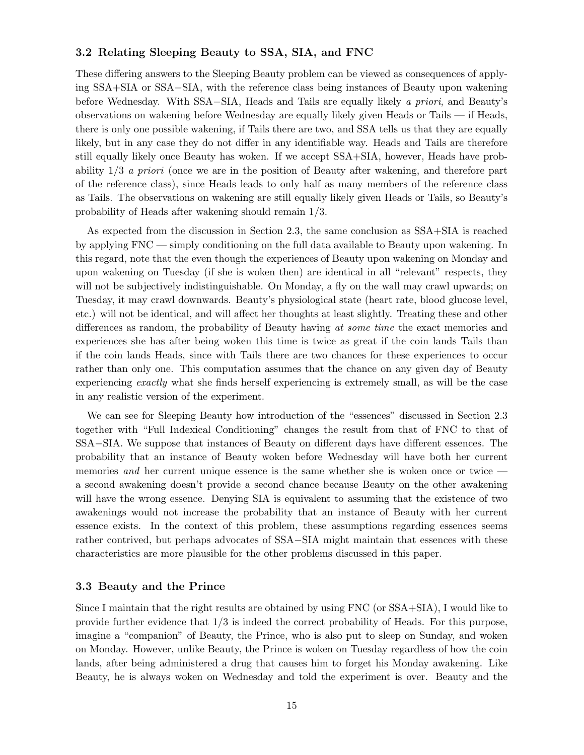### 3.2 Relating Sleeping Beauty to SSA, SIA, and FNC

These differing answers to the Sleeping Beauty problem can be viewed as consequences of applying SSA+SIA or SSA−SIA, with the reference class being instances of Beauty upon wakening before Wednesday. With SSA−SIA, Heads and Tails are equally likely *a priori*, and Beauty's observations on wakening before Wednesday are equally likely given Heads or Tails — if Heads, there is only one possible wakening, if Tails there are two, and SSA tells us that they are equally likely, but in any case they do not differ in any identifiable way. Heads and Tails are therefore still equally likely once Beauty has woken. If we accept SSA+SIA, however, Heads have probability 1/3 *a priori* (once we are in the position of Beauty after wakening, and therefore part of the reference class), since Heads leads to only half as many members of the reference class as Tails. The observations on wakening are still equally likely given Heads or Tails, so Beauty's probability of Heads after wakening should remain 1/3.

As expected from the discussion in Section 2.3, the same conclusion as SSA+SIA is reached by applying FNC — simply conditioning on the full data available to Beauty upon wakening. In this regard, note that the even though the experiences of Beauty upon wakening on Monday and upon wakening on Tuesday (if she is woken then) are identical in all "relevant" respects, they will not be subjectively indistinguishable. On Monday, a fly on the wall may crawl upwards; on Tuesday, it may crawl downwards. Beauty's physiological state (heart rate, blood glucose level, etc.) will not be identical, and will affect her thoughts at least slightly. Treating these and other differences as random, the probability of Beauty having *at some time* the exact memories and experiences she has after being woken this time is twice as great if the coin lands Tails than if the coin lands Heads, since with Tails there are two chances for these experiences to occur rather than only one. This computation assumes that the chance on any given day of Beauty experiencing *exactly* what she finds herself experiencing is extremely small, as will be the case in any realistic version of the experiment.

We can see for Sleeping Beauty how introduction of the "essences" discussed in Section 2.3 together with "Full Indexical Conditioning" changes the result from that of FNC to that of SSA−SIA. We suppose that instances of Beauty on different days have different essences. The probability that an instance of Beauty woken before Wednesday will have both her current memories *and* her current unique essence is the same whether she is woken once or twice — a second awakening doesn't provide a second chance because Beauty on the other awakening will have the wrong essence. Denying SIA is equivalent to assuming that the existence of two awakenings would not increase the probability that an instance of Beauty with her current essence exists. In the context of this problem, these assumptions regarding essences seems rather contrived, but perhaps advocates of SSA−SIA might maintain that essences with these characteristics are more plausible for the other problems discussed in this paper.

### 3.3 Beauty and the Prince

Since I maintain that the right results are obtained by using FNC (or SSA+SIA), I would like to provide further evidence that 1/3 is indeed the correct probability of Heads. For this purpose, imagine a "companion" of Beauty, the Prince, who is also put to sleep on Sunday, and woken on Monday. However, unlike Beauty, the Prince is woken on Tuesday regardless of how the coin lands, after being administered a drug that causes him to forget his Monday awakening. Like Beauty, he is always woken on Wednesday and told the experiment is over. Beauty and the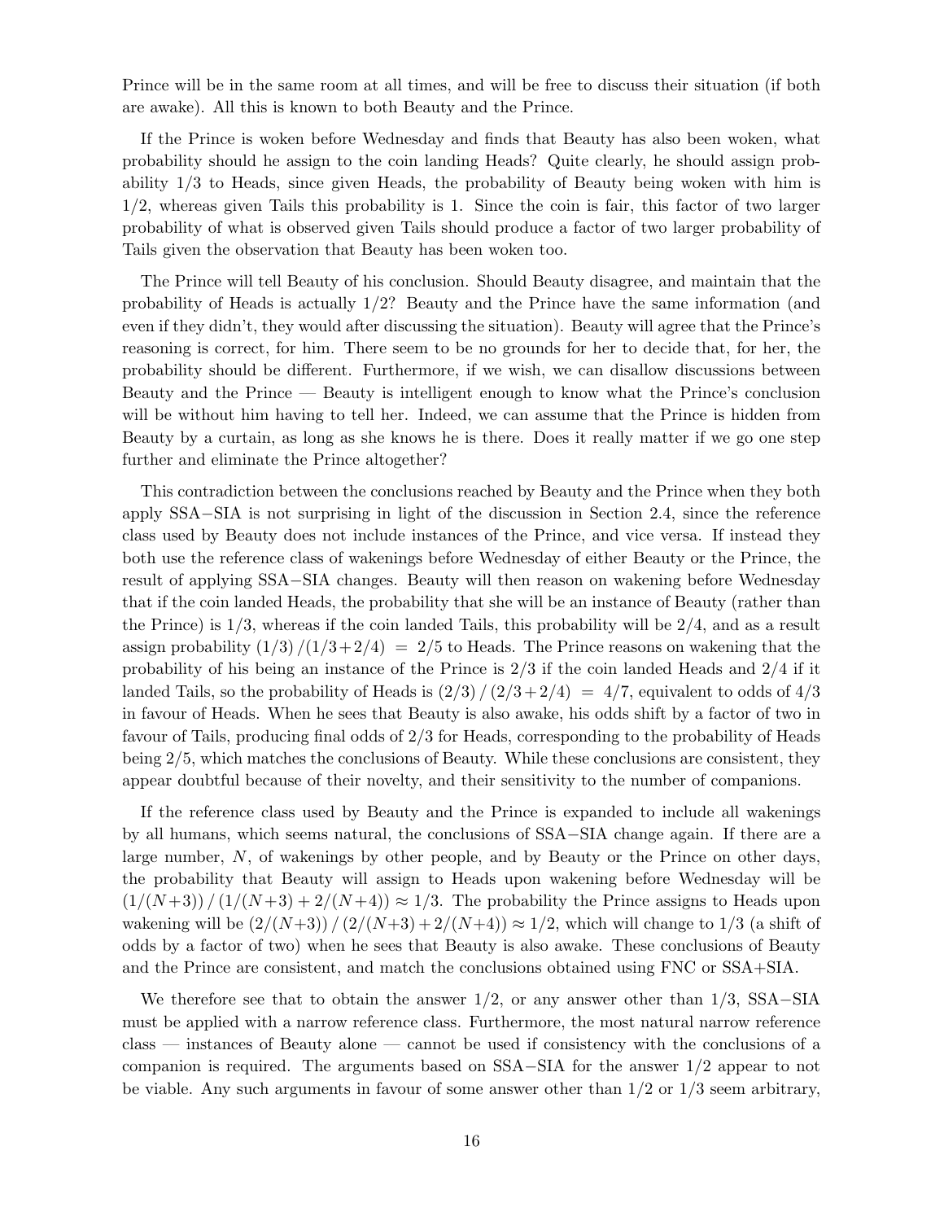Prince will be in the same room at all times, and will be free to discuss their situation (if both are awake). All this is known to both Beauty and the Prince.

If the Prince is woken before Wednesday and finds that Beauty has also been woken, what probability should he assign to the coin landing Heads? Quite clearly, he should assign probability 1/3 to Heads, since given Heads, the probability of Beauty being woken with him is 1/2, whereas given Tails this probability is 1. Since the coin is fair, this factor of two larger probability of what is observed given Tails should produce a factor of two larger probability of Tails given the observation that Beauty has been woken too.

The Prince will tell Beauty of his conclusion. Should Beauty disagree, and maintain that the probability of Heads is actually 1/2? Beauty and the Prince have the same information (and even if they didn't, they would after discussing the situation). Beauty will agree that the Prince's reasoning is correct, for him. There seem to be no grounds for her to decide that, for her, the probability should be different. Furthermore, if we wish, we can disallow discussions between Beauty and the Prince — Beauty is intelligent enough to know what the Prince's conclusion will be without him having to tell her. Indeed, we can assume that the Prince is hidden from Beauty by a curtain, as long as she knows he is there. Does it really matter if we go one step further and eliminate the Prince altogether?

This contradiction between the conclusions reached by Beauty and the Prince when they both apply SSA−SIA is not surprising in light of the discussion in Section 2.4, since the reference class used by Beauty does not include instances of the Prince, and vice versa. If instead they both use the reference class of wakenings before Wednesday of either Beauty or the Prince, the result of applying SSA−SIA changes. Beauty will then reason on wakening before Wednesday that if the coin landed Heads, the probability that she will be an instance of Beauty (rather than the Prince) is 1/3, whereas if the coin landed Tails, this probability will be 2/4, and as a result assign probability $(1/3)\,/\,(1/3+2/4) \;=\; 2/5$ to Heads. The Prince reasons on wakening that the probability of his being an instance of the Prince is 2/3 if the coin landed Heads and 2/4 if it landed Tails, so the probability of Heads is $(2/3)\,/\,(2/3+2/4) \;=\; 4/7$, equivalent to odds of 4/3 in favour of Heads. When he sees that Beauty is also awake, his odds shift by a factor of two in favour of Tails, producing final odds of 2/3 for Heads, corresponding to the probability of Heads being 2/5, which matches the conclusions of Beauty. While these conclusions are consistent, they appear doubtful because of their novelty, and their sensitivity to the number of companions.

If the reference class used by Beauty and the Prince is expanded to include all wakenings by all humans, which seems natural, the conclusions of SSA−SIA change again. If there are a large number, $N$, of wakenings by other people, and by Beauty or the Prince on other days, the probability that Beauty will assign to Heads upon wakening before Wednesday will be $(1/(N+3))\,/\,(1/(N+3) + 2/(N+4)) \approx 1/3$. The probability the Prince assigns to Heads upon wakening will be $(2/(N+3))\,/\,(2/(N+3) + 2/(N+4)) \approx 1/2$, which will change to 1/3 (a shift of odds by a factor of two) when he sees that Beauty is also awake. These conclusions of Beauty and the Prince are consistent, and match the conclusions obtained using FNC or SSA+SIA.

We therefore see that to obtain the answer 1/2, or any answer other than 1/3, SSA−SIA must be applied with a narrow reference class. Furthermore, the most natural narrow reference class — instances of Beauty alone — cannot be used if consistency with the conclusions of a companion is required. The arguments based on SSA−SIA for the answer 1/2 appear to not be viable. Any such arguments in favour of some answer other than 1/2 or 1/3 seem arbitrary,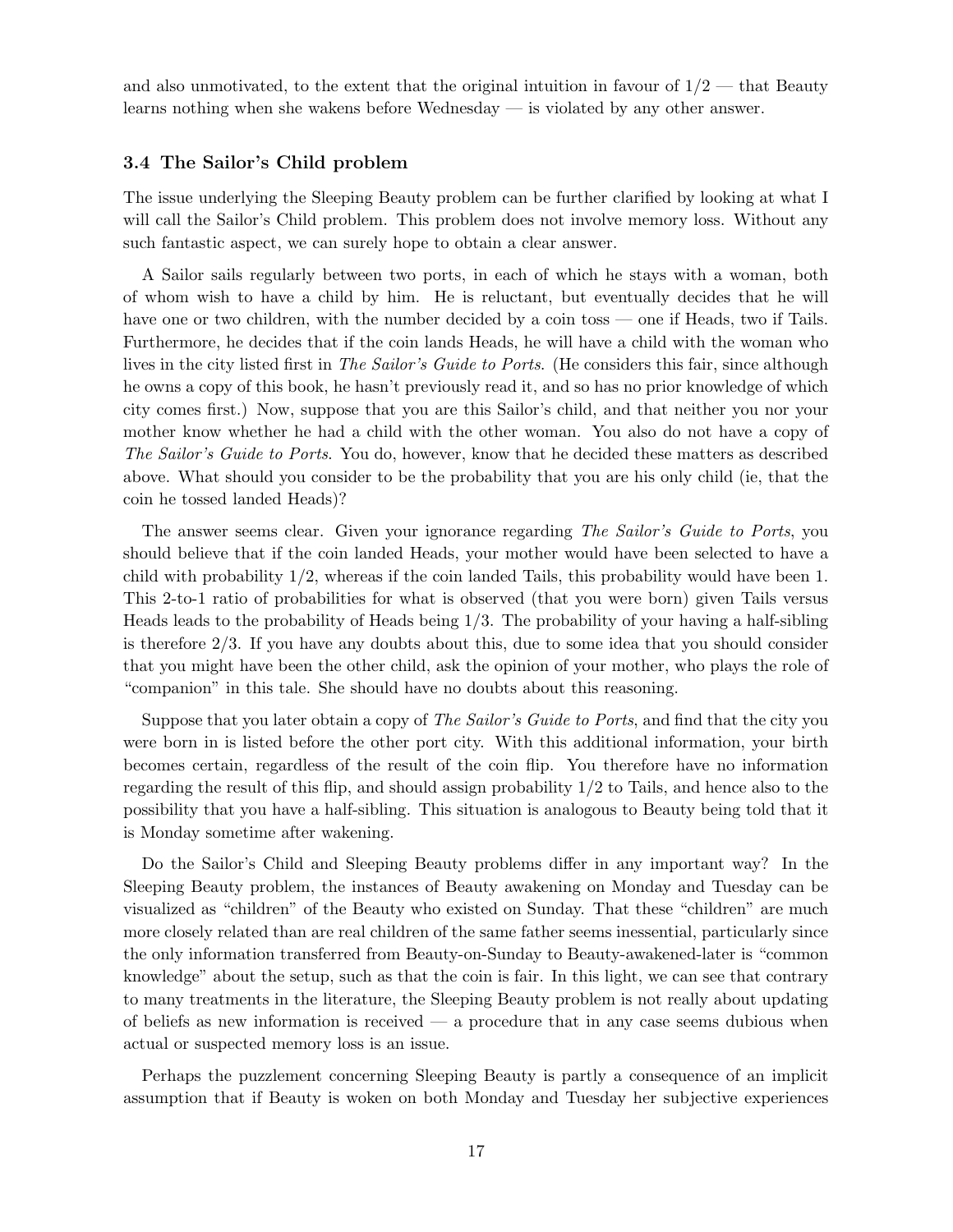and also unmotivated, to the extent that the original intuition in favour of $1/2$ — that Beauty learns nothing when she wakens before Wednesday — is violated by any other answer.

### 3.4 The Sailor's Child problem

The issue underlying the Sleeping Beauty problem can be further clarified by looking at what I will call the Sailor's Child problem. This problem does not involve memory loss. Without any such fantastic aspect, we can surely hope to obtain a clear answer.

A Sailor sails regularly between two ports, in each of which he stays with a woman, both of whom wish to have a child by him. He is reluctant, but eventually decides that he will have one or two children, with the number decided by a coin toss — one if Heads, two if Tails. Furthermore, he decides that if the coin lands Heads, he will have a child with the woman who lives in the city listed first in *The Sailor's Guide to Ports*. (He considers this fair, since although he owns a copy of this book, he hasn't previously read it, and so has no prior knowledge of which city comes first.) Now, suppose that you are this Sailor's child, and that neither you nor your mother know whether he had a child with the other woman. You also do not have a copy of *The Sailor's Guide to Ports*. You do, however, know that he decided these matters as described above. What should you consider to be the probability that you are his only child (ie, that the coin he tossed landed Heads)?

The answer seems clear. Given your ignorance regarding *The Sailor's Guide to Ports*, you should believe that if the coin landed Heads, your mother would have been selected to have a child with probability $1/2$, whereas if the coin landed Tails, this probability would have been 1. This 2-to-1 ratio of probabilities for what is observed (that you were born) given Tails versus Heads leads to the probability of Heads being $1/3$. The probability of your having a half-sibling is therefore $2/3$. If you have any doubts about this, due to some idea that you should consider that you might have been the other child, ask the opinion of your mother, who plays the role of "companion" in this tale. She should have no doubts about this reasoning.

Suppose that you later obtain a copy of *The Sailor's Guide to Ports*, and find that the city you were born in is listed before the other port city. With this additional information, your birth becomes certain, regardless of the result of the coin flip. You therefore have no information regarding the result of this flip, and should assign probability $1/2$ to Tails, and hence also to the possibility that you have a half-sibling. This situation is analogous to Beauty being told that it is Monday sometime after wakening.

Do the Sailor's Child and Sleeping Beauty problems differ in any important way? In the Sleeping Beauty problem, the instances of Beauty awakening on Monday and Tuesday can be visualized as "children" of the Beauty who existed on Sunday. That these "children" are much more closely related than are real children of the same father seems inessential, particularly since the only information transferred from Beauty-on-Sunday to Beauty-awakened-later is "common knowledge" about the setup, such as that the coin is fair. In this light, we can see that contrary to many treatments in the literature, the Sleeping Beauty problem is not really about updating of beliefs as new information is received — a procedure that in any case seems dubious when actual or suspected memory loss is an issue.

Perhaps the puzzlement concerning Sleeping Beauty is partly a consequence of an implicit assumption that if Beauty is woken on both Monday and Tuesday her subjective experiences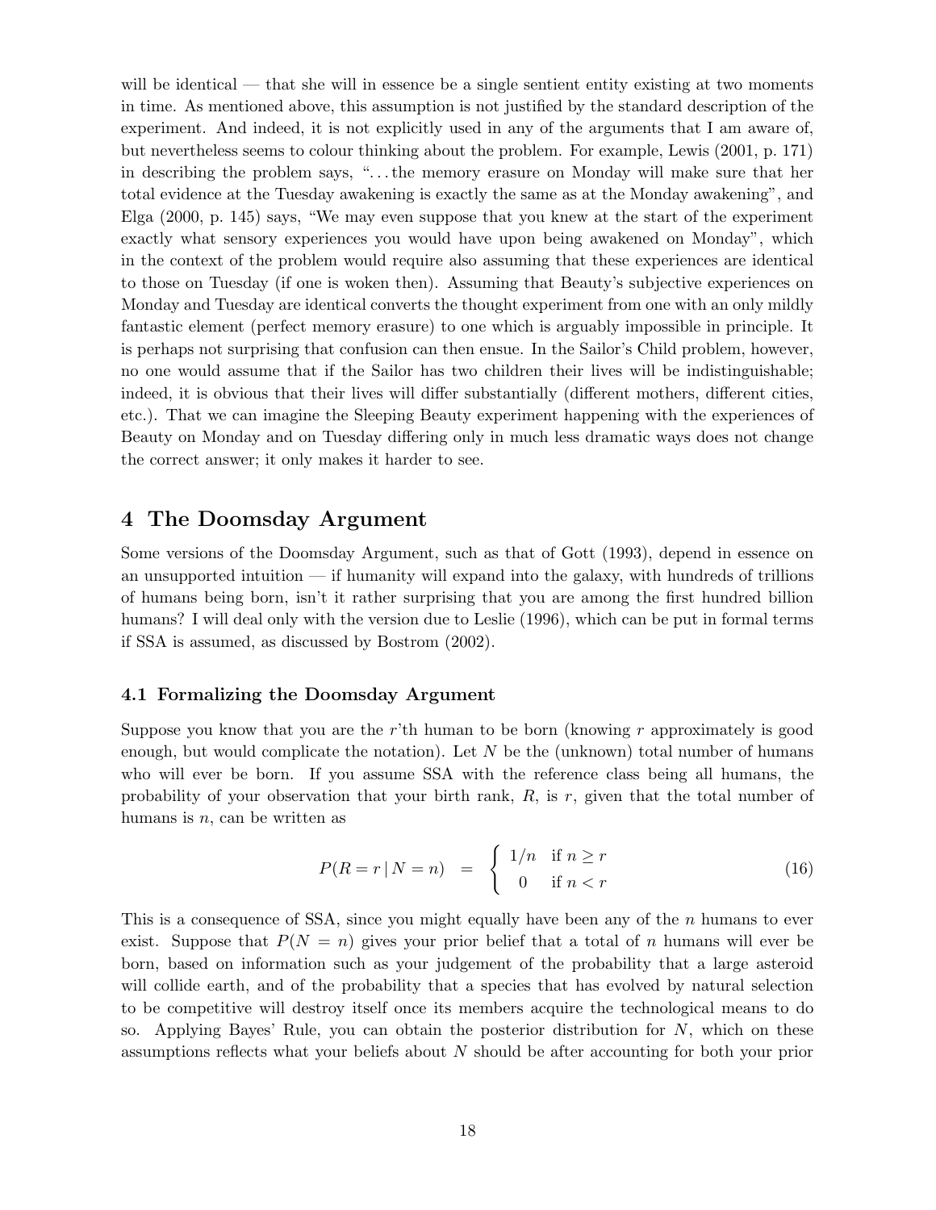will be identical — that she will in essence be a single sentient entity existing at two moments in time. As mentioned above, this assumption is not justified by the standard description of the experiment. And indeed, it is not explicitly used in any of the arguments that I am aware of, but nevertheless seems to colour thinking about the problem. For example, Lewis (2001, p. 171) in describing the problem says, "...the memory erasure on Monday will make sure that her total evidence at the Tuesday awakening is exactly the same as at the Monday awakening", and Elga (2000, p. 145) says, "We may even suppose that you knew at the start of the experiment exactly what sensory experiences you would have upon being awakened on Monday", which in the context of the problem would require also assuming that these experiences are identical to those on Tuesday (if one is woken then). Assuming that Beauty's subjective experiences on Monday and Tuesday are identical converts the thought experiment from one with an only mildly fantastic element (perfect memory erasure) to one which is arguably impossible in principle. It is perhaps not surprising that confusion can then ensue. In the Sailor's Child problem, however, no one would assume that if the Sailor has two children their lives will be indistinguishable; indeed, it is obvious that their lives will differ substantially (different mothers, different cities, etc.). That we can imagine the Sleeping Beauty experiment happening with the experiences of Beauty on Monday and on Tuesday differing only in much less dramatic ways does not change the correct answer; it only makes it harder to see.

# 4 The Doomsday Argument

Some versions of the Doomsday Argument, such as that of Gott (1993), depend in essence on an unsupported intuition — if humanity will expand into the galaxy, with hundreds of trillions of humans being born, isn't it rather surprising that you are among the first hundred billion humans? I will deal only with the version due to Leslie (1996), which can be put in formal terms if SSA is assumed, as discussed by Bostrom (2002).

## 4.1 Formalizing the Doomsday Argument

Suppose you know that you are the $r$'th human to be born (knowing $r$ approximately is good enough, but would complicate the notation). Let $N$ be the (unknown) total number of humans who will ever be born. If you assume SSA with the reference class being all humans, the probability of your observation that your birth rank, $R$, is $r$, given that the total number of humans is $n$, can be written as

$$P(R = r \,|\, N = n) \;\;=\;\; \begin{cases} 1/n & \text{if } n \geq r \\ 0 & \text{if } n < r \end{cases} \tag{16}$$

This is a consequence of SSA, since you might equally have been any of the $n$ humans to ever exist. Suppose that $P(N = n)$ gives your prior belief that a total of $n$ humans will ever be born, based on information such as your judgement of the probability that a large asteroid will collide earth, and of the probability that a species that has evolved by natural selection to be competitive will destroy itself once its members acquire the technological means to do so. Applying Bayes' Rule, you can obtain the posterior distribution for $N$, which on these assumptions reflects what your beliefs about $N$ should be after accounting for both your prior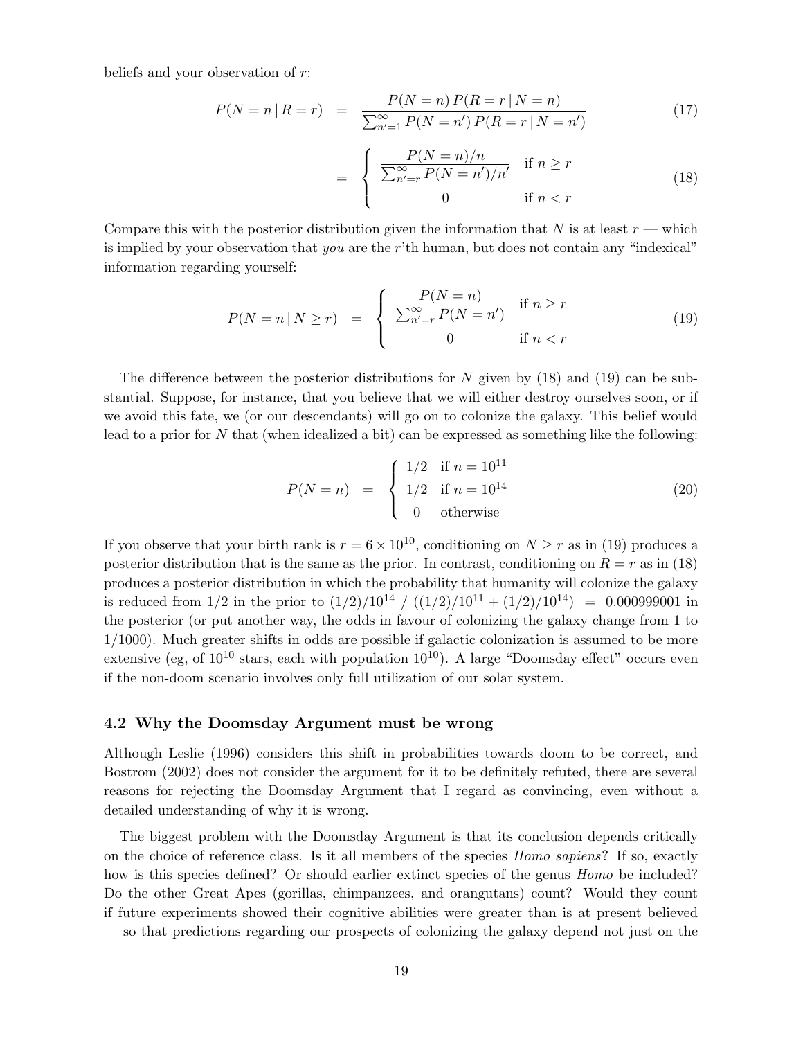beliefs and your observation of $r$:

$$P(N = n \,|\, R = r) \;=\; \frac{P(N = n)\, P(R = r \,|\, N = n)}{\sum_{n'=1}^{\infty} P(N = n')\, P(R = r \,|\, N = n')} \tag{17}$$

$$= \begin{cases} \dfrac{P(N = n)/n}{\sum_{n'=r}^{\infty} P(N = n')/n'} & \text{if } n \geq r \\ 0 & \text{if } n < r \end{cases} \tag{18}$$

Compare this with the posterior distribution given the information that $N$ is at least $r$ — which is implied by your observation that *you* are the $r$'th human, but does not contain any "indexical" information regarding yourself:

$$P(N = n \,|\, N \geq r) \;=\; \begin{cases} \dfrac{P(N = n)}{\sum_{n'=r}^{\infty} P(N = n')} & \text{if } n \geq r \\ 0 & \text{if } n < r \end{cases} \tag{19}$$

The difference between the posterior distributions for $N$ given by (18) and (19) can be substantial. Suppose, for instance, that you believe that we will either destroy ourselves soon, or if we avoid this fate, we (or our descendants) will go on to colonize the galaxy. This belief would lead to a prior for $N$ that (when idealized a bit) can be expressed as something like the following:

$$P(N = n) \;=\; \begin{cases} 1/2 & \text{if } n = 10^{11} \\ 1/2 & \text{if } n = 10^{14} \\ 0 & \text{otherwise} \end{cases} \tag{20}$$

If you observe that your birth rank is $r = 6 \times 10^{10}$, conditioning on $N \geq r$ as in (19) produces a posterior distribution that is the same as the prior. In contrast, conditioning on $R = r$ as in (18) produces a posterior distribution in which the probability that humanity will colonize the galaxy is reduced from 1/2 in the prior to $(1/2)/10^{14} \;/\; ((1/2)/10^{11} + (1/2)/10^{14}) \;=\; 0.000999001$ in the posterior (or put another way, the odds in favour of colonizing the galaxy change from 1 to 1/1000). Much greater shifts in odds are possible if galactic colonization is assumed to be more extensive (eg, of $10^{10}$ stars, each with population $10^{10}$). A large "Doomsday effect" occurs even if the non-doom scenario involves only full utilization of our solar system.

### 4.2 Why the Doomsday Argument must be wrong

Although Leslie (1996) considers this shift in probabilities towards doom to be correct, and Bostrom (2002) does not consider the argument for it to be definitely refuted, there are several reasons for rejecting the Doomsday Argument that I regard as convincing, even without a detailed understanding of why it is wrong.

The biggest problem with the Doomsday Argument is that its conclusion depends critically on the choice of reference class. Is it all members of the species *Homo sapiens*? If so, exactly how is this species defined? Or should earlier extinct species of the genus *Homo* be included? Do the other Great Apes (gorillas, chimpanzees, and orangutans) count? Would they count if future experiments showed their cognitive abilities were greater than is at present believed — so that predictions regarding our prospects of colonizing the galaxy depend not just on the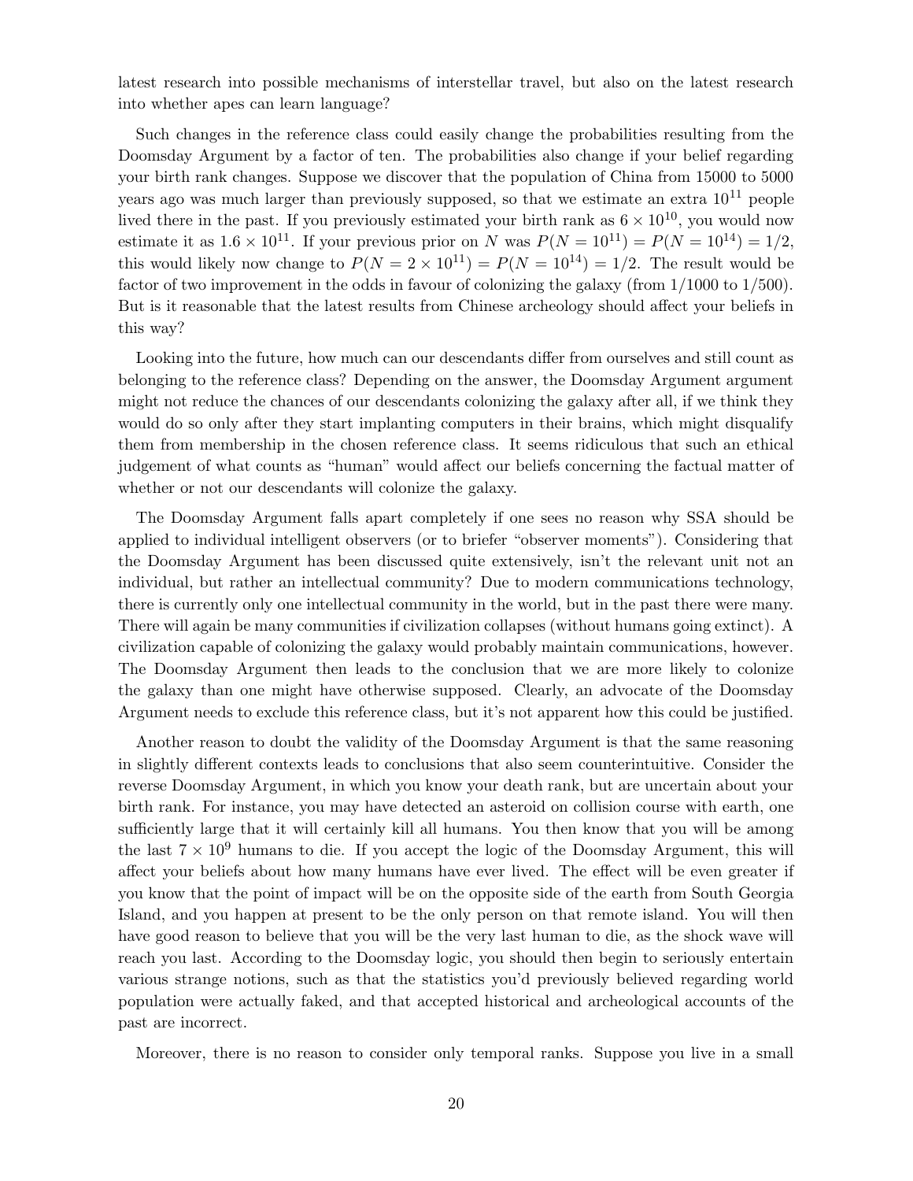latest research into possible mechanisms of interstellar travel, but also on the latest research into whether apes can learn language?

Such changes in the reference class could easily change the probabilities resulting from the Doomsday Argument by a factor of ten. The probabilities also change if your belief regarding your birth rank changes. Suppose we discover that the population of China from 15000 to 5000 years ago was much larger than previously supposed, so that we estimate an extra $10^{11}$ people lived there in the past. If you previously estimated your birth rank as $6 \times 10^{10}$, you would now estimate it as $1.6 \times 10^{11}$. If your previous prior on $N$ was $P(N = 10^{11}) = P(N = 10^{14}) = 1/2$, this would likely now change to $P(N = 2 \times 10^{11}) = P(N = 10^{14}) = 1/2$. The result would be factor of two improvement in the odds in favour of colonizing the galaxy (from 1/1000 to 1/500). But is it reasonable that the latest results from Chinese archeology should affect your beliefs in this way?

Looking into the future, how much can our descendants differ from ourselves and still count as belonging to the reference class? Depending on the answer, the Doomsday Argument argument might not reduce the chances of our descendants colonizing the galaxy after all, if we think they would do so only after they start implanting computers in their brains, which might disqualify them from membership in the chosen reference class. It seems ridiculous that such an ethical judgement of what counts as "human" would affect our beliefs concerning the factual matter of whether or not our descendants will colonize the galaxy.

The Doomsday Argument falls apart completely if one sees no reason why SSA should be applied to individual intelligent observers (or to briefer "observer moments"). Considering that the Doomsday Argument has been discussed quite extensively, isn't the relevant unit not an individual, but rather an intellectual community? Due to modern communications technology, there is currently only one intellectual community in the world, but in the past there were many. There will again be many communities if civilization collapses (without humans going extinct). A civilization capable of colonizing the galaxy would probably maintain communications, however. The Doomsday Argument then leads to the conclusion that we are more likely to colonize the galaxy than one might have otherwise supposed. Clearly, an advocate of the Doomsday Argument needs to exclude this reference class, but it's not apparent how this could be justified.

Another reason to doubt the validity of the Doomsday Argument is that the same reasoning in slightly different contexts leads to conclusions that also seem counterintuitive. Consider the reverse Doomsday Argument, in which you know your death rank, but are uncertain about your birth rank. For instance, you may have detected an asteroid on collision course with earth, one sufficiently large that it will certainly kill all humans. You then know that you will be among the last $7 \times 10^9$ humans to die. If you accept the logic of the Doomsday Argument, this will affect your beliefs about how many humans have ever lived. The effect will be even greater if you know that the point of impact will be on the opposite side of the earth from South Georgia Island, and you happen at present to be the only person on that remote island. You will then have good reason to believe that you will be the very last human to die, as the shock wave will reach you last. According to the Doomsday logic, you should then begin to seriously entertain various strange notions, such as that the statistics you'd previously believed regarding world population were actually faked, and that accepted historical and archeological accounts of the past are incorrect.

Moreover, there is no reason to consider only temporal ranks. Suppose you live in a small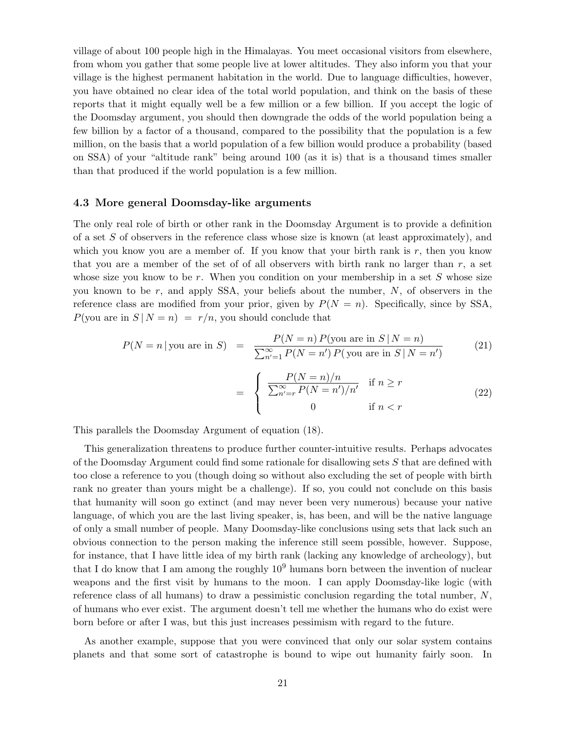village of about 100 people high in the Himalayas. You meet occasional visitors from elsewhere, from whom you gather that some people live at lower altitudes. They also inform you that your village is the highest permanent habitation in the world. Due to language difficulties, however, you have obtained no clear idea of the total world population, and think on the basis of these reports that it might equally well be a few million or a few billion. If you accept the logic of the Doomsday argument, you should then downgrade the odds of the world population being a few billion by a factor of a thousand, compared to the possibility that the population is a few million, on the basis that a world population of a few billion would produce a probability (based on SSA) of your "altitude rank" being around 100 (as it is) that is a thousand times smaller than that produced if the world population is a few million.

### 4.3 More general Doomsday-like arguments

The only real role of birth or other rank in the Doomsday Argument is to provide a definition of a set $S$ of observers in the reference class whose size is known (at least approximately), and which you know you are a member of. If you know that your birth rank is $r$, then you know that you are a member of the set of of all observers with birth rank no larger than $r$, a set whose size you know to be $r$. When you condition on your membership in a set $S$ whose size you known to be $r$, and apply SSA, your beliefs about the number, $N$, of observers in the reference class are modified from your prior, given by $P(N = n)$. Specifically, since by SSA, $P(\text{you are in } S \,|\, N = n) \;=\; r/n$, you should conclude that

$$P(N = n \,|\, \text{you are in } S) \;=\; \frac{P(N = n)\, P(\text{you are in } S \,|\, N = n)}{\sum_{n'=1}^{\infty} P(N = n')\, P(\text{ you are in } S \,|\, N = n')} \tag{21}$$

$$= \begin{cases} \dfrac{P(N = n)/n}{\sum_{n'=r}^{\infty} P(N = n')/n'} & \text{if } n \geq r \\ 0 & \text{if } n < r \end{cases} \tag{22}$$

This parallels the Doomsday Argument of equation (18).

This generalization threatens to produce further counter-intuitive results. Perhaps advocates of the Doomsday Argument could find some rationale for disallowing sets $S$ that are defined with too close a reference to you (though doing so without also excluding the set of people with birth rank no greater than yours might be a challenge). If so, you could not conclude on this basis that humanity will soon go extinct (and may never been very numerous) because your native language, of which you are the last living speaker, is, has been, and will be the native language of only a small number of people. Many Doomsday-like conclusions using sets that lack such an obvious connection to the person making the inference still seem possible, however. Suppose, for instance, that I have little idea of my birth rank (lacking any knowledge of archeology), but that I do know that I am among the roughly $10^9$ humans born between the invention of nuclear weapons and the first visit by humans to the moon. I can apply Doomsday-like logic (with reference class of all humans) to draw a pessimistic conclusion regarding the total number, $N$, of humans who ever exist. The argument doesn't tell me whether the humans who do exist were born before or after I was, but this just increases pessimism with regard to the future.

As another example, suppose that you were convinced that only our solar system contains planets and that some sort of catastrophe is bound to wipe out humanity fairly soon. In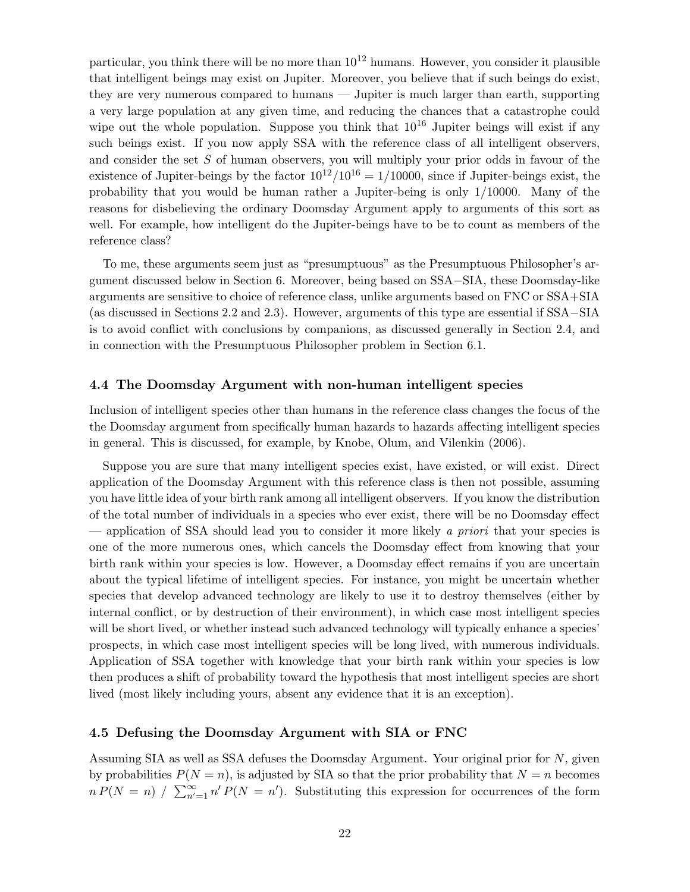particular, you think there will be no more than $10^{12}$ humans. However, you consider it plausible that intelligent beings may exist on Jupiter. Moreover, you believe that if such beings do exist, they are very numerous compared to humans — Jupiter is much larger than earth, supporting a very large population at any given time, and reducing the chances that a catastrophe could wipe out the whole population. Suppose you think that $10^{16}$ Jupiter beings will exist if any such beings exist. If you now apply SSA with the reference class of all intelligent observers, and consider the set $S$ of human observers, you will multiply your prior odds in favour of the existence of Jupiter-beings by the factor $10^{12}/10^{16} = 1/10000$, since if Jupiter-beings exist, the probability that you would be human rather a Jupiter-being is only $1/10000$. Many of the reasons for disbelieving the ordinary Doomsday Argument apply to arguments of this sort as well. For example, how intelligent do the Jupiter-beings have to be to count as members of the reference class?

To me, these arguments seem just as "presumptuous" as the Presumptuous Philosopher's argument discussed below in Section 6. Moreover, being based on SSA−SIA, these Doomsday-like arguments are sensitive to choice of reference class, unlike arguments based on FNC or SSA+SIA (as discussed in Sections 2.2 and 2.3). However, arguments of this type are essential if SSA−SIA is to avoid conflict with conclusions by companions, as discussed generally in Section 2.4, and in connection with the Presumptuous Philosopher problem in Section 6.1.

### 4.4 The Doomsday Argument with non-human intelligent species

Inclusion of intelligent species other than humans in the reference class changes the focus of the the Doomsday argument from specifically human hazards to hazards affecting intelligent species in general. This is discussed, for example, by Knobe, Olum, and Vilenkin (2006).

Suppose you are sure that many intelligent species exist, have existed, or will exist. Direct application of the Doomsday Argument with this reference class is then not possible, assuming you have little idea of your birth rank among all intelligent observers. If you know the distribution of the total number of individuals in a species who ever exist, there will be no Doomsday effect — application of SSA should lead you to consider it more likely *a priori* that your species is one of the more numerous ones, which cancels the Doomsday effect from knowing that your birth rank within your species is low. However, a Doomsday effect remains if you are uncertain about the typical lifetime of intelligent species. For instance, you might be uncertain whether species that develop advanced technology are likely to use it to destroy themselves (either by internal conflict, or by destruction of their environment), in which case most intelligent species will be short lived, or whether instead such advanced technology will typically enhance a species' prospects, in which case most intelligent species will be long lived, with numerous individuals. Application of SSA together with knowledge that your birth rank within your species is low then produces a shift of probability toward the hypothesis that most intelligent species are short lived (most likely including yours, absent any evidence that it is an exception).

### 4.5 Defusing the Doomsday Argument with SIA or FNC

Assuming SIA as well as SSA defuses the Doomsday Argument. Your original prior for $N$, given by probabilities $P(N = n)$, is adjusted by SIA so that the prior probability that $N = n$ becomes $n\,P(N = n) \;/\; \sum_{n'=1}^{\infty} n'\,P(N = n')$. Substituting this expression for occurrences of the form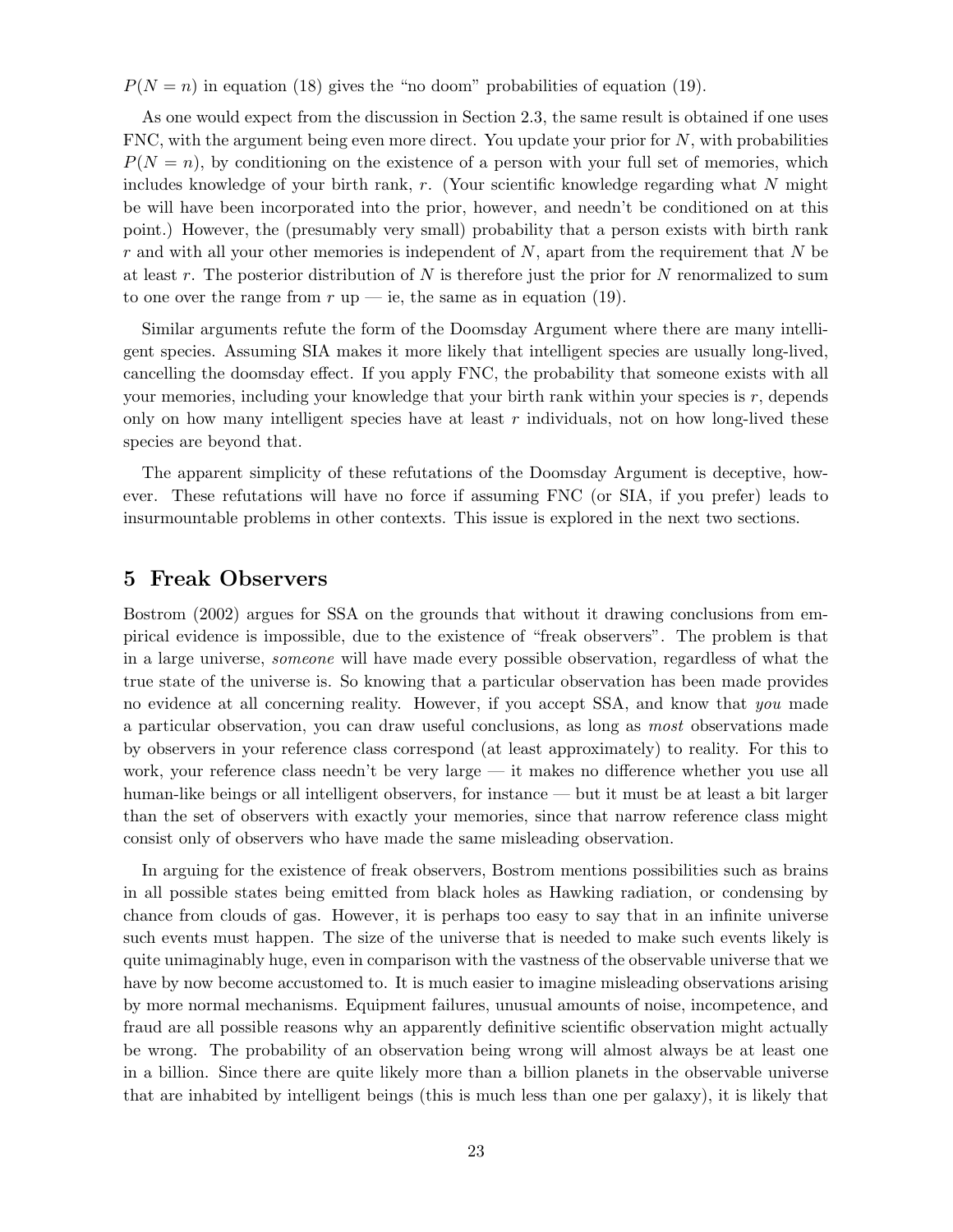$P(N = n)$ in equation (18) gives the "no doom" probabilities of equation (19).

As one would expect from the discussion in Section 2.3, the same result is obtained if one uses FNC, with the argument being even more direct. You update your prior for $N$, with probabilities $P(N = n)$, by conditioning on the existence of a person with your full set of memories, which includes knowledge of your birth rank, $r$. (Your scientific knowledge regarding what $N$ might be will have been incorporated into the prior, however, and needn't be conditioned on at this point.) However, the (presumably very small) probability that a person exists with birth rank $r$ and with all your other memories is independent of $N$, apart from the requirement that $N$ be at least $r$. The posterior distribution of $N$ is therefore just the prior for $N$ renormalized to sum to one over the range from $r$ up — ie, the same as in equation (19).

Similar arguments refute the form of the Doomsday Argument where there are many intelligent species. Assuming SIA makes it more likely that intelligent species are usually long-lived, cancelling the doomsday effect. If you apply FNC, the probability that someone exists with all your memories, including your knowledge that your birth rank within your species is $r$, depends only on how many intelligent species have at least $r$ individuals, not on how long-lived these species are beyond that.

The apparent simplicity of these refutations of the Doomsday Argument is deceptive, however. These refutations will have no force if assuming FNC (or SIA, if you prefer) leads to insurmountable problems in other contexts. This issue is explored in the next two sections.

# 5 Freak Observers

Bostrom (2002) argues for SSA on the grounds that without it drawing conclusions from empirical evidence is impossible, due to the existence of "freak observers". The problem is that in a large universe, *someone* will have made every possible observation, regardless of what the true state of the universe is. So knowing that a particular observation has been made provides no evidence at all concerning reality. However, if you accept SSA, and know that *you* made a particular observation, you can draw useful conclusions, as long as *most* observations made by observers in your reference class correspond (at least approximately) to reality. For this to work, your reference class needn't be very large — it makes no difference whether you use all human-like beings or all intelligent observers, for instance — but it must be at least a bit larger than the set of observers with exactly your memories, since that narrow reference class might consist only of observers who have made the same misleading observation.

In arguing for the existence of freak observers, Bostrom mentions possibilities such as brains in all possible states being emitted from black holes as Hawking radiation, or condensing by chance from clouds of gas. However, it is perhaps too easy to say that in an infinite universe such events must happen. The size of the universe that is needed to make such events likely is quite unimaginably huge, even in comparison with the vastness of the observable universe that we have by now become accustomed to. It is much easier to imagine misleading observations arising by more normal mechanisms. Equipment failures, unusual amounts of noise, incompetence, and fraud are all possible reasons why an apparently definitive scientific observation might actually be wrong. The probability of an observation being wrong will almost always be at least one in a billion. Since there are quite likely more than a billion planets in the observable universe that are inhabited by intelligent beings (this is much less than one per galaxy), it is likely that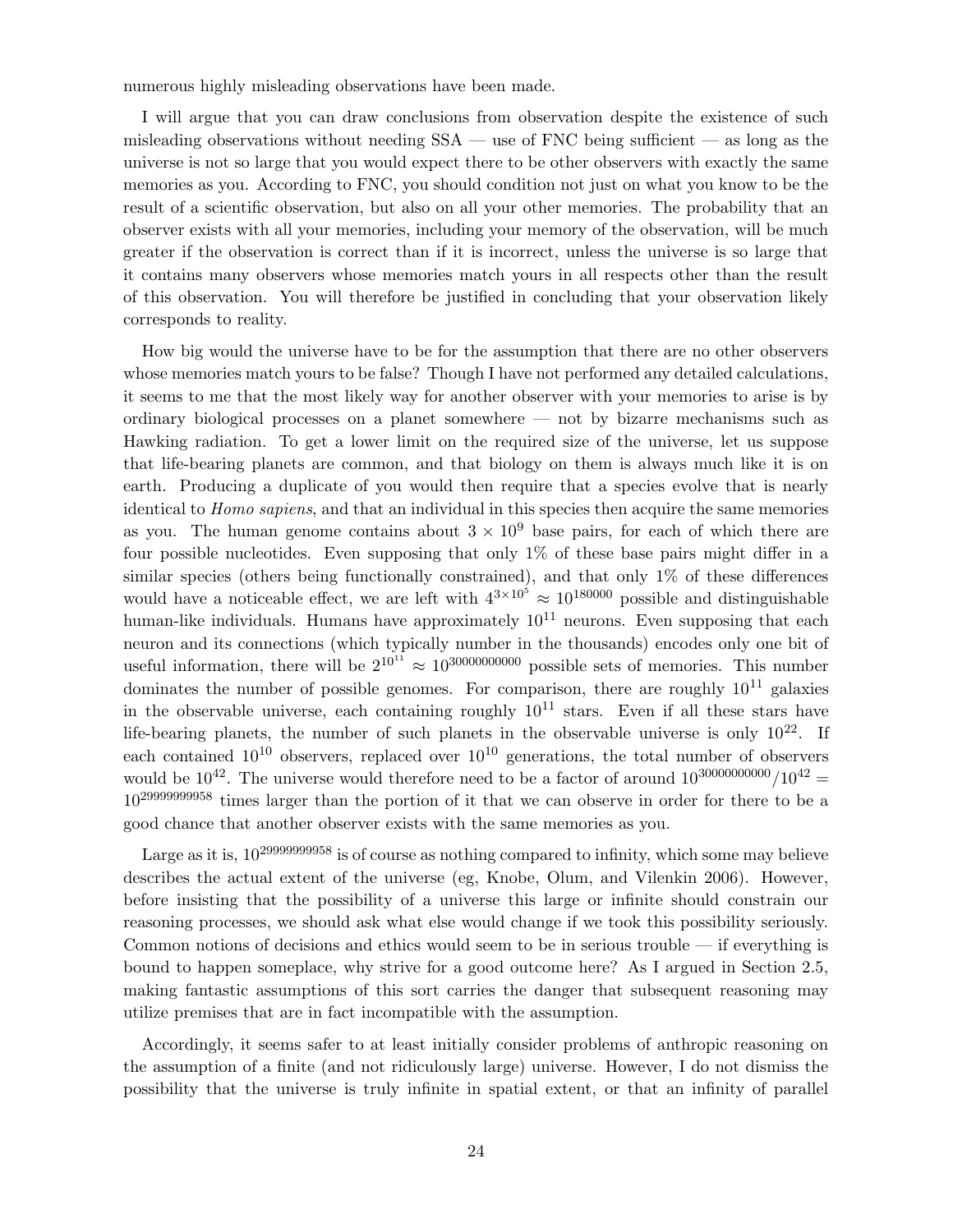numerous highly misleading observations have been made.

I will argue that you can draw conclusions from observation despite the existence of such misleading observations without needing SSA — use of FNC being sufficient — as long as the universe is not so large that you would expect there to be other observers with exactly the same memories as you. According to FNC, you should condition not just on what you know to be the result of a scientific observation, but also on all your other memories. The probability that an observer exists with all your memories, including your memory of the observation, will be much greater if the observation is correct than if it is incorrect, unless the universe is so large that it contains many observers whose memories match yours in all respects other than the result of this observation. You will therefore be justified in concluding that your observation likely corresponds to reality.

How big would the universe have to be for the assumption that there are no other observers whose memories match yours to be false? Though I have not performed any detailed calculations, it seems to me that the most likely way for another observer with your memories to arise is by ordinary biological processes on a planet somewhere — not by bizarre mechanisms such as Hawking radiation. To get a lower limit on the required size of the universe, let us suppose that life-bearing planets are common, and that biology on them is always much like it is on earth. Producing a duplicate of you would then require that a species evolve that is nearly identical to *Homo sapiens*, and that an individual in this species then acquire the same memories as you. The human genome contains about $3 \times 10^9$ base pairs, for each of which there are four possible nucleotides. Even supposing that only 1% of these base pairs might differ in a similar species (others being functionally constrained), and that only 1% of these differences would have a noticeable effect, we are left with $4^{3\times10^5} \approx 10^{180000}$ possible and distinguishable human-like individuals. Humans have approximately $10^{11}$ neurons. Even supposing that each neuron and its connections (which typically number in the thousands) encodes only one bit of useful information, there will be $2^{10^{11}} \approx 10^{30000000000}$ possible sets of memories. This number dominates the number of possible genomes. For comparison, there are roughly $10^{11}$ galaxies in the observable universe, each containing roughly $10^{11}$ stars. Even if all these stars have life-bearing planets, the number of such planets in the observable universe is only $10^{22}$. If each contained $10^{10}$ observers, replaced over $10^{10}$ generations, the total number of observers would be $10^{42}$. The universe would therefore need to be a factor of around $10^{30000000000}/10^{42} = 10^{29999999958}$ times larger than the portion of it that we can observe in order for there to be a good chance that another observer exists with the same memories as you.

Large as it is, $10^{29999999958}$ is of course as nothing compared to infinity, which some may believe describes the actual extent of the universe (eg, Knobe, Olum, and Vilenkin 2006). However, before insisting that the possibility of a universe this large or infinite should constrain our reasoning processes, we should ask what else would change if we took this possibility seriously. Common notions of decisions and ethics would seem to be in serious trouble — if everything is bound to happen someplace, why strive for a good outcome here? As I argued in Section 2.5, making fantastic assumptions of this sort carries the danger that subsequent reasoning may utilize premises that are in fact incompatible with the assumption.

Accordingly, it seems safer to at least initially consider problems of anthropic reasoning on the assumption of a finite (and not ridiculously large) universe. However, I do not dismiss the possibility that the universe is truly infinite in spatial extent, or that an infinity of parallel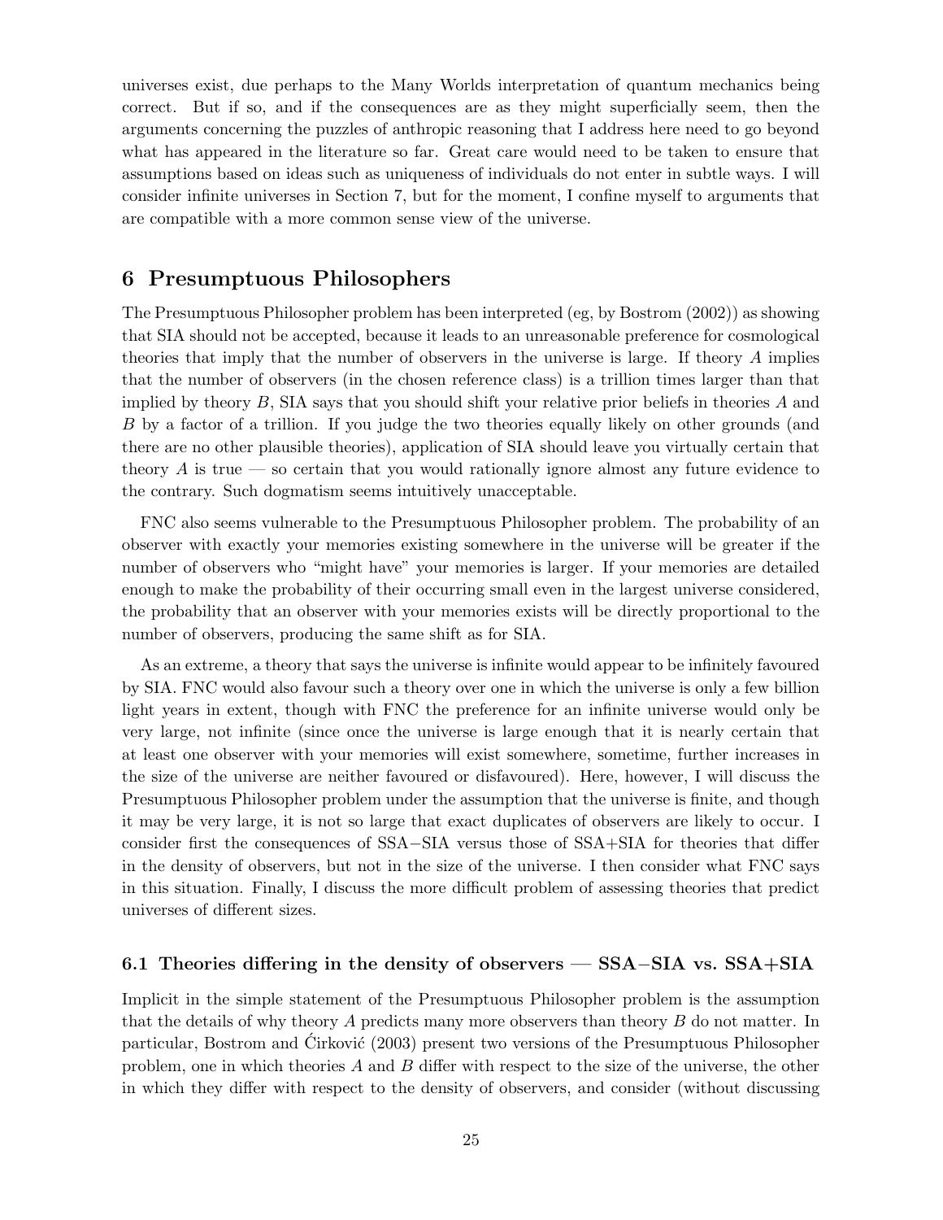universes exist, due perhaps to the Many Worlds interpretation of quantum mechanics being correct. But if so, and if the consequences are as they might superficially seem, then the arguments concerning the puzzles of anthropic reasoning that I address here need to go beyond what has appeared in the literature so far. Great care would need to be taken to ensure that assumptions based on ideas such as uniqueness of individuals do not enter in subtle ways. I will consider infinite universes in Section 7, but for the moment, I confine myself to arguments that are compatible with a more common sense view of the universe.

## 6 Presumptuous Philosophers

The Presumptuous Philosopher problem has been interpreted (eg, by Bostrom (2002)) as showing that SIA should not be accepted, because it leads to an unreasonable preference for cosmological theories that imply that the number of observers in the universe is large. If theory $A$ implies that the number of observers (in the chosen reference class) is a trillion times larger than that implied by theory $B$, SIA says that you should shift your relative prior beliefs in theories $A$ and $B$ by a factor of a trillion. If you judge the two theories equally likely on other grounds (and there are no other plausible theories), application of SIA should leave you virtually certain that theory $A$ is true — so certain that you would rationally ignore almost any future evidence to the contrary. Such dogmatism seems intuitively unacceptable.

FNC also seems vulnerable to the Presumptuous Philosopher problem. The probability of an observer with exactly your memories existing somewhere in the universe will be greater if the number of observers who "might have" your memories is larger. If your memories are detailed enough to make the probability of their occurring small even in the largest universe considered, the probability that an observer with your memories exists will be directly proportional to the number of observers, producing the same shift as for SIA.

As an extreme, a theory that says the universe is infinite would appear to be infinitely favoured by SIA. FNC would also favour such a theory over one in which the universe is only a few billion light years in extent, though with FNC the preference for an infinite universe would only be very large, not infinite (since once the universe is large enough that it is nearly certain that at least one observer with your memories will exist somewhere, sometime, further increases in the size of the universe are neither favoured or disfavoured). Here, however, I will discuss the Presumptuous Philosopher problem under the assumption that the universe is finite, and though it may be very large, it is not so large that exact duplicates of observers are likely to occur. I consider first the consequences of SSA−SIA versus those of SSA+SIA for theories that differ in the density of observers, but not in the size of the universe. I then consider what FNC says in this situation. Finally, I discuss the more difficult problem of assessing theories that predict universes of different sizes.

### 6.1 Theories differing in the density of observers — SSA−SIA vs. SSA+SIA

Implicit in the simple statement of the Presumptuous Philosopher problem is the assumption that the details of why theory $A$ predicts many more observers than theory $B$ do not matter. In particular, Bostrom and Ćirković (2003) present two versions of the Presumptuous Philosopher problem, one in which theories $A$ and $B$ differ with respect to the size of the universe, the other in which they differ with respect to the density of observers, and consider (without discussing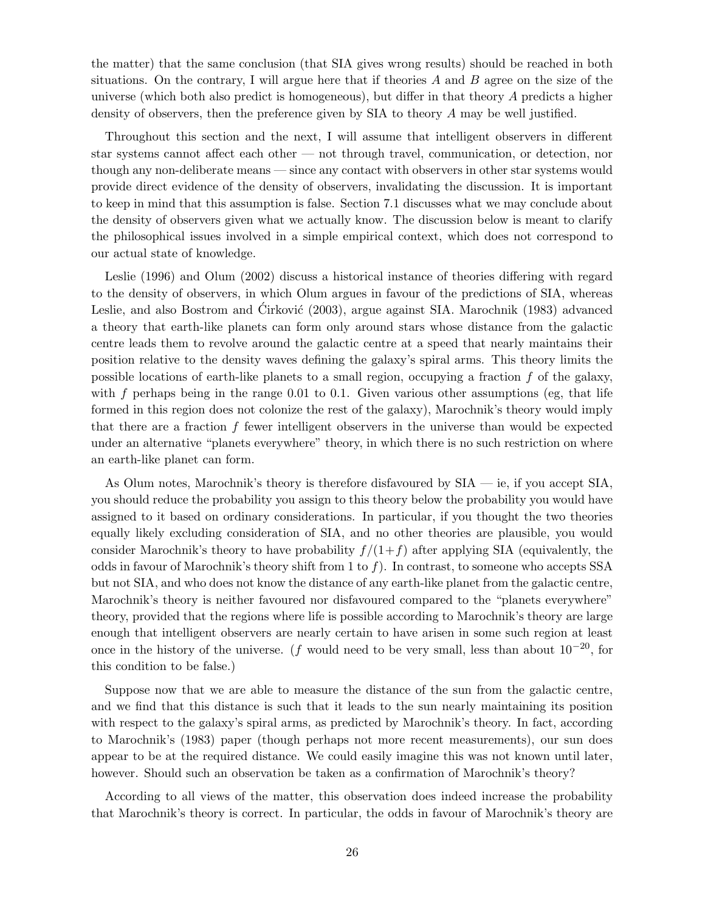the matter) that the same conclusion (that SIA gives wrong results) should be reached in both situations. On the contrary, I will argue here that if theories $A$ and $B$ agree on the size of the universe (which both also predict is homogeneous), but differ in that theory $A$ predicts a higher density of observers, then the preference given by SIA to theory $A$ may be well justified.

Throughout this section and the next, I will assume that intelligent observers in different star systems cannot affect each other — not through travel, communication, or detection, nor though any non-deliberate means — since any contact with observers in other star systems would provide direct evidence of the density of observers, invalidating the discussion. It is important to keep in mind that this assumption is false. Section 7.1 discusses what we may conclude about the density of observers given what we actually know. The discussion below is meant to clarify the philosophical issues involved in a simple empirical context, which does not correspond to our actual state of knowledge.

Leslie (1996) and Olum (2002) discuss a historical instance of theories differing with regard to the density of observers, in which Olum argues in favour of the predictions of SIA, whereas Leslie, and also Bostrom and Ćirković (2003), argue against SIA. Marochnik (1983) advanced a theory that earth-like planets can form only around stars whose distance from the galactic centre leads them to revolve around the galactic centre at a speed that nearly maintains their position relative to the density waves defining the galaxy's spiral arms. This theory limits the possible locations of earth-like planets to a small region, occupying a fraction $f$ of the galaxy, with $f$ perhaps being in the range 0.01 to 0.1. Given various other assumptions (eg, that life formed in this region does not colonize the rest of the galaxy), Marochnik's theory would imply that there are a fraction $f$ fewer intelligent observers in the universe than would be expected under an alternative "planets everywhere" theory, in which there is no such restriction on where an earth-like planet can form.

As Olum notes, Marochnik's theory is therefore disfavoured by SIA — ie, if you accept SIA, you should reduce the probability you assign to this theory below the probability you would have assigned to it based on ordinary considerations. In particular, if you thought the two theories equally likely excluding consideration of SIA, and no other theories are plausible, you would consider Marochnik's theory to have probability $f/(1+f)$ after applying SIA (equivalently, the odds in favour of Marochnik's theory shift from 1 to $f$). In contrast, to someone who accepts SSA but not SIA, and who does not know the distance of any earth-like planet from the galactic centre, Marochnik's theory is neither favoured nor disfavoured compared to the "planets everywhere" theory, provided that the regions where life is possible according to Marochnik's theory are large enough that intelligent observers are nearly certain to have arisen in some such region at least once in the history of the universe. ($f$ would need to be very small, less than about $10^{-20}$, for this condition to be false.)

Suppose now that we are able to measure the distance of the sun from the galactic centre, and we find that this distance is such that it leads to the sun nearly maintaining its position with respect to the galaxy's spiral arms, as predicted by Marochnik's theory. In fact, according to Marochnik's (1983) paper (though perhaps not more recent measurements), our sun does appear to be at the required distance. We could easily imagine this was not known until later, however. Should such an observation be taken as a confirmation of Marochnik's theory?

According to all views of the matter, this observation does indeed increase the probability that Marochnik's theory is correct. In particular, the odds in favour of Marochnik's theory are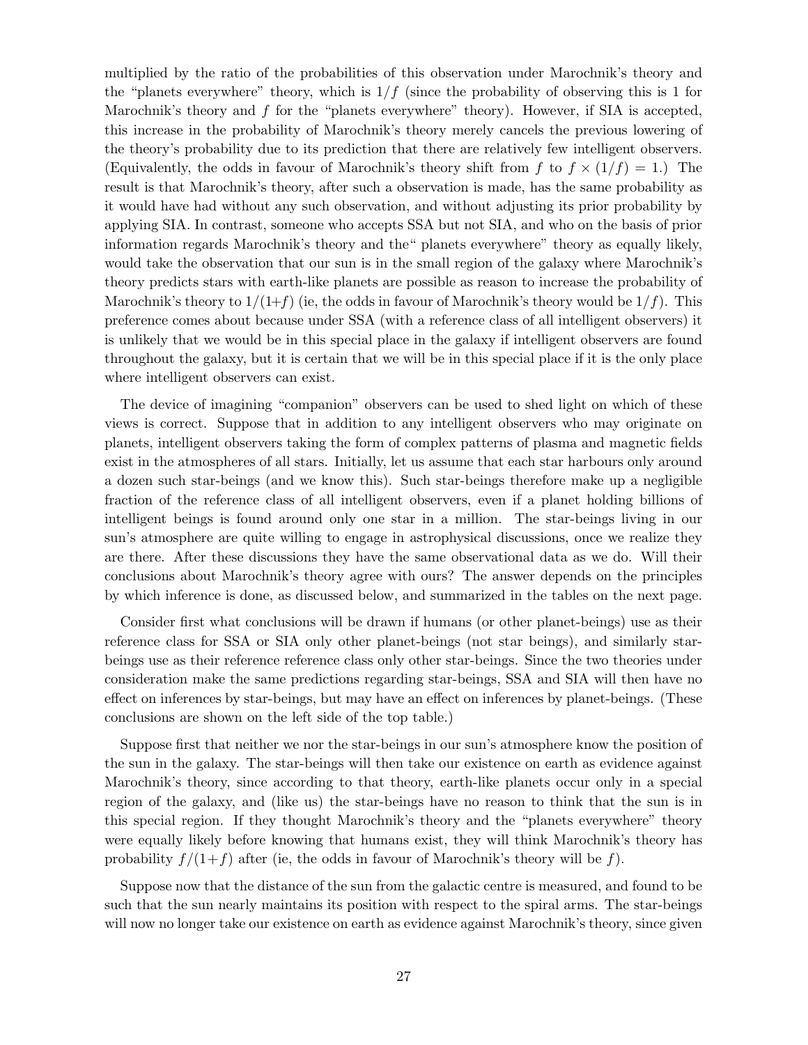multiplied by the ratio of the probabilities of this observation under Marochnik's theory and the "planets everywhere" theory, which is $1/f$ (since the probability of observing this is 1 for Marochnik's theory and $f$ for the "planets everywhere" theory). However, if SIA is accepted, this increase in the probability of Marochnik's theory merely cancels the previous lowering of the theory's probability due to its prediction that there are relatively few intelligent observers. (Equivalently, the odds in favour of Marochnik's theory shift from $f$ to $f \times (1/f) = 1$.) The result is that Marochnik's theory, after such a observation is made, has the same probability as it would have had without any such observation, and without adjusting its prior probability by applying SIA. In contrast, someone who accepts SSA but not SIA, and who on the basis of prior information regards Marochnik's theory and the" planets everywhere" theory as equally likely, would take the observation that our sun is in the small region of the galaxy where Marochnik's theory predicts stars with earth-like planets are possible as reason to increase the probability of Marochnik's theory to $1/(1{+}f)$ (ie, the odds in favour of Marochnik's theory would be $1/f$). This preference comes about because under SSA (with a reference class of all intelligent observers) it is unlikely that we would be in this special place in the galaxy if intelligent observers are found throughout the galaxy, but it is certain that we will be in this special place if it is the only place where intelligent observers can exist.

The device of imagining "companion" observers can be used to shed light on which of these views is correct. Suppose that in addition to any intelligent observers who may originate on planets, intelligent observers taking the form of complex patterns of plasma and magnetic fields exist in the atmospheres of all stars. Initially, let us assume that each star harbours only around a dozen such star-beings (and we know this). Such star-beings therefore make up a negligible fraction of the reference class of all intelligent observers, even if a planet holding billions of intelligent beings is found around only one star in a million. The star-beings living in our sun's atmosphere are quite willing to engage in astrophysical discussions, once we realize they are there. After these discussions they have the same observational data as we do. Will their conclusions about Marochnik's theory agree with ours? The answer depends on the principles by which inference is done, as discussed below, and summarized in the tables on the next page.

Consider first what conclusions will be drawn if humans (or other planet-beings) use as their reference class for SSA or SIA only other planet-beings (not star beings), and similarly star-beings use as their reference reference class only other star-beings. Since the two theories under consideration make the same predictions regarding star-beings, SSA and SIA will then have no effect on inferences by star-beings, but may have an effect on inferences by planet-beings. (These conclusions are shown on the left side of the top table.)

Suppose first that neither we nor the star-beings in our sun's atmosphere know the position of the sun in the galaxy. The star-beings will then take our existence on earth as evidence against Marochnik's theory, since according to that theory, earth-like planets occur only in a special region of the galaxy, and (like us) the star-beings have no reason to think that the sun is in this special region. If they thought Marochnik's theory and the "planets everywhere" theory were equally likely before knowing that humans exist, they will think Marochnik's theory has probability $f/(1{+}f)$ after (ie, the odds in favour of Marochnik's theory will be $f$).

Suppose now that the distance of the sun from the galactic centre is measured, and found to be such that the sun nearly maintains its position with respect to the spiral arms. The star-beings will now no longer take our existence on earth as evidence against Marochnik's theory, since given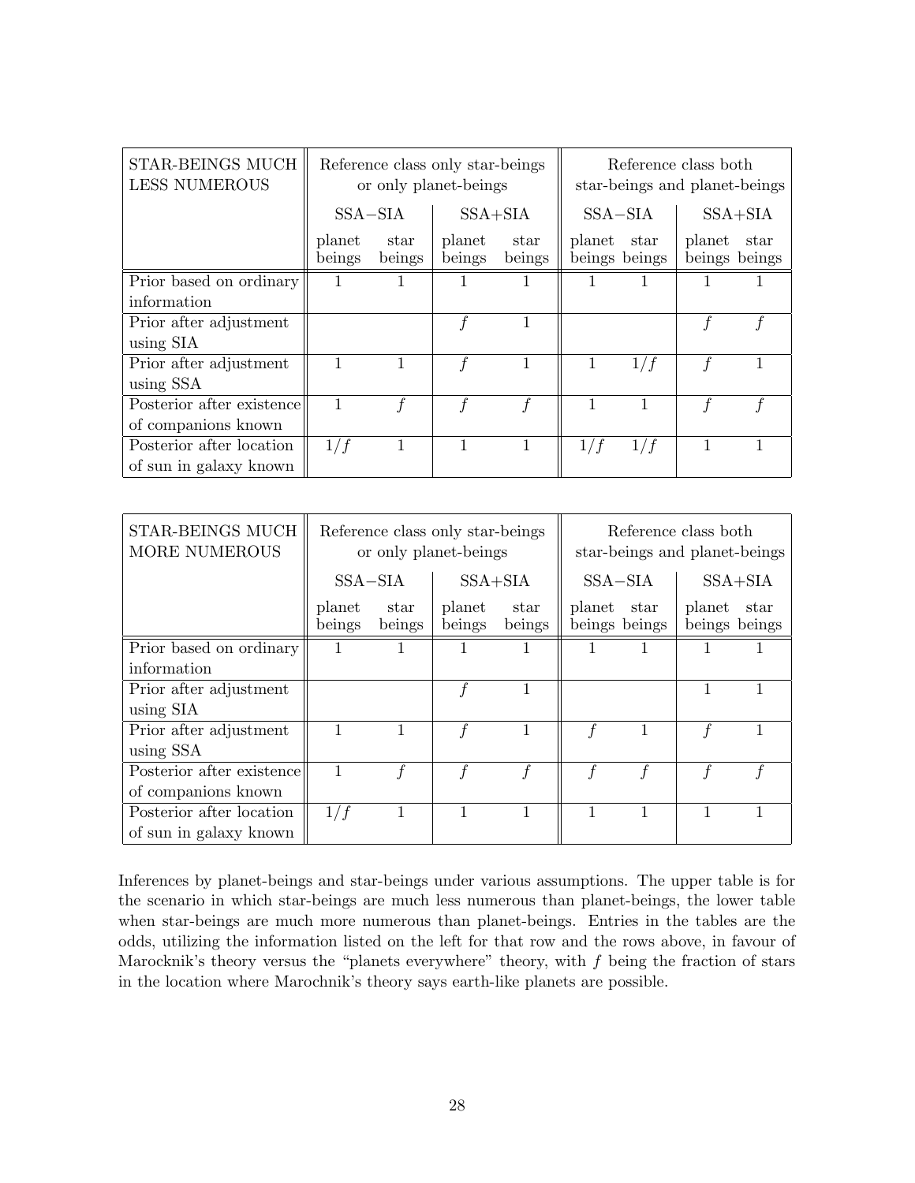| STAR-BEINGS MUCH LESS NUMEROUS | Reference class only star-beings or only planet-beings | | | | Reference class both star-beings and planet-beings | | | |
|---|---|---|---|---|---|---|---|---|
| | SSA−SIA | | SSA+SIA | | SSA−SIA | | SSA+SIA | |
| | planet beings | star beings | planet beings | star beings | planet beings | star beings | planet beings | star beings |
| Prior based on ordinary information | 1 | 1 | 1 | 1 | 1 | 1 | 1 | 1 |
| Prior after adjustment using SIA | | | $f$ | 1 | | | $f$ | $f$ |
| Prior after adjustment using SSA | 1 | 1 | $f$ | 1 | 1 | $1/f$ | $f$ | 1 |
| Posterior after existence of companions known | 1 | $f$ | $f$ | $f$ | 1 | 1 | $f$ | $f$ |
| Posterior after location of sun in galaxy known | $1/f$ | 1 | 1 | 1 | $1/f$ | $1/f$ | 1 | 1 |

| STAR-BEINGS MUCH MORE NUMEROUS | Reference class only star-beings or only planet-beings | | | | Reference class both star-beings and planet-beings | | | |
|---|---|---|---|---|---|---|---|---|
| | SSA−SIA | | SSA+SIA | | SSA−SIA | | SSA+SIA | |
| | planet beings | star beings | planet beings | star beings | planet beings | star beings | planet beings | star beings |
| Prior based on ordinary information | 1 | 1 | 1 | 1 | 1 | 1 | 1 | 1 |
| Prior after adjustment using SIA | | | $f$ | 1 | | | 1 | 1 |
| Prior after adjustment using SSA | 1 | 1 | $f$ | 1 | $f$ | 1 | $f$ | 1 |
| Posterior after existence of companions known | 1 | $f$ | $f$ | $f$ | $f$ | $f$ | $f$ | $f$ |
| Posterior after location of sun in galaxy known | $1/f$ | 1 | 1 | 1 | 1 | 1 | 1 | 1 |

Inferences by planet-beings and star-beings under various assumptions. The upper table is for the scenario in which star-beings are much less numerous than planet-beings, the lower table when star-beings are much more numerous than planet-beings. Entries in the tables are the odds, utilizing the information listed on the left for that row and the rows above, in favour of Marocknik's theory versus the "planets everywhere" theory, with $f$ being the fraction of stars in the location where Marochnik's theory says earth-like planets are possible.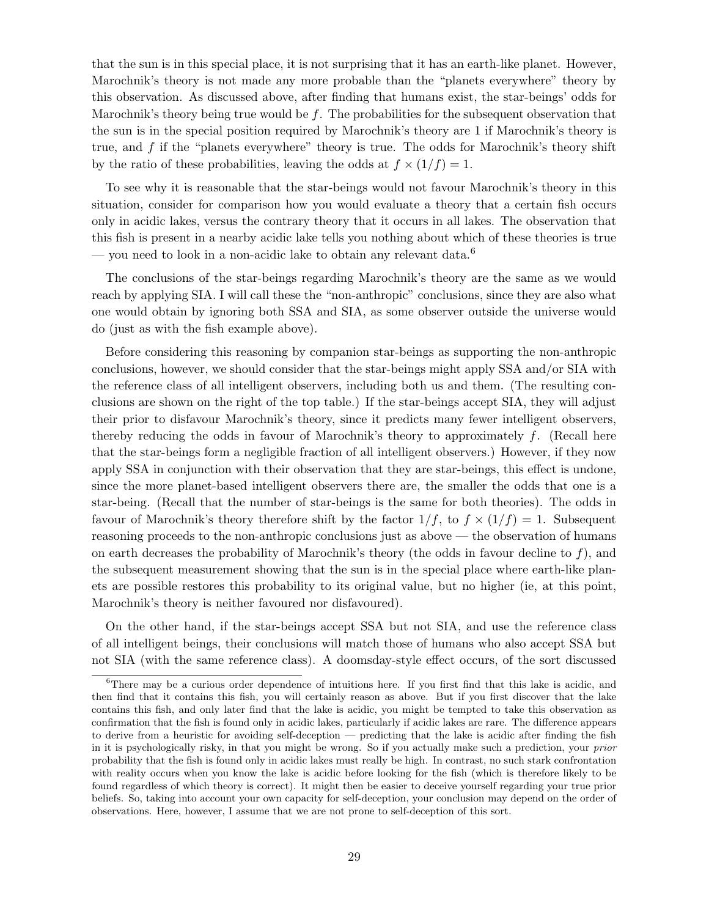that the sun is in this special place, it is not surprising that it has an earth-like planet. However, Marochnik's theory is not made any more probable than the "planets everywhere" theory by this observation. As discussed above, after finding that humans exist, the star-beings' odds for Marochnik's theory being true would be $f$. The probabilities for the subsequent observation that the sun is in the special position required by Marochnik's theory are 1 if Marochnik's theory is true, and $f$ if the "planets everywhere" theory is true. The odds for Marochnik's theory shift by the ratio of these probabilities, leaving the odds at $f \times (1/f) = 1$.

To see why it is reasonable that the star-beings would not favour Marochnik's theory in this situation, consider for comparison how you would evaluate a theory that a certain fish occurs only in acidic lakes, versus the contrary theory that it occurs in all lakes. The observation that this fish is present in a nearby acidic lake tells you nothing about which of these theories is true — you need to look in a non-acidic lake to obtain any relevant data.[6]

The conclusions of the star-beings regarding Marochnik's theory are the same as we would reach by applying SIA. I will call these the "non-anthropic" conclusions, since they are also what one would obtain by ignoring both SSA and SIA, as some observer outside the universe would do (just as with the fish example above).

Before considering this reasoning by companion star-beings as supporting the non-anthropic conclusions, however, we should consider that the star-beings might apply SSA and/or SIA with the reference class of all intelligent observers, including both us and them. (The resulting conclusions are shown on the right of the top table.) If the star-beings accept SIA, they will adjust their prior to disfavour Marochnik's theory, since it predicts many fewer intelligent observers, thereby reducing the odds in favour of Marochnik's theory to approximately $f$. (Recall here that the star-beings form a negligible fraction of all intelligent observers.) However, if they now apply SSA in conjunction with their observation that they are star-beings, this effect is undone, since the more planet-based intelligent observers there are, the smaller the odds that one is a star-being. (Recall that the number of star-beings is the same for both theories). The odds in favour of Marochnik's theory therefore shift by the factor $1/f$, to $f \times (1/f) = 1$. Subsequent reasoning proceeds to the non-anthropic conclusions just as above — the observation of humans on earth decreases the probability of Marochnik's theory (the odds in favour decline to $f$), and the subsequent measurement showing that the sun is in the special place where earth-like planets are possible restores this probability to its original value, but no higher (ie, at this point, Marochnik's theory is neither favoured nor disfavoured).

On the other hand, if the star-beings accept SSA but not SIA, and use the reference class of all intelligent beings, their conclusions will match those of humans who also accept SSA but not SIA (with the same reference class). A doomsday-style effect occurs, of the sort discussed

[6] There may be a curious order dependence of intuitions here. If you first find that this lake is acidic, and then find that it contains this fish, you will certainly reason as above. But if you first discover that the lake contains this fish, and only later find that the lake is acidic, you might be tempted to take this observation as confirmation that the fish is found only in acidic lakes, particularly if acidic lakes are rare. The difference appears to derive from a heuristic for avoiding self-deception — predicting that the lake is acidic after finding the fish in it is psychologically risky, in that you might be wrong. So if you actually make such a prediction, your *prior* probability that the fish is found only in acidic lakes must really be high. In contrast, no such stark confrontation with reality occurs when you know the lake is acidic before looking for the fish (which is therefore likely to be found regardless of which theory is correct). It might then be easier to deceive yourself regarding your true prior beliefs. So, taking into account your own capacity for self-deception, your conclusion may depend on the order of observations. Here, however, I assume that we are not prone to self-deception of this sort.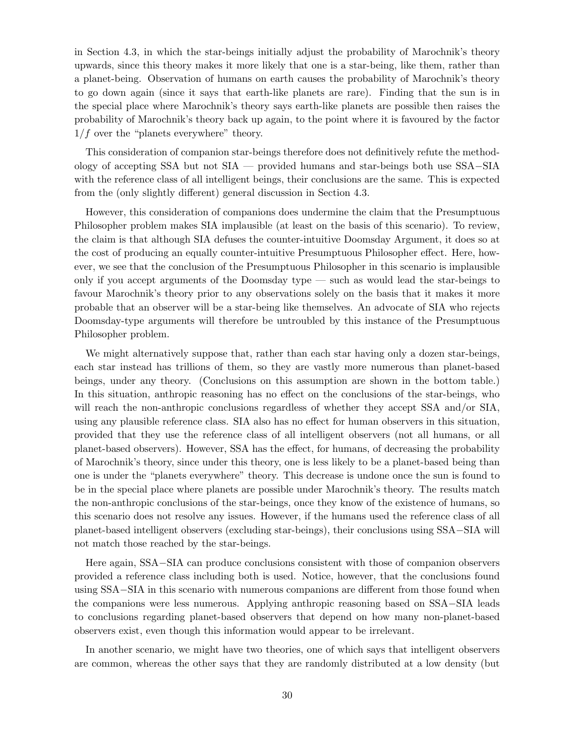in Section 4.3, in which the star-beings initially adjust the probability of Marochnik's theory upwards, since this theory makes it more likely that one is a star-being, like them, rather than a planet-being. Observation of humans on earth causes the probability of Marochnik's theory to go down again (since it says that earth-like planets are rare). Finding that the sun is in the special place where Marochnik's theory says earth-like planets are possible then raises the probability of Marochnik's theory back up again, to the point where it is favoured by the factor $1/f$ over the "planets everywhere" theory.

This consideration of companion star-beings therefore does not definitively refute the methodology of accepting SSA but not SIA — provided humans and star-beings both use SSA−SIA with the reference class of all intelligent beings, their conclusions are the same. This is expected from the (only slightly different) general discussion in Section 4.3.

However, this consideration of companions does undermine the claim that the Presumptuous Philosopher problem makes SIA implausible (at least on the basis of this scenario). To review, the claim is that although SIA defuses the counter-intuitive Doomsday Argument, it does so at the cost of producing an equally counter-intuitive Presumptuous Philosopher effect. Here, however, we see that the conclusion of the Presumptuous Philosopher in this scenario is implausible only if you accept arguments of the Doomsday type — such as would lead the star-beings to favour Marochnik's theory prior to any observations solely on the basis that it makes it more probable that an observer will be a star-being like themselves. An advocate of SIA who rejects Doomsday-type arguments will therefore be untroubled by this instance of the Presumptuous Philosopher problem.

We might alternatively suppose that, rather than each star having only a dozen star-beings, each star instead has trillions of them, so they are vastly more numerous than planet-based beings, under any theory. (Conclusions on this assumption are shown in the bottom table.) In this situation, anthropic reasoning has no effect on the conclusions of the star-beings, who will reach the non-anthropic conclusions regardless of whether they accept SSA and/or SIA, using any plausible reference class. SIA also has no effect for human observers in this situation, provided that they use the reference class of all intelligent observers (not all humans, or all planet-based observers). However, SSA has the effect, for humans, of decreasing the probability of Marochnik's theory, since under this theory, one is less likely to be a planet-based being than one is under the "planets everywhere" theory. This decrease is undone once the sun is found to be in the special place where planets are possible under Marochnik's theory. The results match the non-anthropic conclusions of the star-beings, once they know of the existence of humans, so this scenario does not resolve any issues. However, if the humans used the reference class of all planet-based intelligent observers (excluding star-beings), their conclusions using SSA−SIA will not match those reached by the star-beings.

Here again, SSA−SIA can produce conclusions consistent with those of companion observers provided a reference class including both is used. Notice, however, that the conclusions found using SSA−SIA in this scenario with numerous companions are different from those found when the companions were less numerous. Applying anthropic reasoning based on SSA−SIA leads to conclusions regarding planet-based observers that depend on how many non-planet-based observers exist, even though this information would appear to be irrelevant.

In another scenario, we might have two theories, one of which says that intelligent observers are common, whereas the other says that they are randomly distributed at a low density (but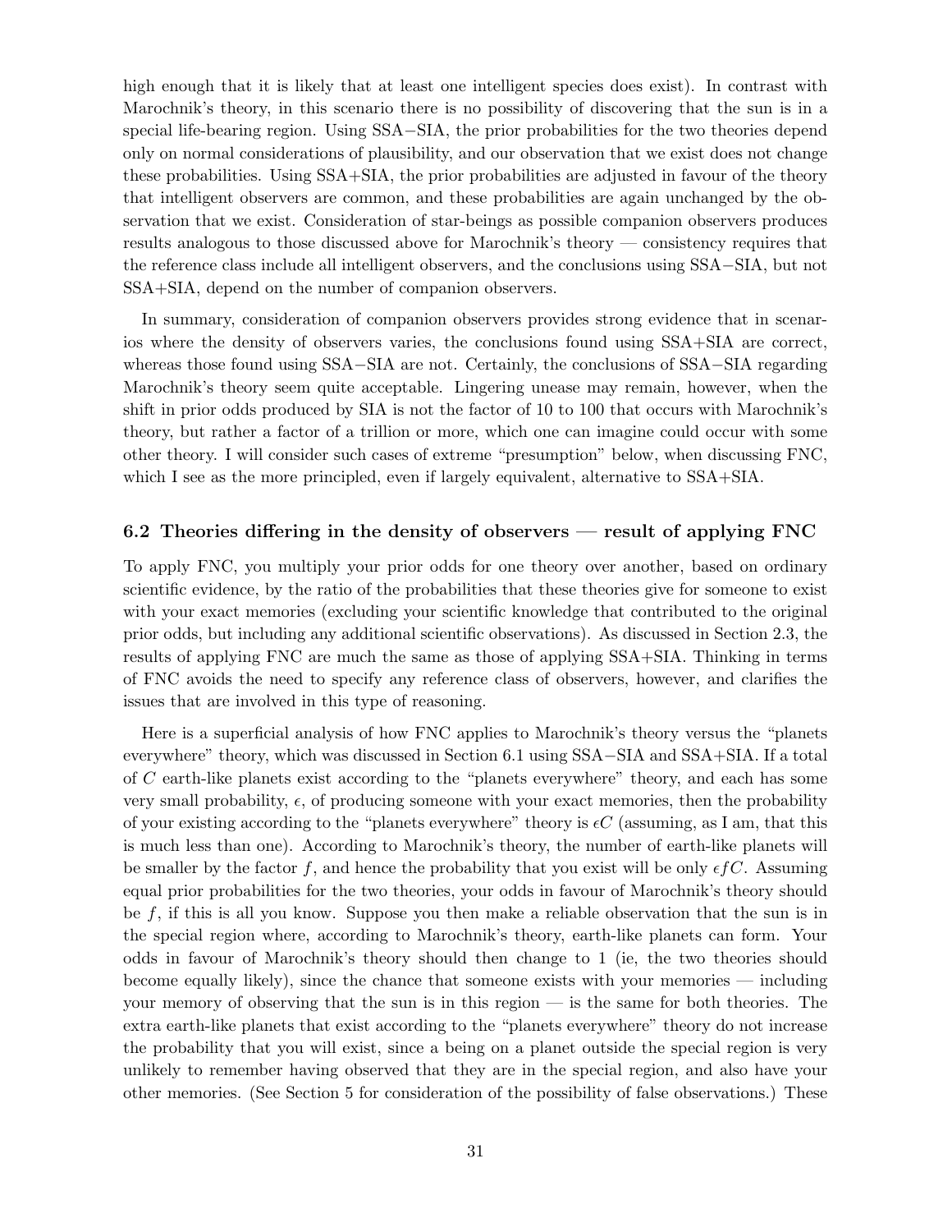high enough that it is likely that at least one intelligent species does exist). In contrast with Marochnik's theory, in this scenario there is no possibility of discovering that the sun is in a special life-bearing region. Using SSA−SIA, the prior probabilities for the two theories depend only on normal considerations of plausibility, and our observation that we exist does not change these probabilities. Using SSA+SIA, the prior probabilities are adjusted in favour of the theory that intelligent observers are common, and these probabilities are again unchanged by the observation that we exist. Consideration of star-beings as possible companion observers produces results analogous to those discussed above for Marochnik's theory — consistency requires that the reference class include all intelligent observers, and the conclusions using SSA−SIA, but not SSA+SIA, depend on the number of companion observers.

In summary, consideration of companion observers provides strong evidence that in scenarios where the density of observers varies, the conclusions found using SSA+SIA are correct, whereas those found using SSA−SIA are not. Certainly, the conclusions of SSA−SIA regarding Marochnik's theory seem quite acceptable. Lingering unease may remain, however, when the shift in prior odds produced by SIA is not the factor of 10 to 100 that occurs with Marochnik's theory, but rather a factor of a trillion or more, which one can imagine could occur with some other theory. I will consider such cases of extreme "presumption" below, when discussing FNC, which I see as the more principled, even if largely equivalent, alternative to SSA+SIA.

### 6.2 Theories differing in the density of observers — result of applying FNC

To apply FNC, you multiply your prior odds for one theory over another, based on ordinary scientific evidence, by the ratio of the probabilities that these theories give for someone to exist with your exact memories (excluding your scientific knowledge that contributed to the original prior odds, but including any additional scientific observations). As discussed in Section 2.3, the results of applying FNC are much the same as those of applying SSA+SIA. Thinking in terms of FNC avoids the need to specify any reference class of observers, however, and clarifies the issues that are involved in this type of reasoning.

Here is a superficial analysis of how FNC applies to Marochnik's theory versus the "planets everywhere" theory, which was discussed in Section 6.1 using SSA−SIA and SSA+SIA. If a total of $C$ earth-like planets exist according to the "planets everywhere" theory, and each has some very small probability, $\epsilon$, of producing someone with your exact memories, then the probability of your existing according to the "planets everywhere" theory is $\epsilon C$ (assuming, as I am, that this is much less than one). According to Marochnik's theory, the number of earth-like planets will be smaller by the factor $f$, and hence the probability that you exist will be only $\epsilon f C$. Assuming equal prior probabilities for the two theories, your odds in favour of Marochnik's theory should be $f$, if this is all you know. Suppose you then make a reliable observation that the sun is in the special region where, according to Marochnik's theory, earth-like planets can form. Your odds in favour of Marochnik's theory should then change to 1 (ie, the two theories should become equally likely), since the chance that someone exists with your memories — including your memory of observing that the sun is in this region — is the same for both theories. The extra earth-like planets that exist according to the "planets everywhere" theory do not increase the probability that you will exist, since a being on a planet outside the special region is very unlikely to remember having observed that they are in the special region, and also have your other memories. (See Section 5 for consideration of the possibility of false observations.) These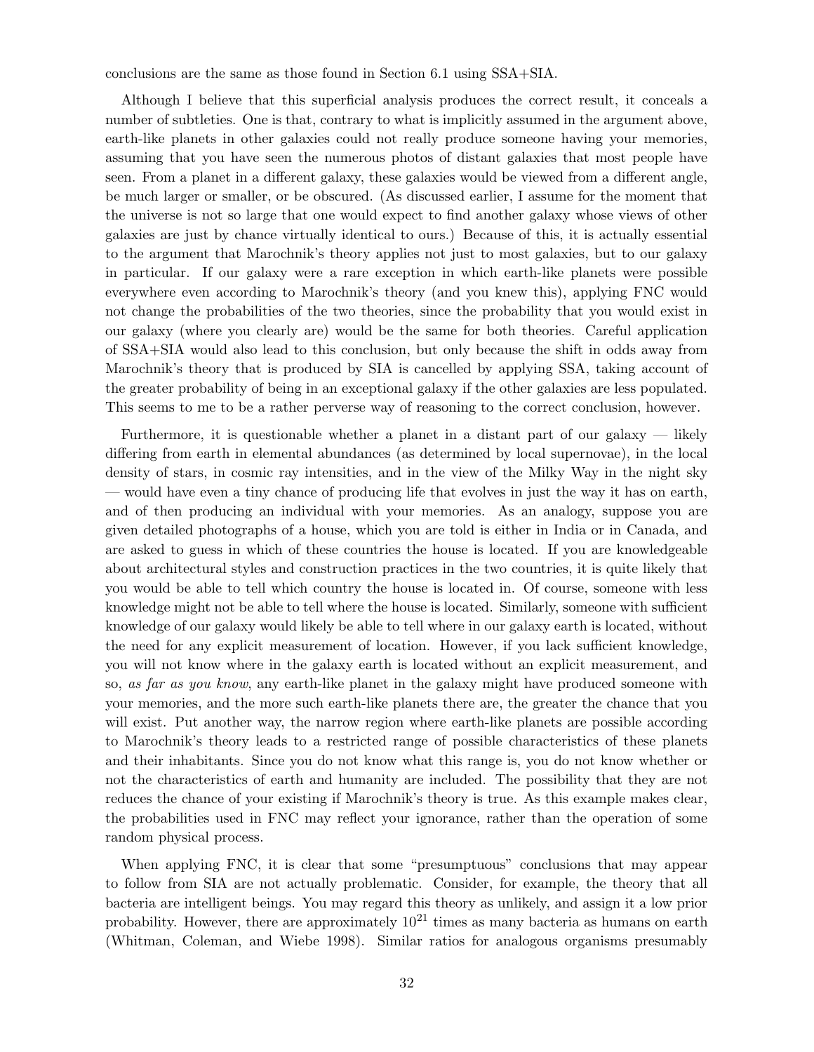conclusions are the same as those found in Section 6.1 using SSA+SIA.

Although I believe that this superficial analysis produces the correct result, it conceals a number of subtleties. One is that, contrary to what is implicitly assumed in the argument above, earth-like planets in other galaxies could not really produce someone having your memories, assuming that you have seen the numerous photos of distant galaxies that most people have seen. From a planet in a different galaxy, these galaxies would be viewed from a different angle, be much larger or smaller, or be obscured. (As discussed earlier, I assume for the moment that the universe is not so large that one would expect to find another galaxy whose views of other galaxies are just by chance virtually identical to ours.) Because of this, it is actually essential to the argument that Marochnik's theory applies not just to most galaxies, but to our galaxy in particular. If our galaxy were a rare exception in which earth-like planets were possible everywhere even according to Marochnik's theory (and you knew this), applying FNC would not change the probabilities of the two theories, since the probability that you would exist in our galaxy (where you clearly are) would be the same for both theories. Careful application of SSA+SIA would also lead to this conclusion, but only because the shift in odds away from Marochnik's theory that is produced by SIA is cancelled by applying SSA, taking account of the greater probability of being in an exceptional galaxy if the other galaxies are less populated. This seems to me to be a rather perverse way of reasoning to the correct conclusion, however.

Furthermore, it is questionable whether a planet in a distant part of our galaxy — likely differing from earth in elemental abundances (as determined by local supernovae), in the local density of stars, in cosmic ray intensities, and in the view of the Milky Way in the night sky — would have even a tiny chance of producing life that evolves in just the way it has on earth, and of then producing an individual with your memories. As an analogy, suppose you are given detailed photographs of a house, which you are told is either in India or in Canada, and are asked to guess in which of these countries the house is located. If you are knowledgeable about architectural styles and construction practices in the two countries, it is quite likely that you would be able to tell which country the house is located in. Of course, someone with less knowledge might not be able to tell where the house is located. Similarly, someone with sufficient knowledge of our galaxy would likely be able to tell where in our galaxy earth is located, without the need for any explicit measurement of location. However, if you lack sufficient knowledge, you will not know where in the galaxy earth is located without an explicit measurement, and so, *as far as you know*, any earth-like planet in the galaxy might have produced someone with your memories, and the more such earth-like planets there are, the greater the chance that you will exist. Put another way, the narrow region where earth-like planets are possible according to Marochnik's theory leads to a restricted range of possible characteristics of these planets and their inhabitants. Since you do not know what this range is, you do not know whether or not the characteristics of earth and humanity are included. The possibility that they are not reduces the chance of your existing if Marochnik's theory is true. As this example makes clear, the probabilities used in FNC may reflect your ignorance, rather than the operation of some random physical process.

When applying FNC, it is clear that some "presumptuous" conclusions that may appear to follow from SIA are not actually problematic. Consider, for example, the theory that all bacteria are intelligent beings. You may regard this theory as unlikely, and assign it a low prior probability. However, there are approximately $10^{21}$ times as many bacteria as humans on earth (Whitman, Coleman, and Wiebe 1998). Similar ratios for analogous organisms presumably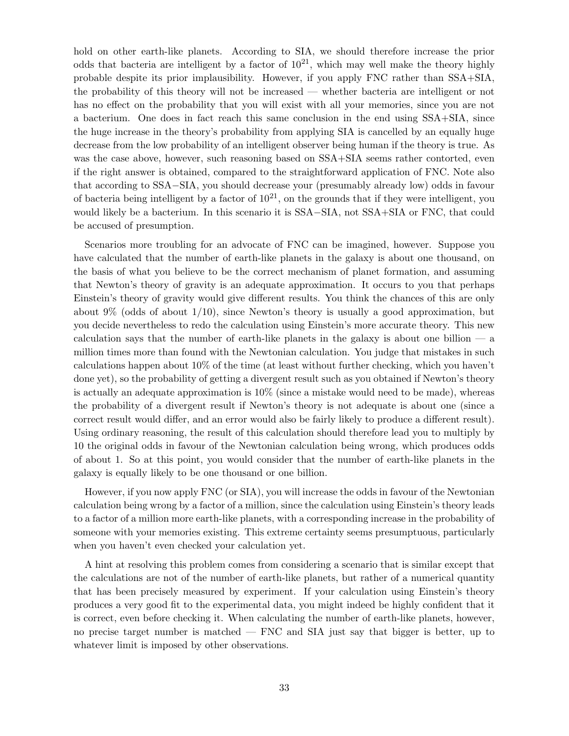hold on other earth-like planets. According to SIA, we should therefore increase the prior odds that bacteria are intelligent by a factor of $10^{21}$, which may well make the theory highly probable despite its prior implausibility. However, if you apply FNC rather than SSA+SIA, the probability of this theory will not be increased — whether bacteria are intelligent or not has no effect on the probability that you will exist with all your memories, since you are not a bacterium. One does in fact reach this same conclusion in the end using SSA+SIA, since the huge increase in the theory's probability from applying SIA is cancelled by an equally huge decrease from the low probability of an intelligent observer being human if the theory is true. As was the case above, however, such reasoning based on SSA+SIA seems rather contorted, even if the right answer is obtained, compared to the straightforward application of FNC. Note also that according to SSA−SIA, you should decrease your (presumably already low) odds in favour of bacteria being intelligent by a factor of $10^{21}$, on the grounds that if they were intelligent, you would likely be a bacterium. In this scenario it is SSA−SIA, not SSA+SIA or FNC, that could be accused of presumption.

Scenarios more troubling for an advocate of FNC can be imagined, however. Suppose you have calculated that the number of earth-like planets in the galaxy is about one thousand, on the basis of what you believe to be the correct mechanism of planet formation, and assuming that Newton's theory of gravity is an adequate approximation. It occurs to you that perhaps Einstein's theory of gravity would give different results. You think the chances of this are only about 9% (odds of about 1/10), since Newton's theory is usually a good approximation, but you decide nevertheless to redo the calculation using Einstein's more accurate theory. This new calculation says that the number of earth-like planets in the galaxy is about one billion — a million times more than found with the Newtonian calculation. You judge that mistakes in such calculations happen about 10% of the time (at least without further checking, which you haven't done yet), so the probability of getting a divergent result such as you obtained if Newton's theory is actually an adequate approximation is 10% (since a mistake would need to be made), whereas the probability of a divergent result if Newton's theory is not adequate is about one (since a correct result would differ, and an error would also be fairly likely to produce a different result). Using ordinary reasoning, the result of this calculation should therefore lead you to multiply by 10 the original odds in favour of the Newtonian calculation being wrong, which produces odds of about 1. So at this point, you would consider that the number of earth-like planets in the galaxy is equally likely to be one thousand or one billion.

However, if you now apply FNC (or SIA), you will increase the odds in favour of the Newtonian calculation being wrong by a factor of a million, since the calculation using Einstein's theory leads to a factor of a million more earth-like planets, with a corresponding increase in the probability of someone with your memories existing. This extreme certainty seems presumptuous, particularly when you haven't even checked your calculation yet.

A hint at resolving this problem comes from considering a scenario that is similar except that the calculations are not of the number of earth-like planets, but rather of a numerical quantity that has been precisely measured by experiment. If your calculation using Einstein's theory produces a very good fit to the experimental data, you might indeed be highly confident that it is correct, even before checking it. When calculating the number of earth-like planets, however, no precise target number is matched — FNC and SIA just say that bigger is better, up to whatever limit is imposed by other observations.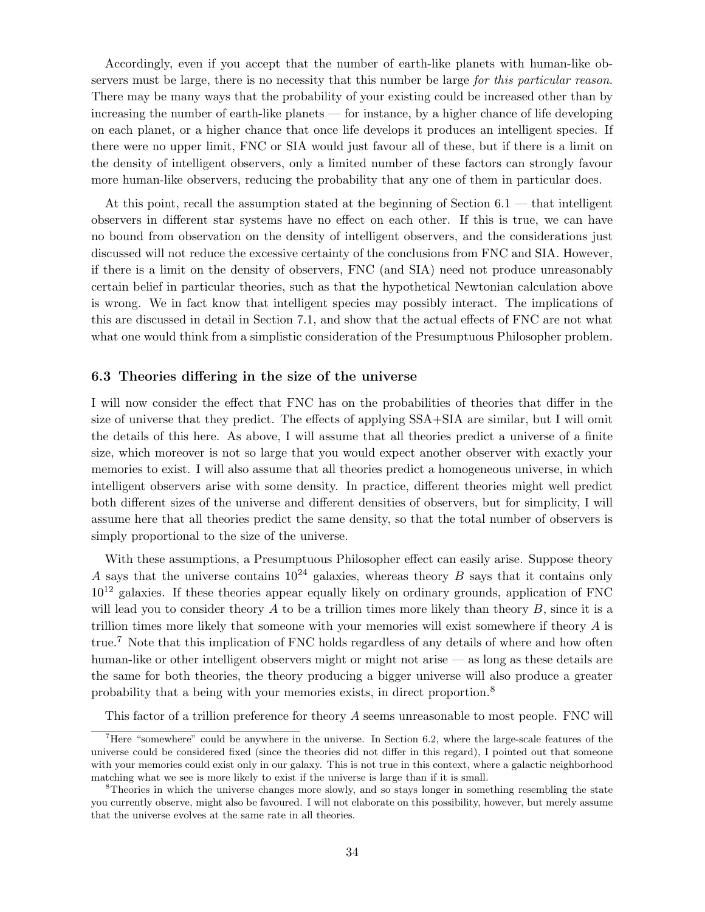Accordingly, even if you accept that the number of earth-like planets with human-like observers must be large, there is no necessity that this number be large *for this particular reason.* There may be many ways that the probability of your existing could be increased other than by increasing the number of earth-like planets — for instance, by a higher chance of life developing on each planet, or a higher chance that once life develops it produces an intelligent species. If there were no upper limit, FNC or SIA would just favour all of these, but if there is a limit on the density of intelligent observers, only a limited number of these factors can strongly favour more human-like observers, reducing the probability that any one of them in particular does.

At this point, recall the assumption stated at the beginning of Section 6.1 — that intelligent observers in different star systems have no effect on each other. If this is true, we can have no bound from observation on the density of intelligent observers, and the considerations just discussed will not reduce the excessive certainty of the conclusions from FNC and SIA. However, if there is a limit on the density of observers, FNC (and SIA) need not produce unreasonably certain belief in particular theories, such as that the hypothetical Newtonian calculation above is wrong. We in fact know that intelligent species may possibly interact. The implications of this are discussed in detail in Section 7.1, and show that the actual effects of FNC are not what what one would think from a simplistic consideration of the Presumptuous Philosopher problem.

### 6.3 Theories differing in the size of the universe

I will now consider the effect that FNC has on the probabilities of theories that differ in the size of universe that they predict. The effects of applying SSA+SIA are similar, but I will omit the details of this here. As above, I will assume that all theories predict a universe of a finite size, which moreover is not so large that you would expect another observer with exactly your memories to exist. I will also assume that all theories predict a homogeneous universe, in which intelligent observers arise with some density. In practice, different theories might well predict both different sizes of the universe and different densities of observers, but for simplicity, I will assume here that all theories predict the same density, so that the total number of observers is simply proportional to the size of the universe.

With these assumptions, a Presumptuous Philosopher effect can easily arise. Suppose theory $A$ says that the universe contains $10^{24}$ galaxies, whereas theory $B$ says that it contains only $10^{12}$ galaxies. If these theories appear equally likely on ordinary grounds, application of FNC will lead you to consider theory $A$ to be a trillion times more likely than theory $B$, since it is a trillion times more likely that someone with your memories will exist somewhere if theory $A$ is true.[7] Note that this implication of FNC holds regardless of any details of where and how often human-like or other intelligent observers might or might not arise — as long as these details are the same for both theories, the theory producing a bigger universe will also produce a greater probability that a being with your memories exists, in direct proportion.[8]

This factor of a trillion preference for theory $A$ seems unreasonable to most people. FNC will

---

[7] Here "somewhere" could be anywhere in the universe. In Section 6.2, where the large-scale features of the universe could be considered fixed (since the theories did not differ in this regard), I pointed out that someone with your memories could exist only in our galaxy. This is not true in this context, where a galactic neighborhood matching what we see is more likely to exist if the universe is large than if it is small.

[8] Theories in which the universe changes more slowly, and so stays longer in something resembling the state you currently observe, might also be favoured. I will not elaborate on this possibility, however, but merely assume that the universe evolves at the same rate in all theories.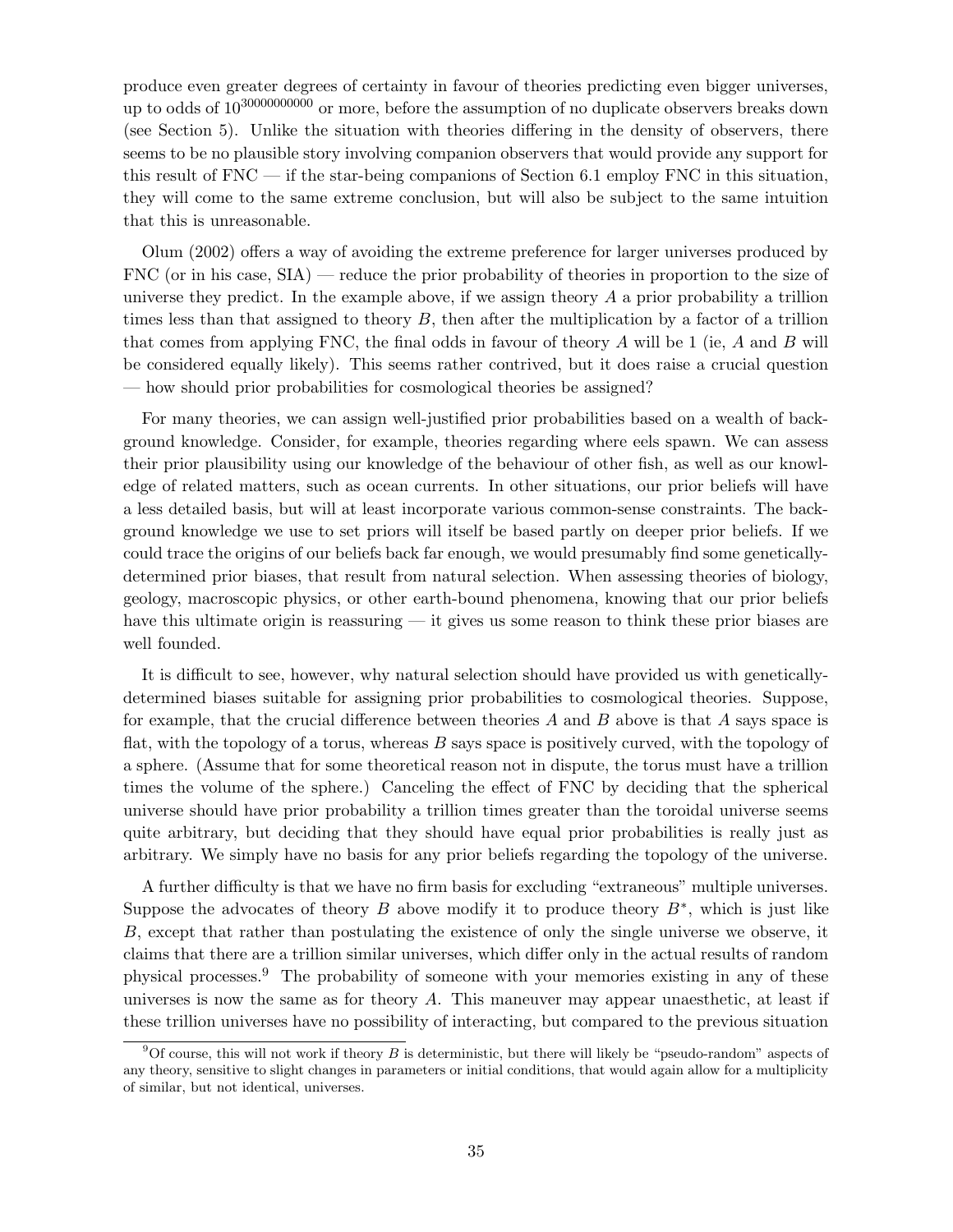produce even greater degrees of certainty in favour of theories predicting even bigger universes, up to odds of $10^{30000000000}$ or more, before the assumption of no duplicate observers breaks down (see Section 5). Unlike the situation with theories differing in the density of observers, there seems to be no plausible story involving companion observers that would provide any support for this result of FNC — if the star-being companions of Section 6.1 employ FNC in this situation, they will come to the same extreme conclusion, but will also be subject to the same intuition that this is unreasonable.

Olum (2002) offers a way of avoiding the extreme preference for larger universes produced by FNC (or in his case, SIA) — reduce the prior probability of theories in proportion to the size of universe they predict. In the example above, if we assign theory $A$ a prior probability a trillion times less than that assigned to theory $B$, then after the multiplication by a factor of a trillion that comes from applying FNC, the final odds in favour of theory $A$ will be 1 (ie, $A$ and $B$ will be considered equally likely). This seems rather contrived, but it does raise a crucial question — how should prior probabilities for cosmological theories be assigned?

For many theories, we can assign well-justified prior probabilities based on a wealth of background knowledge. Consider, for example, theories regarding where eels spawn. We can assess their prior plausibility using our knowledge of the behaviour of other fish, as well as our knowledge of related matters, such as ocean currents. In other situations, our prior beliefs will have a less detailed basis, but will at least incorporate various common-sense constraints. The background knowledge we use to set priors will itself be based partly on deeper prior beliefs. If we could trace the origins of our beliefs back far enough, we would presumably find some genetically-determined prior biases, that result from natural selection. When assessing theories of biology, geology, macroscopic physics, or other earth-bound phenomena, knowing that our prior beliefs have this ultimate origin is reassuring — it gives us some reason to think these prior biases are well founded.

It is difficult to see, however, why natural selection should have provided us with genetically-determined biases suitable for assigning prior probabilities to cosmological theories. Suppose, for example, that the crucial difference between theories $A$ and $B$ above is that $A$ says space is flat, with the topology of a torus, whereas $B$ says space is positively curved, with the topology of a sphere. (Assume that for some theoretical reason not in dispute, the torus must have a trillion times the volume of the sphere.) Canceling the effect of FNC by deciding that the spherical universe should have prior probability a trillion times greater than the toroidal universe seems quite arbitrary, but deciding that they should have equal prior probabilities is really just as arbitrary. We simply have no basis for any prior beliefs regarding the topology of the universe.

A further difficulty is that we have no firm basis for excluding "extraneous" multiple universes. Suppose the advocates of theory $B$ above modify it to produce theory $B^*$, which is just like $B$, except that rather than postulating the existence of only the single universe we observe, it claims that there are a trillion similar universes, which differ only in the actual results of random physical processes.[9] The probability of someone with your memories existing in any of these universes is now the same as for theory $A$. This maneuver may appear unaesthetic, at least if these trillion universes have no possibility of interacting, but compared to the previous situation

[9] Of course, this will not work if theory $B$ is deterministic, but there will likely be "pseudo-random" aspects of any theory, sensitive to slight changes in parameters or initial conditions, that would again allow for a multiplicity of similar, but not identical, universes.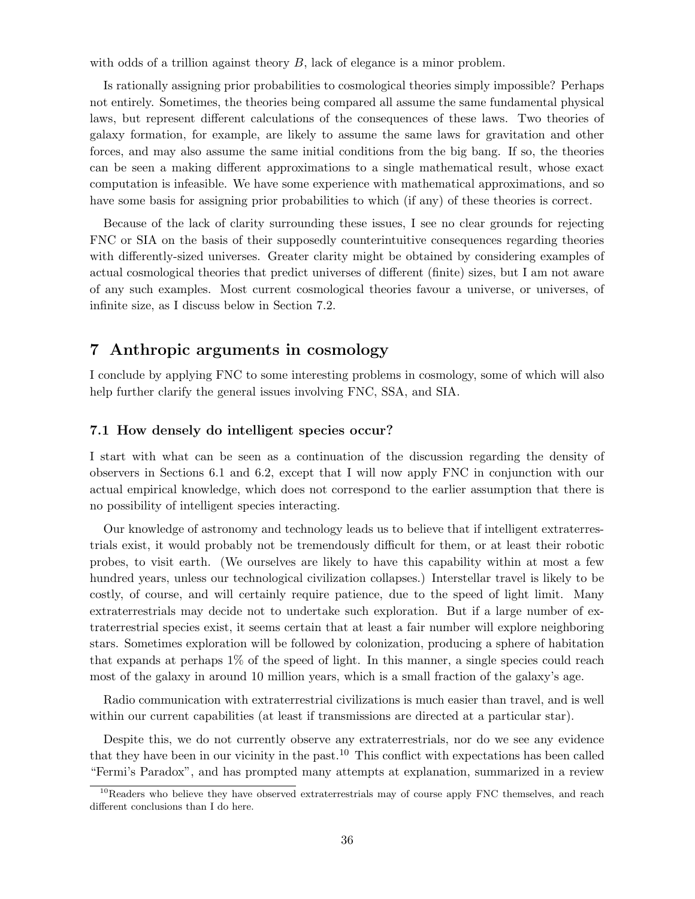with odds of a trillion against theory $B$, lack of elegance is a minor problem.

Is rationally assigning prior probabilities to cosmological theories simply impossible? Perhaps not entirely. Sometimes, the theories being compared all assume the same fundamental physical laws, but represent different calculations of the consequences of these laws. Two theories of galaxy formation, for example, are likely to assume the same laws for gravitation and other forces, and may also assume the same initial conditions from the big bang. If so, the theories can be seen a making different approximations to a single mathematical result, whose exact computation is infeasible. We have some experience with mathematical approximations, and so have some basis for assigning prior probabilities to which (if any) of these theories is correct.

Because of the lack of clarity surrounding these issues, I see no clear grounds for rejecting FNC or SIA on the basis of their supposedly counterintuitive consequences regarding theories with differently-sized universes. Greater clarity might be obtained by considering examples of actual cosmological theories that predict universes of different (finite) sizes, but I am not aware of any such examples. Most current cosmological theories favour a universe, or universes, of infinite size, as I discuss below in Section 7.2.

## 7 Anthropic arguments in cosmology

I conclude by applying FNC to some interesting problems in cosmology, some of which will also help further clarify the general issues involving FNC, SSA, and SIA.

### 7.1 How densely do intelligent species occur?

I start with what can be seen as a continuation of the discussion regarding the density of observers in Sections 6.1 and 6.2, except that I will now apply FNC in conjunction with our actual empirical knowledge, which does not correspond to the earlier assumption that there is no possibility of intelligent species interacting.

Our knowledge of astronomy and technology leads us to believe that if intelligent extraterrestrials exist, it would probably not be tremendously difficult for them, or at least their robotic probes, to visit earth. (We ourselves are likely to have this capability within at most a few hundred years, unless our technological civilization collapses.) Interstellar travel is likely to be costly, of course, and will certainly require patience, due to the speed of light limit. Many extraterrestrials may decide not to undertake such exploration. But if a large number of extraterrestrial species exist, it seems certain that at least a fair number will explore neighboring stars. Sometimes exploration will be followed by colonization, producing a sphere of habitation that expands at perhaps 1% of the speed of light. In this manner, a single species could reach most of the galaxy in around 10 million years, which is a small fraction of the galaxy's age.

Radio communication with extraterrestrial civilizations is much easier than travel, and is well within our current capabilities (at least if transmissions are directed at a particular star).

Despite this, we do not currently observe any extraterrestrials, nor do we see any evidence that they have been in our vicinity in the past.[10] This conflict with expectations has been called "Fermi's Paradox", and has prompted many attempts at explanation, summarized in a review

[10] Readers who believe they have observed extraterrestrials may of course apply FNC themselves, and reach different conclusions than I do here.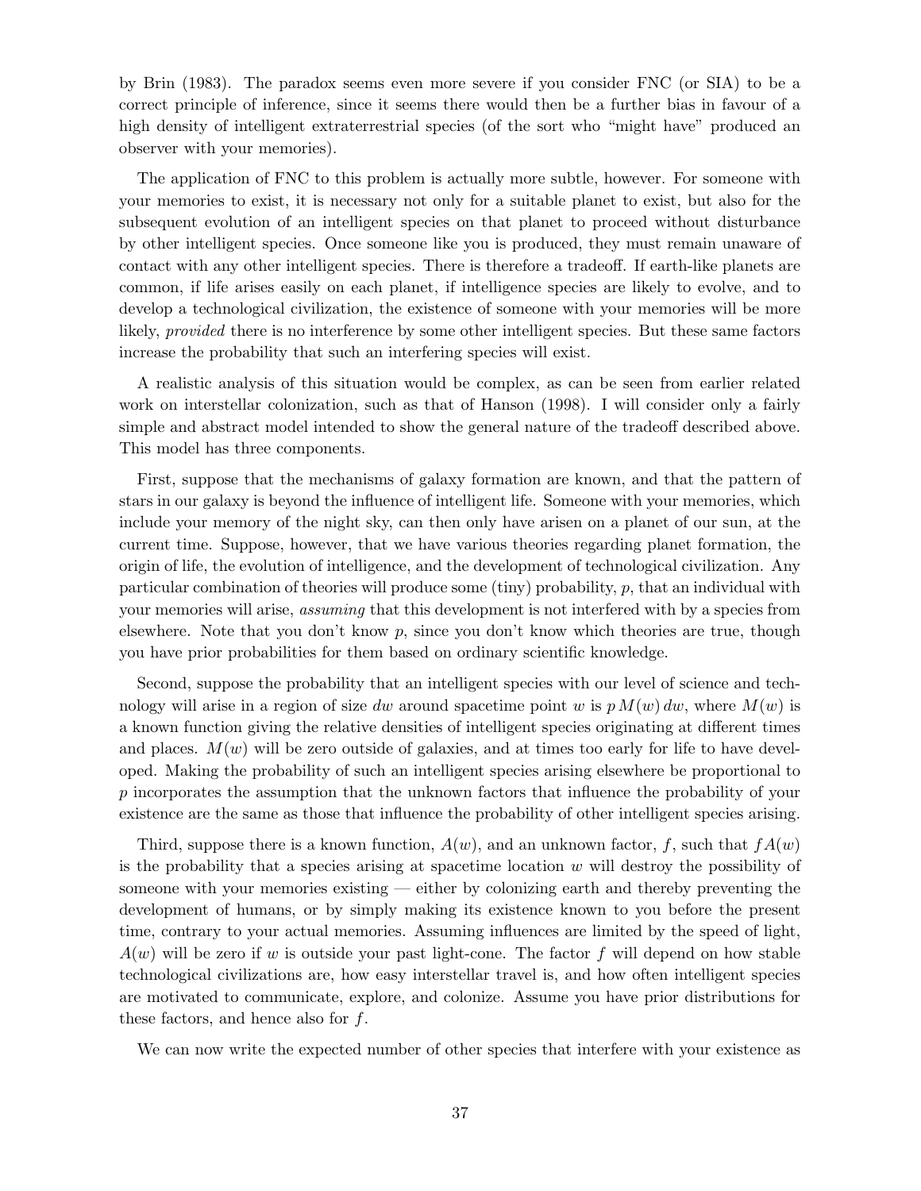by Brin (1983). The paradox seems even more severe if you consider FNC (or SIA) to be a correct principle of inference, since it seems there would then be a further bias in favour of a high density of intelligent extraterrestrial species (of the sort who "might have" produced an observer with your memories).

The application of FNC to this problem is actually more subtle, however. For someone with your memories to exist, it is necessary not only for a suitable planet to exist, but also for the subsequent evolution of an intelligent species on that planet to proceed without disturbance by other intelligent species. Once someone like you is produced, they must remain unaware of contact with any other intelligent species. There is therefore a tradeoff. If earth-like planets are common, if life arises easily on each planet, if intelligence species are likely to evolve, and to develop a technological civilization, the existence of someone with your memories will be more likely, *provided* there is no interference by some other intelligent species. But these same factors increase the probability that such an interfering species will exist.

A realistic analysis of this situation would be complex, as can be seen from earlier related work on interstellar colonization, such as that of Hanson (1998). I will consider only a fairly simple and abstract model intended to show the general nature of the tradeoff described above. This model has three components.

First, suppose that the mechanisms of galaxy formation are known, and that the pattern of stars in our galaxy is beyond the influence of intelligent life. Someone with your memories, which include your memory of the night sky, can then only have arisen on a planet of our sun, at the current time. Suppose, however, that we have various theories regarding planet formation, the origin of life, the evolution of intelligence, and the development of technological civilization. Any particular combination of theories will produce some (tiny) probability, $p$, that an individual with your memories will arise, *assuming* that this development is not interfered with by a species from elsewhere. Note that you don't know $p$, since you don't know which theories are true, though you have prior probabilities for them based on ordinary scientific knowledge.

Second, suppose the probability that an intelligent species with our level of science and technology will arise in a region of size $dw$ around spacetime point $w$ is $p\,M(w)\,dw$, where $M(w)$ is a known function giving the relative densities of intelligent species originating at different times and places. $M(w)$ will be zero outside of galaxies, and at times too early for life to have developed. Making the probability of such an intelligent species arising elsewhere be proportional to $p$ incorporates the assumption that the unknown factors that influence the probability of your existence are the same as those that influence the probability of other intelligent species arising.

Third, suppose there is a known function, $A(w)$, and an unknown factor, $f$, such that $f A(w)$ is the probability that a species arising at spacetime location $w$ will destroy the possibility of someone with your memories existing — either by colonizing earth and thereby preventing the development of humans, or by simply making its existence known to you before the present time, contrary to your actual memories. Assuming influences are limited by the speed of light, $A(w)$ will be zero if $w$ is outside your past light-cone. The factor $f$ will depend on how stable technological civilizations are, how easy interstellar travel is, and how often intelligent species are motivated to communicate, explore, and colonize. Assume you have prior distributions for these factors, and hence also for $f$.

We can now write the expected number of other species that interfere with your existence as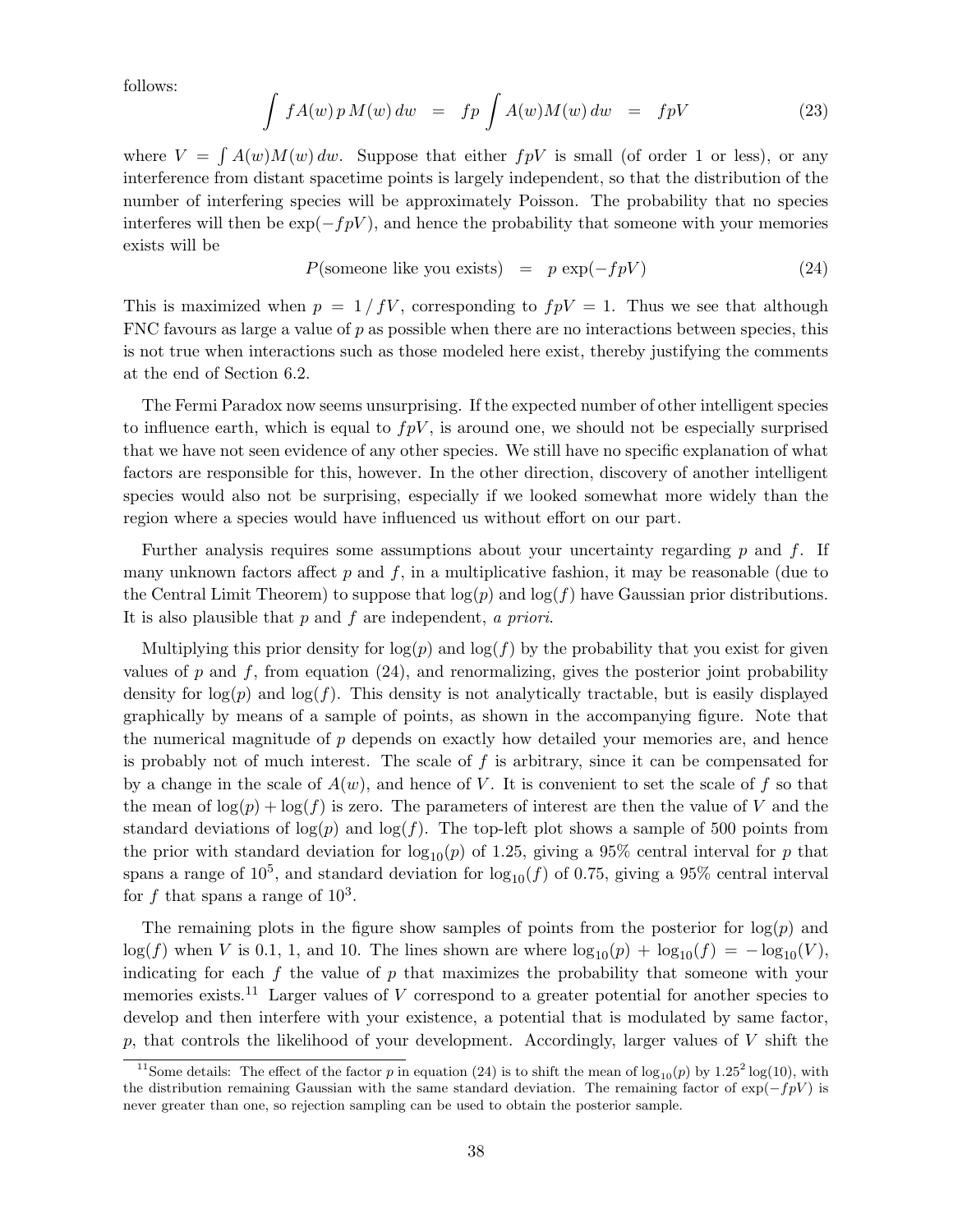follows:

$$\int fA(w)\,p\,M(w)\,dw \;=\; fp\int A(w)M(w)\,dw \;=\; fpV \tag{23}$$

where $V = \int A(w)M(w)\,dw$. Suppose that either $fpV$ is small (of order 1 or less), or any interference from distant spacetime points is largely independent, so that the distribution of the number of interfering species will be approximately Poisson. The probability that no species interferes will then be $\exp(-fpV)$, and hence the probability that someone with your memories exists will be

$$P(\text{someone like you exists}) \;=\; p\,\exp(-fpV) \tag{24}$$

This is maximized when $p = 1/fV$, corresponding to $fpV = 1$. Thus we see that although FNC favours as large a value of $p$ as possible when there are no interactions between species, this is not true when interactions such as those modeled here exist, thereby justifying the comments at the end of Section 6.2.

The Fermi Paradox now seems unsurprising. If the expected number of other intelligent species to influence earth, which is equal to $fpV$, is around one, we should not be especially surprised that we have not seen evidence of any other species. We still have no specific explanation of what factors are responsible for this, however. In the other direction, discovery of another intelligent species would also not be surprising, especially if we looked somewhat more widely than the region where a species would have influenced us without effort on our part.

Further analysis requires some assumptions about your uncertainty regarding $p$ and $f$. If many unknown factors affect $p$ and $f$, in a multiplicative fashion, it may be reasonable (due to the Central Limit Theorem) to suppose that $\log(p)$ and $\log(f)$ have Gaussian prior distributions. It is also plausible that $p$ and $f$ are independent, *a priori*.

Multiplying this prior density for $\log(p)$ and $\log(f)$ by the probability that you exist for given values of $p$ and $f$, from equation (24), and renormalizing, gives the posterior joint probability density for $\log(p)$ and $\log(f)$. This density is not analytically tractable, but is easily displayed graphically by means of a sample of points, as shown in the accompanying figure. Note that the numerical magnitude of $p$ depends on exactly how detailed your memories are, and hence is probably not of much interest. The scale of $f$ is arbitrary, since it can be compensated for by a change in the scale of $A(w)$, and hence of $V$. It is convenient to set the scale of $f$ so that the mean of $\log(p) + \log(f)$ is zero. The parameters of interest are then the value of $V$ and the standard deviations of $\log(p)$ and $\log(f)$. The top-left plot shows a sample of 500 points from the prior with standard deviation for $\log_{10}(p)$ of 1.25, giving a 95% central interval for $p$ that spans a range of $10^5$, and standard deviation for $\log_{10}(f)$ of 0.75, giving a 95% central interval for $f$ that spans a range of $10^3$.

The remaining plots in the figure show samples of points from the posterior for $\log(p)$ and $\log(f)$ when $V$ is 0.1, 1, and 10. The lines shown are where $\log_{10}(p) + \log_{10}(f) = -\log_{10}(V)$, indicating for each $f$ the value of $p$ that maximizes the probability that someone with your memories exists.[11] Larger values of $V$ correspond to a greater potential for another species to develop and then interfere with your existence, a potential that is modulated by same factor, $p$, that controls the likelihood of your development. Accordingly, larger values of $V$ shift the

[11] Some details: The effect of the factor $p$ in equation (24) is to shift the mean of $\log_{10}(p)$ by $1.25^2\log(10)$, with the distribution remaining Gaussian with the same standard deviation. The remaining factor of $\exp(-fpV)$ is never greater than one, so rejection sampling can be used to obtain the posterior sample.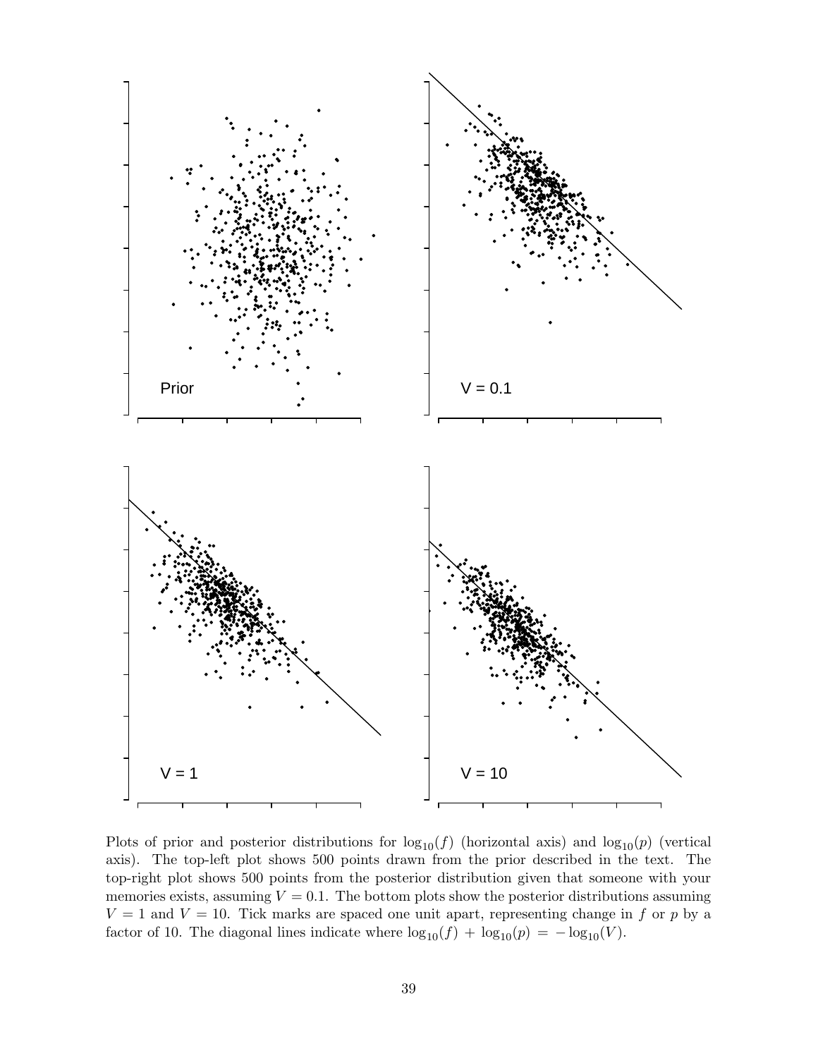Plots of prior and posterior distributions for $\log_{10}(f)$ (horizontal axis) and $\log_{10}(p)$ (vertical axis). The top-left plot shows 500 points drawn from the prior described in the text. The top-right plot shows 500 points from the posterior distribution given that someone with your memories exists, assuming $V = 0.1$. The bottom plots show the posterior distributions assuming $V = 1$ and $V = 10$. Tick marks are spaced one unit apart, representing change in $f$ or $p$ by a factor of 10. The diagonal lines indicate where $\log_{10}(f) + \log_{10}(p) = -\log_{10}(V)$.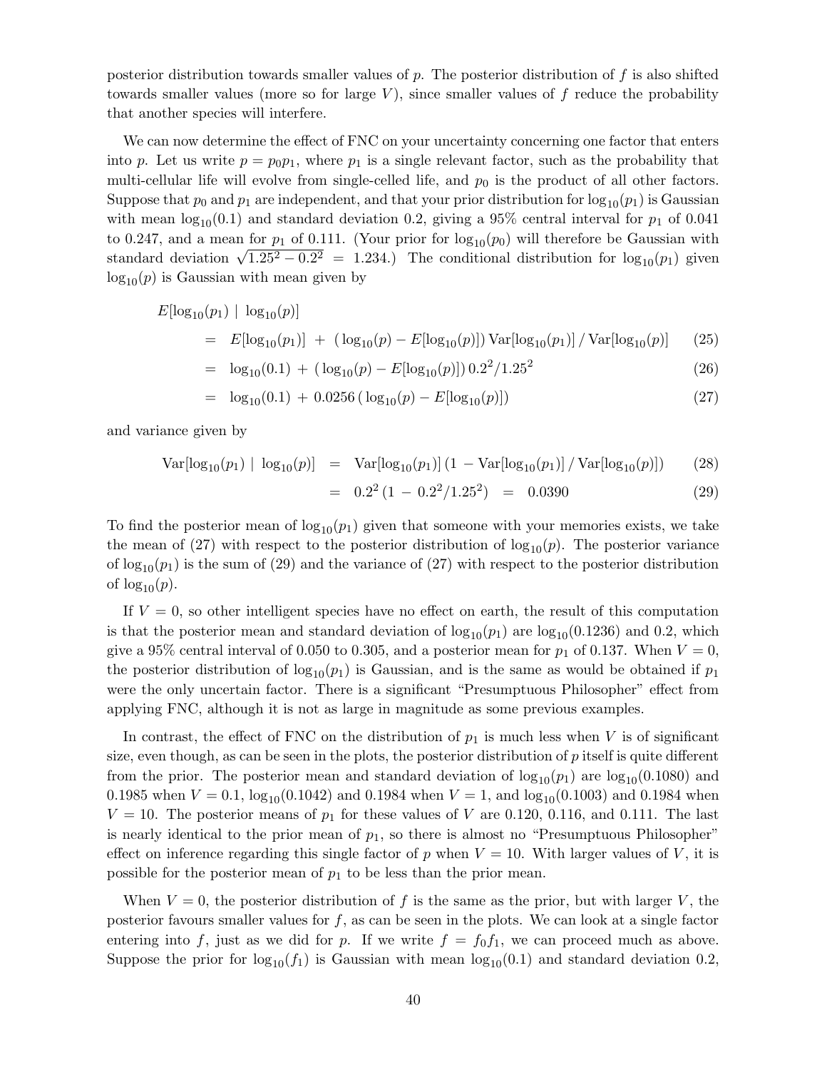posterior distribution towards smaller values of $p$. The posterior distribution of $f$ is also shifted towards smaller values (more so for large $V$), since smaller values of $f$ reduce the probability that another species will interfere.

We can now determine the effect of FNC on your uncertainty concerning one factor that enters into $p$. Let us write $p = p_0 p_1$, where $p_1$ is a single relevant factor, such as the probability that multi-cellular life will evolve from single-celled life, and $p_0$ is the product of all other factors. Suppose that $p_0$ and $p_1$ are independent, and that your prior distribution for $\log_{10}(p_1)$ is Gaussian with mean $\log_{10}(0.1)$ and standard deviation 0.2, giving a 95% central interval for $p_1$ of 0.041 to 0.247, and a mean for $p_1$ of 0.111. (Your prior for $\log_{10}(p_0)$ will therefore be Gaussian with standard deviation $\sqrt{1.25^2 - 0.2^2} = 1.234$.) The conditional distribution for $\log_{10}(p_1)$ given $\log_{10}(p)$ is Gaussian with mean given by

$$
\begin{aligned}
&E[\log_{10}(p_1) \mid \log_{10}(p)] \\
&\quad = \; E[\log_{10}(p_1)] \; + \; (\log_{10}(p) - E[\log_{10}(p)]) \operatorname{Var}[\log_{10}(p_1)] \,/\, \operatorname{Var}[\log_{10}(p)] \qquad (25) \\
&\quad = \; \log_{10}(0.1) \; + \; (\log_{10}(p) - E[\log_{10}(p)])\, 0.2^2/1.25^2 \qquad (26) \\
&\quad = \; \log_{10}(0.1) \; + \; 0.0256\, (\log_{10}(p) - E[\log_{10}(p)]) \qquad (27)
\end{aligned}
$$

and variance given by

$$
\begin{aligned}
\operatorname{Var}[\log_{10}(p_1) \mid \log_{10}(p)] \;&=\; \operatorname{Var}[\log_{10}(p_1)]\, (1 \,-\, \operatorname{Var}[\log_{10}(p_1)] \,/\, \operatorname{Var}[\log_{10}(p)]) \qquad (28) \\
&=\; 0.2^2\, (1 \,-\, 0.2^2/1.25^2) \;=\; 0.0390 \qquad (29)
\end{aligned}
$$

To find the posterior mean of $\log_{10}(p_1)$ given that someone with your memories exists, we take the mean of (27) with respect to the posterior distribution of $\log_{10}(p)$. The posterior variance of $\log_{10}(p_1)$ is the sum of (29) and the variance of (27) with respect to the posterior distribution of $\log_{10}(p)$.

If $V = 0$, so other intelligent species have no effect on earth, the result of this computation is that the posterior mean and standard deviation of $\log_{10}(p_1)$ are $\log_{10}(0.1236)$ and 0.2, which give a 95% central interval of 0.050 to 0.305, and a posterior mean for $p_1$ of 0.137. When $V = 0$, the posterior distribution of $\log_{10}(p_1)$ is Gaussian, and is the same as would be obtained if $p_1$ were the only uncertain factor. There is a significant "Presumptuous Philosopher" effect from applying FNC, although it is not as large in magnitude as some previous examples.

In contrast, the effect of FNC on the distribution of $p_1$ is much less when $V$ is of significant size, even though, as can be seen in the plots, the posterior distribution of $p$ itself is quite different from the prior. The posterior mean and standard deviation of $\log_{10}(p_1)$ are $\log_{10}(0.1080)$ and 0.1985 when $V = 0.1$, $\log_{10}(0.1042)$ and 0.1984 when $V = 1$, and $\log_{10}(0.1003)$ and 0.1984 when $V = 10$. The posterior means of $p_1$ for these values of $V$ are 0.120, 0.116, and 0.111. The last is nearly identical to the prior mean of $p_1$, so there is almost no "Presumptuous Philosopher" effect on inference regarding this single factor of $p$ when $V = 10$. With larger values of $V$, it is possible for the posterior mean of $p_1$ to be less than the prior mean.

When $V = 0$, the posterior distribution of $f$ is the same as the prior, but with larger $V$, the posterior favours smaller values for $f$, as can be seen in the plots. We can look at a single factor entering into $f$, just as we did for $p$. If we write $f = f_0 f_1$, we can proceed much as above. Suppose the prior for $\log_{10}(f_1)$ is Gaussian with mean $\log_{10}(0.1)$ and standard deviation 0.2,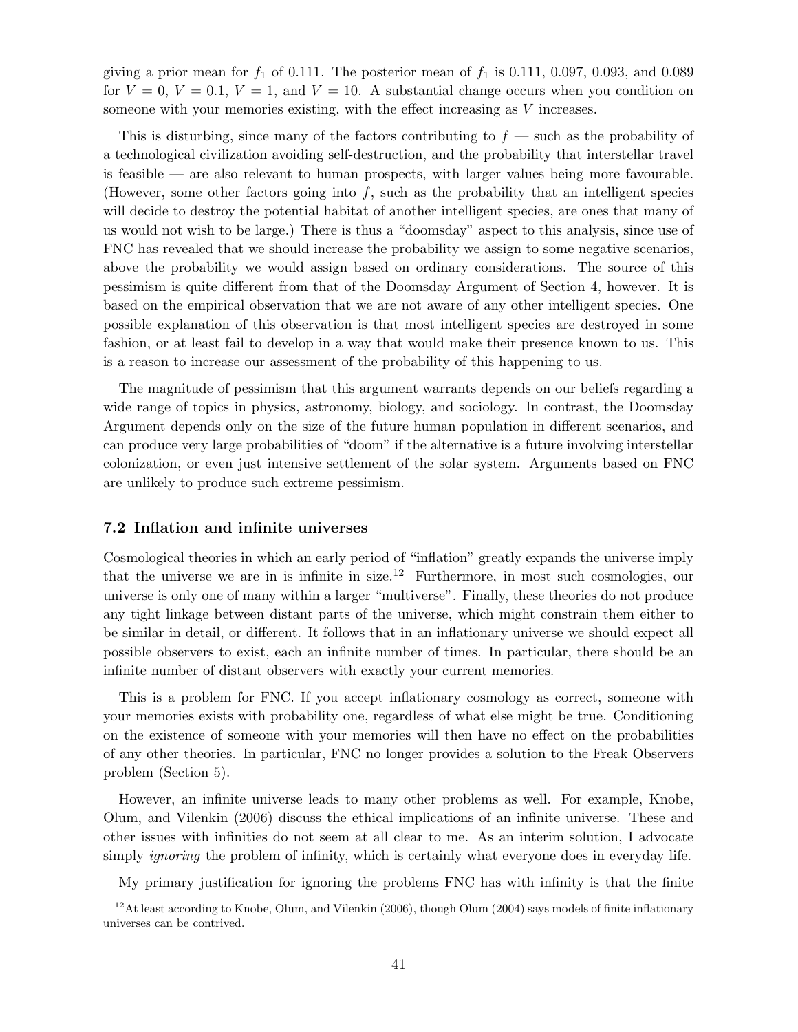giving a prior mean for $f_1$ of 0.111. The posterior mean of $f_1$ is 0.111, 0.097, 0.093, and 0.089 for $V = 0$, $V = 0.1$, $V = 1$, and $V = 10$. A substantial change occurs when you condition on someone with your memories existing, with the effect increasing as $V$ increases.

This is disturbing, since many of the factors contributing to $f$ — such as the probability of a technological civilization avoiding self-destruction, and the probability that interstellar travel is feasible — are also relevant to human prospects, with larger values being more favourable. (However, some other factors going into $f$, such as the probability that an intelligent species will decide to destroy the potential habitat of another intelligent species, are ones that many of us would not wish to be large.) There is thus a "doomsday" aspect to this analysis, since use of FNC has revealed that we should increase the probability we assign to some negative scenarios, above the probability we would assign based on ordinary considerations. The source of this pessimism is quite different from that of the Doomsday Argument of Section 4, however. It is based on the empirical observation that we are not aware of any other intelligent species. One possible explanation of this observation is that most intelligent species are destroyed in some fashion, or at least fail to develop in a way that would make their presence known to us. This is a reason to increase our assessment of the probability of this happening to us.

The magnitude of pessimism that this argument warrants depends on our beliefs regarding a wide range of topics in physics, astronomy, biology, and sociology. In contrast, the Doomsday Argument depends only on the size of the future human population in different scenarios, and can produce very large probabilities of "doom" if the alternative is a future involving interstellar colonization, or even just intensive settlement of the solar system. Arguments based on FNC are unlikely to produce such extreme pessimism.

### 7.2 Inflation and infinite universes

Cosmological theories in which an early period of "inflation" greatly expands the universe imply that the universe we are in is infinite in size.[12] Furthermore, in most such cosmologies, our universe is only one of many within a larger "multiverse". Finally, these theories do not produce any tight linkage between distant parts of the universe, which might constrain them either to be similar in detail, or different. It follows that in an inflationary universe we should expect all possible observers to exist, each an infinite number of times. In particular, there should be an infinite number of distant observers with exactly your current memories.

This is a problem for FNC. If you accept inflationary cosmology as correct, someone with your memories exists with probability one, regardless of what else might be true. Conditioning on the existence of someone with your memories will then have no effect on the probabilities of any other theories. In particular, FNC no longer provides a solution to the Freak Observers problem (Section 5).

However, an infinite universe leads to many other problems as well. For example, Knobe, Olum, and Vilenkin (2006) discuss the ethical implications of an infinite universe. These and other issues with infinities do not seem at all clear to me. As an interim solution, I advocate simply *ignoring* the problem of infinity, which is certainly what everyone does in everyday life.

My primary justification for ignoring the problems FNC has with infinity is that the finite

[12] At least according to Knobe, Olum, and Vilenkin (2006), though Olum (2004) says models of finite inflationary universes can be contrived.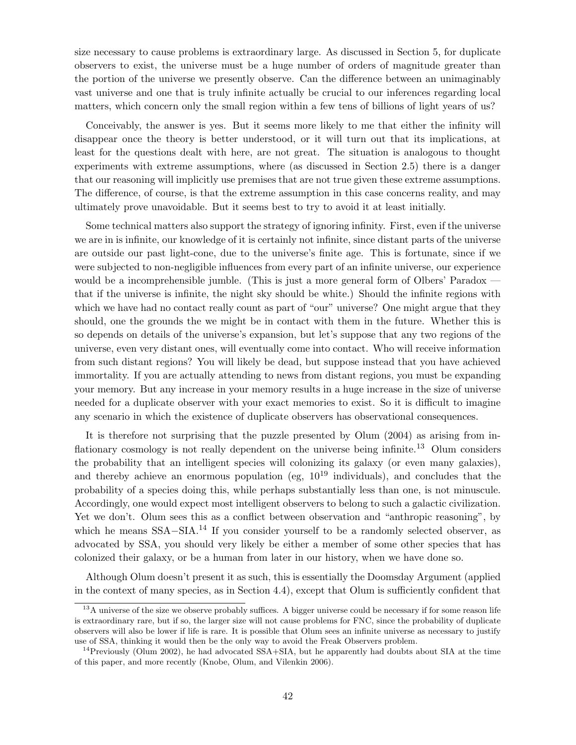size necessary to cause problems is extraordinary large. As discussed in Section 5, for duplicate observers to exist, the universe must be a huge number of orders of magnitude greater than the portion of the universe we presently observe. Can the difference between an unimaginably vast universe and one that is truly infinite actually be crucial to our inferences regarding local matters, which concern only the small region within a few tens of billions of light years of us?

Conceivably, the answer is yes. But it seems more likely to me that either the infinity will disappear once the theory is better understood, or it will turn out that its implications, at least for the questions dealt with here, are not great. The situation is analogous to thought experiments with extreme assumptions, where (as discussed in Section 2.5) there is a danger that our reasoning will implicitly use premises that are not true given these extreme assumptions. The difference, of course, is that the extreme assumption in this case concerns reality, and may ultimately prove unavoidable. But it seems best to try to avoid it at least initially.

Some technical matters also support the strategy of ignoring infinity. First, even if the universe we are in is infinite, our knowledge of it is certainly not infinite, since distant parts of the universe are outside our past light-cone, due to the universe's finite age. This is fortunate, since if we were subjected to non-negligible influences from every part of an infinite universe, our experience would be a incomprehensible jumble. (This is just a more general form of Olbers' Paradox — that if the universe is infinite, the night sky should be white.) Should the infinite regions with which we have had no contact really count as part of "our" universe? One might argue that they should, one the grounds the we might be in contact with them in the future. Whether this is so depends on details of the universe's expansion, but let's suppose that any two regions of the universe, even very distant ones, will eventually come into contact. Who will receive information from such distant regions? You will likely be dead, but suppose instead that you have achieved immortality. If you are actually attending to news from distant regions, you must be expanding your memory. But any increase in your memory results in a huge increase in the size of universe needed for a duplicate observer with your exact memories to exist. So it is difficult to imagine any scenario in which the existence of duplicate observers has observational consequences.

It is therefore not surprising that the puzzle presented by Olum (2004) as arising from inflationary cosmology is not really dependent on the universe being infinite.[13] Olum considers the probability that an intelligent species will colonizing its galaxy (or even many galaxies), and thereby achieve an enormous population (eg, $10^{19}$ individuals), and concludes that the probability of a species doing this, while perhaps substantially less than one, is not minuscule. Accordingly, one would expect most intelligent observers to belong to such a galactic civilization. Yet we don't. Olum sees this as a conflict between observation and "anthropic reasoning", by which he means SSA−SIA.[14] If you consider yourself to be a randomly selected observer, as advocated by SSA, you should very likely be either a member of some other species that has colonized their galaxy, or be a human from later in our history, when we have done so.

Although Olum doesn't present it as such, this is essentially the Doomsday Argument (applied in the context of many species, as in Section 4.4), except that Olum is sufficiently confident that

[13] A universe of the size we observe probably suffices. A bigger universe could be necessary if for some reason life is extraordinary rare, but if so, the larger size will not cause problems for FNC, since the probability of duplicate observers will also be lower if life is rare. It is possible that Olum sees an infinite universe as necessary to justify use of SSA, thinking it would then be the only way to avoid the Freak Observers problem.

[14] Previously (Olum 2002), he had advocated SSA+SIA, but he apparently had doubts about SIA at the time of this paper, and more recently (Knobe, Olum, and Vilenkin 2006).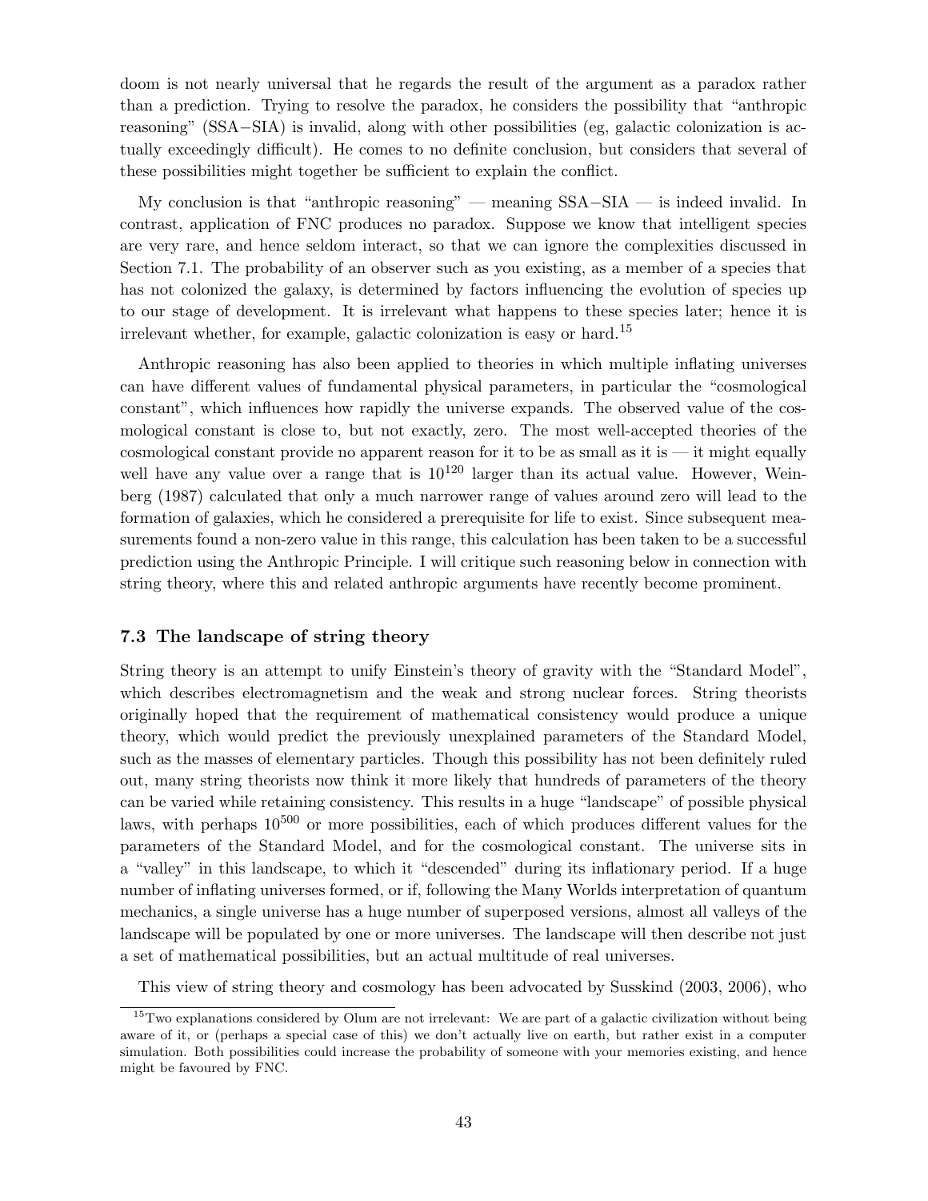doom is not nearly universal that he regards the result of the argument as a paradox rather than a prediction. Trying to resolve the paradox, he considers the possibility that "anthropic reasoning" (SSA−SIA) is invalid, along with other possibilities (eg, galactic colonization is actually exceedingly difficult). He comes to no definite conclusion, but considers that several of these possibilities might together be sufficient to explain the conflict.

My conclusion is that "anthropic reasoning" — meaning SSA−SIA — is indeed invalid. In contrast, application of FNC produces no paradox. Suppose we know that intelligent species are very rare, and hence seldom interact, so that we can ignore the complexities discussed in Section 7.1. The probability of an observer such as you existing, as a member of a species that has not colonized the galaxy, is determined by factors influencing the evolution of species up to our stage of development. It is irrelevant what happens to these species later; hence it is irrelevant whether, for example, galactic colonization is easy or hard.[15]

Anthropic reasoning has also been applied to theories in which multiple inflating universes can have different values of fundamental physical parameters, in particular the "cosmological constant", which influences how rapidly the universe expands. The observed value of the cosmological constant is close to, but not exactly, zero. The most well-accepted theories of the cosmological constant provide no apparent reason for it to be as small as it is — it might equally well have any value over a range that is $10^{120}$ larger than its actual value. However, Weinberg (1987) calculated that only a much narrower range of values around zero will lead to the formation of galaxies, which he considered a prerequisite for life to exist. Since subsequent measurements found a non-zero value in this range, this calculation has been taken to be a successful prediction using the Anthropic Principle. I will critique such reasoning below in connection with string theory, where this and related anthropic arguments have recently become prominent.

### 7.3 The landscape of string theory

String theory is an attempt to unify Einstein's theory of gravity with the "Standard Model", which describes electromagnetism and the weak and strong nuclear forces. String theorists originally hoped that the requirement of mathematical consistency would produce a unique theory, which would predict the previously unexplained parameters of the Standard Model, such as the masses of elementary particles. Though this possibility has not been definitely ruled out, many string theorists now think it more likely that hundreds of parameters of the theory can be varied while retaining consistency. This results in a huge "landscape" of possible physical laws, with perhaps $10^{500}$ or more possibilities, each of which produces different values for the parameters of the Standard Model, and for the cosmological constant. The universe sits in a "valley" in this landscape, to which it "descended" during its inflationary period. If a huge number of inflating universes formed, or if, following the Many Worlds interpretation of quantum mechanics, a single universe has a huge number of superposed versions, almost all valleys of the landscape will be populated by one or more universes. The landscape will then describe not just a set of mathematical possibilities, but an actual multitude of real universes.

This view of string theory and cosmology has been advocated by Susskind (2003, 2006), who

[15] Two explanations considered by Olum are not irrelevant: We are part of a galactic civilization without being aware of it, or (perhaps a special case of this) we don't actually live on earth, but rather exist in a computer simulation. Both possibilities could increase the probability of someone with your memories existing, and hence might be favoured by FNC.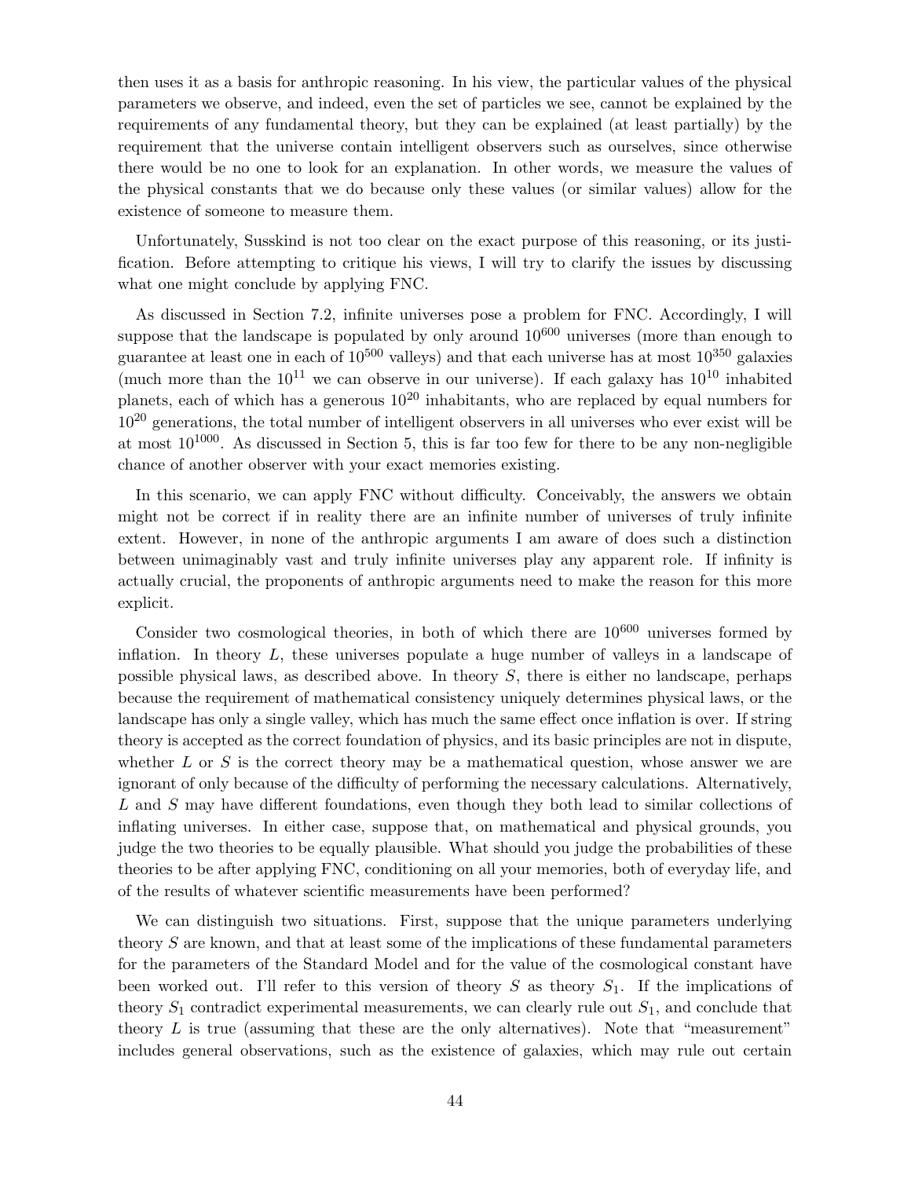then uses it as a basis for anthropic reasoning. In his view, the particular values of the physical parameters we observe, and indeed, even the set of particles we see, cannot be explained by the requirements of any fundamental theory, but they can be explained (at least partially) by the requirement that the universe contain intelligent observers such as ourselves, since otherwise there would be no one to look for an explanation. In other words, we measure the values of the physical constants that we do because only these values (or similar values) allow for the existence of someone to measure them.

Unfortunately, Susskind is not too clear on the exact purpose of this reasoning, or its justification. Before attempting to critique his views, I will try to clarify the issues by discussing what one might conclude by applying FNC.

As discussed in Section 7.2, infinite universes pose a problem for FNC. Accordingly, I will suppose that the landscape is populated by only around $10^{600}$ universes (more than enough to guarantee at least one in each of $10^{500}$ valleys) and that each universe has at most $10^{350}$ galaxies (much more than the $10^{11}$ we can observe in our universe). If each galaxy has $10^{10}$ inhabited planets, each of which has a generous $10^{20}$ inhabitants, who are replaced by equal numbers for $10^{20}$ generations, the total number of intelligent observers in all universes who ever exist will be at most $10^{1000}$. As discussed in Section 5, this is far too few for there to be any non-negligible chance of another observer with your exact memories existing.

In this scenario, we can apply FNC without difficulty. Conceivably, the answers we obtain might not be correct if in reality there are an infinite number of universes of truly infinite extent. However, in none of the anthropic arguments I am aware of does such a distinction between unimaginably vast and truly infinite universes play any apparent role. If infinity is actually crucial, the proponents of anthropic arguments need to make the reason for this more explicit.

Consider two cosmological theories, in both of which there are $10^{600}$ universes formed by inflation. In theory $L$, these universes populate a huge number of valleys in a landscape of possible physical laws, as described above. In theory $S$, there is either no landscape, perhaps because the requirement of mathematical consistency uniquely determines physical laws, or the landscape has only a single valley, which has much the same effect once inflation is over. If string theory is accepted as the correct foundation of physics, and its basic principles are not in dispute, whether $L$ or $S$ is the correct theory may be a mathematical question, whose answer we are ignorant of only because of the difficulty of performing the necessary calculations. Alternatively, $L$ and $S$ may have different foundations, even though they both lead to similar collections of inflating universes. In either case, suppose that, on mathematical and physical grounds, you judge the two theories to be equally plausible. What should you judge the probabilities of these theories to be after applying FNC, conditioning on all your memories, both of everyday life, and of the results of whatever scientific measurements have been performed?

We can distinguish two situations. First, suppose that the unique parameters underlying theory $S$ are known, and that at least some of the implications of these fundamental parameters for the parameters of the Standard Model and for the value of the cosmological constant have been worked out. I'll refer to this version of theory $S$ as theory $S_1$. If the implications of theory $S_1$ contradict experimental measurements, we can clearly rule out $S_1$, and conclude that theory $L$ is true (assuming that these are the only alternatives). Note that "measurement" includes general observations, such as the existence of galaxies, which may rule out certain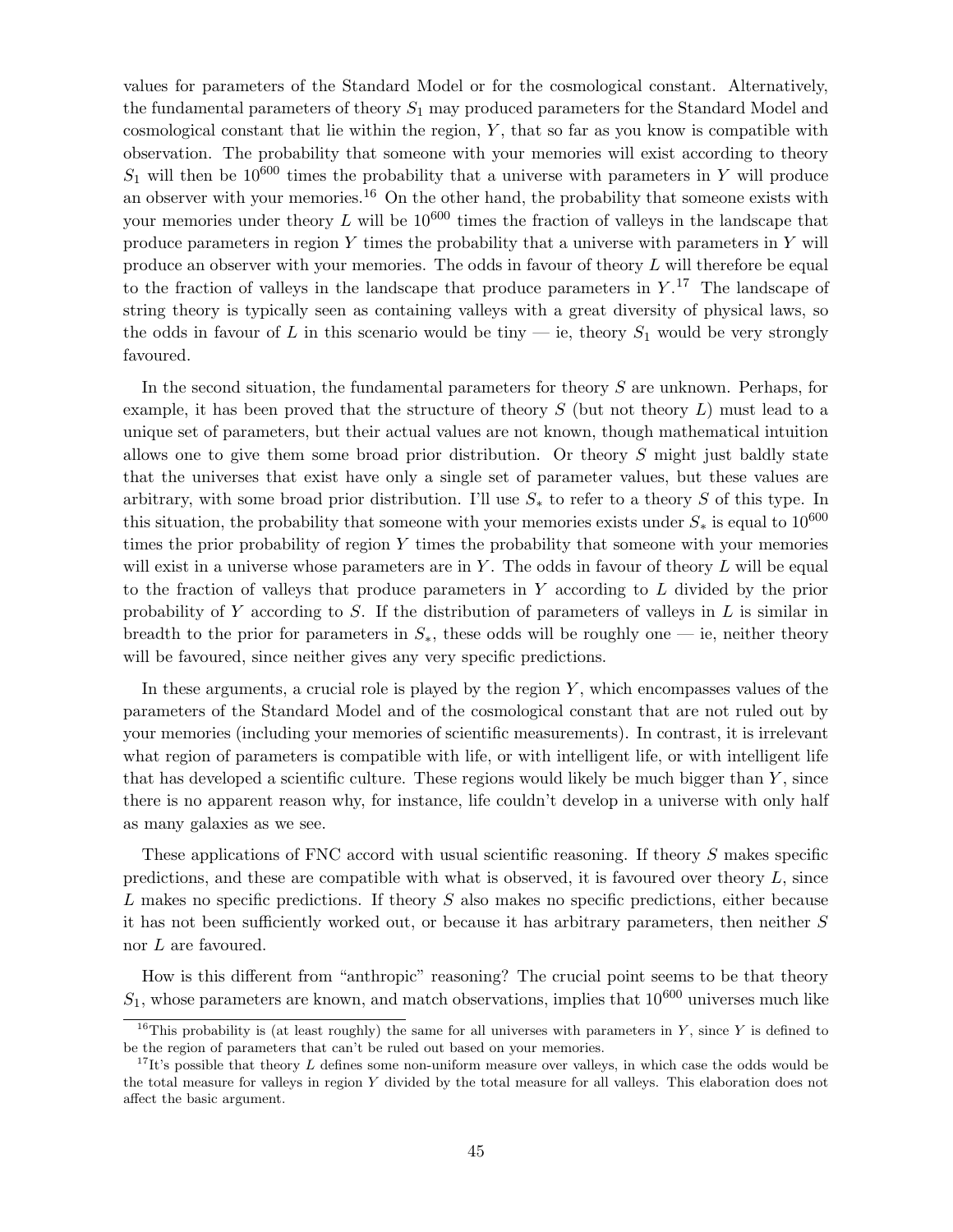values for parameters of the Standard Model or for the cosmological constant. Alternatively, the fundamental parameters of theory $S_1$ may produced parameters for the Standard Model and cosmological constant that lie within the region, $Y$, that so far as you know is compatible with observation. The probability that someone with your memories will exist according to theory $S_1$ will then be $10^{600}$ times the probability that a universe with parameters in $Y$ will produce an observer with your memories.[16] On the other hand, the probability that someone exists with your memories under theory $L$ will be $10^{600}$ times the fraction of valleys in the landscape that produce parameters in region $Y$ times the probability that a universe with parameters in $Y$ will produce an observer with your memories. The odds in favour of theory $L$ will therefore be equal to the fraction of valleys in the landscape that produce parameters in $Y$.[17] The landscape of string theory is typically seen as containing valleys with a great diversity of physical laws, so the odds in favour of $L$ in this scenario would be tiny — ie, theory $S_1$ would be very strongly favoured.

In the second situation, the fundamental parameters for theory $S$ are unknown. Perhaps, for example, it has been proved that the structure of theory $S$ (but not theory $L$) must lead to a unique set of parameters, but their actual values are not known, though mathematical intuition allows one to give them some broad prior distribution. Or theory $S$ might just baldly state that the universes that exist have only a single set of parameter values, but these values are arbitrary, with some broad prior distribution. I'll use $S_*$ to refer to a theory $S$ of this type. In this situation, the probability that someone with your memories exists under $S_*$ is equal to $10^{600}$ times the prior probability of region $Y$ times the probability that someone with your memories will exist in a universe whose parameters are in $Y$. The odds in favour of theory $L$ will be equal to the fraction of valleys that produce parameters in $Y$ according to $L$ divided by the prior probability of $Y$ according to $S$. If the distribution of parameters of valleys in $L$ is similar in breadth to the prior for parameters in $S_*$, these odds will be roughly one — ie, neither theory will be favoured, since neither gives any very specific predictions.

In these arguments, a crucial role is played by the region $Y$, which encompasses values of the parameters of the Standard Model and of the cosmological constant that are not ruled out by your memories (including your memories of scientific measurements). In contrast, it is irrelevant what region of parameters is compatible with life, or with intelligent life, or with intelligent life that has developed a scientific culture. These regions would likely be much bigger than $Y$, since there is no apparent reason why, for instance, life couldn't develop in a universe with only half as many galaxies as we see.

These applications of FNC accord with usual scientific reasoning. If theory $S$ makes specific predictions, and these are compatible with what is observed, it is favoured over theory $L$, since $L$ makes no specific predictions. If theory $S$ also makes no specific predictions, either because it has not been sufficiently worked out, or because it has arbitrary parameters, then neither $S$ nor $L$ are favoured.

How is this different from "anthropic" reasoning? The crucial point seems to be that theory $S_1$, whose parameters are known, and match observations, implies that $10^{600}$ universes much like

[16] This probability is (at least roughly) the same for all universes with parameters in $Y$, since $Y$ is defined to be the region of parameters that can't be ruled out based on your memories.

[17] It's possible that theory $L$ defines some non-uniform measure over valleys, in which case the odds would be the total measure for valleys in region $Y$ divided by the total measure for all valleys. This elaboration does not affect the basic argument.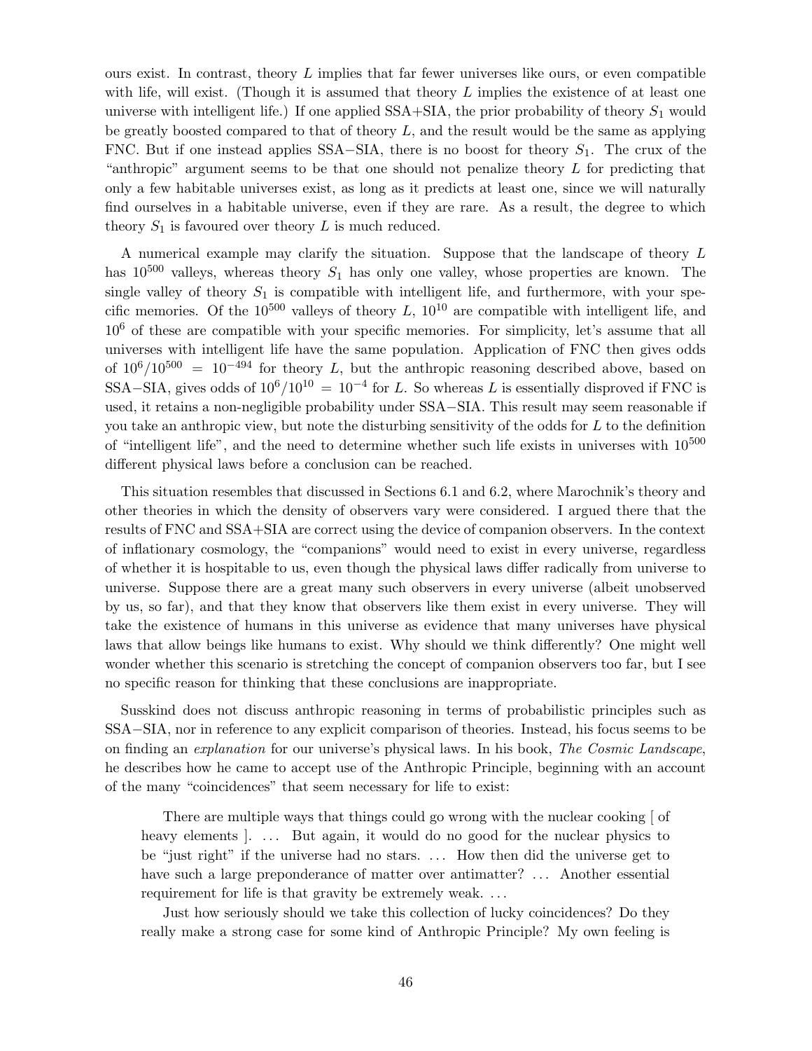ours exist. In contrast, theory $L$ implies that far fewer universes like ours, or even compatible with life, will exist. (Though it is assumed that theory $L$ implies the existence of at least one universe with intelligent life.) If one applied SSA+SIA, the prior probability of theory $S_1$ would be greatly boosted compared to that of theory $L$, and the result would be the same as applying FNC. But if one instead applies SSA−SIA, there is no boost for theory $S_1$. The crux of the "anthropic" argument seems to be that one should not penalize theory $L$ for predicting that only a few habitable universes exist, as long as it predicts at least one, since we will naturally find ourselves in a habitable universe, even if they are rare. As a result, the degree to which theory $S_1$ is favoured over theory $L$ is much reduced.

A numerical example may clarify the situation. Suppose that the landscape of theory $L$ has $10^{500}$ valleys, whereas theory $S_1$ has only one valley, whose properties are known. The single valley of theory $S_1$ is compatible with intelligent life, and furthermore, with your specific memories. Of the $10^{500}$ valleys of theory $L$, $10^{10}$ are compatible with intelligent life, and $10^6$ of these are compatible with your specific memories. For simplicity, let's assume that all universes with intelligent life have the same population. Application of FNC then gives odds of $10^6/10^{500} = 10^{-494}$ for theory $L$, but the anthropic reasoning described above, based on SSA−SIA, gives odds of $10^6/10^{10} = 10^{-4}$ for $L$. So whereas $L$ is essentially disproved if FNC is used, it retains a non-negligible probability under SSA−SIA. This result may seem reasonable if you take an anthropic view, but note the disturbing sensitivity of the odds for $L$ to the definition of "intelligent life", and the need to determine whether such life exists in universes with $10^{500}$ different physical laws before a conclusion can be reached.

This situation resembles that discussed in Sections 6.1 and 6.2, where Marochnik's theory and other theories in which the density of observers vary were considered. I argued there that the results of FNC and SSA+SIA are correct using the device of companion observers. In the context of inflationary cosmology, the "companions" would need to exist in every universe, regardless of whether it is hospitable to us, even though the physical laws differ radically from universe to universe. Suppose there are a great many such observers in every universe (albeit unobserved by us, so far), and that they know that observers like them exist in every universe. They will take the existence of humans in this universe as evidence that many universes have physical laws that allow beings like humans to exist. Why should we think differently? One might well wonder whether this scenario is stretching the concept of companion observers too far, but I see no specific reason for thinking that these conclusions are inappropriate.

Susskind does not discuss anthropic reasoning in terms of probabilistic principles such as SSA−SIA, nor in reference to any explicit comparison of theories. Instead, his focus seems to be on finding an *explanation* for our universe's physical laws. In his book, *The Cosmic Landscape*, he describes how he came to accept use of the Anthropic Principle, beginning with an account of the many "coincidences" that seem necessary for life to exist:

> There are multiple ways that things could go wrong with the nuclear cooking [ of heavy elements ]. ... But again, it would do no good for the nuclear physics to be "just right" if the universe had no stars. ... How then did the universe get to have such a large preponderance of matter over antimatter? ... Another essential requirement for life is that gravity be extremely weak. ...
>
> Just how seriously should we take this collection of lucky coincidences? Do they really make a strong case for some kind of Anthropic Principle? My own feeling is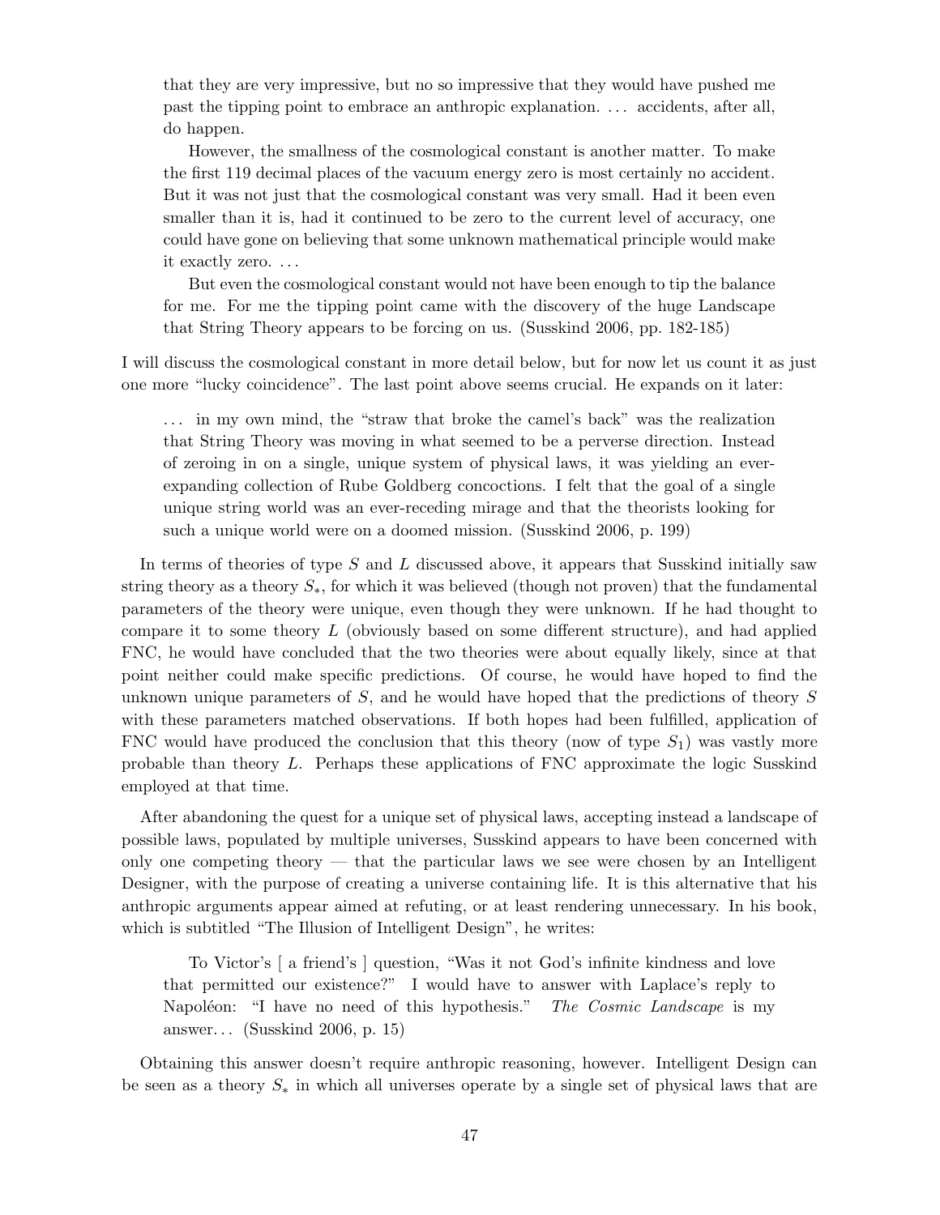> that they are very impressive, but no so impressive that they would have pushed me past the tipping point to embrace an anthropic explanation. ... accidents, after all, do happen.
>
> However, the smallness of the cosmological constant is another matter. To make the first 119 decimal places of the vacuum energy zero is most certainly no accident. But it was not just that the cosmological constant was very small. Had it been even smaller than it is, had it continued to be zero to the current level of accuracy, one could have gone on believing that some unknown mathematical principle would make it exactly zero. ...
>
> But even the cosmological constant would not have been enough to tip the balance for me. For me the tipping point came with the discovery of the huge Landscape that String Theory appears to be forcing on us. (Susskind 2006, pp. 182-185)

I will discuss the cosmological constant in more detail below, but for now let us count it as just one more "lucky coincidence". The last point above seems crucial. He expands on it later:

> ... in my own mind, the "straw that broke the camel's back" was the realization that String Theory was moving in what seemed to be a perverse direction. Instead of zeroing in on a single, unique system of physical laws, it was yielding an ever-expanding collection of Rube Goldberg concoctions. I felt that the goal of a single unique string world was an ever-receding mirage and that the theorists looking for such a unique world were on a doomed mission. (Susskind 2006, p. 199)

In terms of theories of type $S$ and $L$ discussed above, it appears that Susskind initially saw string theory as a theory $S_*$, for which it was believed (though not proven) that the fundamental parameters of the theory were unique, even though they were unknown. If he had thought to compare it to some theory $L$ (obviously based on some different structure), and had applied FNC, he would have concluded that the two theories were about equally likely, since at that point neither could make specific predictions. Of course, he would have hoped to find the unknown unique parameters of $S$, and he would have hoped that the predictions of theory $S$ with these parameters matched observations. If both hopes had been fulfilled, application of FNC would have produced the conclusion that this theory (now of type $S_1$) was vastly more probable than theory $L$. Perhaps these applications of FNC approximate the logic Susskind employed at that time.

After abandoning the quest for a unique set of physical laws, accepting instead a landscape of possible laws, populated by multiple universes, Susskind appears to have been concerned with only one competing theory — that the particular laws we see were chosen by an Intelligent Designer, with the purpose of creating a universe containing life. It is this alternative that his anthropic arguments appear aimed at refuting, or at least rendering unnecessary. In his book, which is subtitled "The Illusion of Intelligent Design", he writes:

> To Victor's [ a friend's ] question, "Was it not God's infinite kindness and love that permitted our existence?" I would have to answer with Laplace's reply to Napoléon: "I have no need of this hypothesis." *The Cosmic Landscape* is my answer... (Susskind 2006, p. 15)

Obtaining this answer doesn't require anthropic reasoning, however. Intelligent Design can be seen as a theory $S_*$ in which all universes operate by a single set of physical laws that are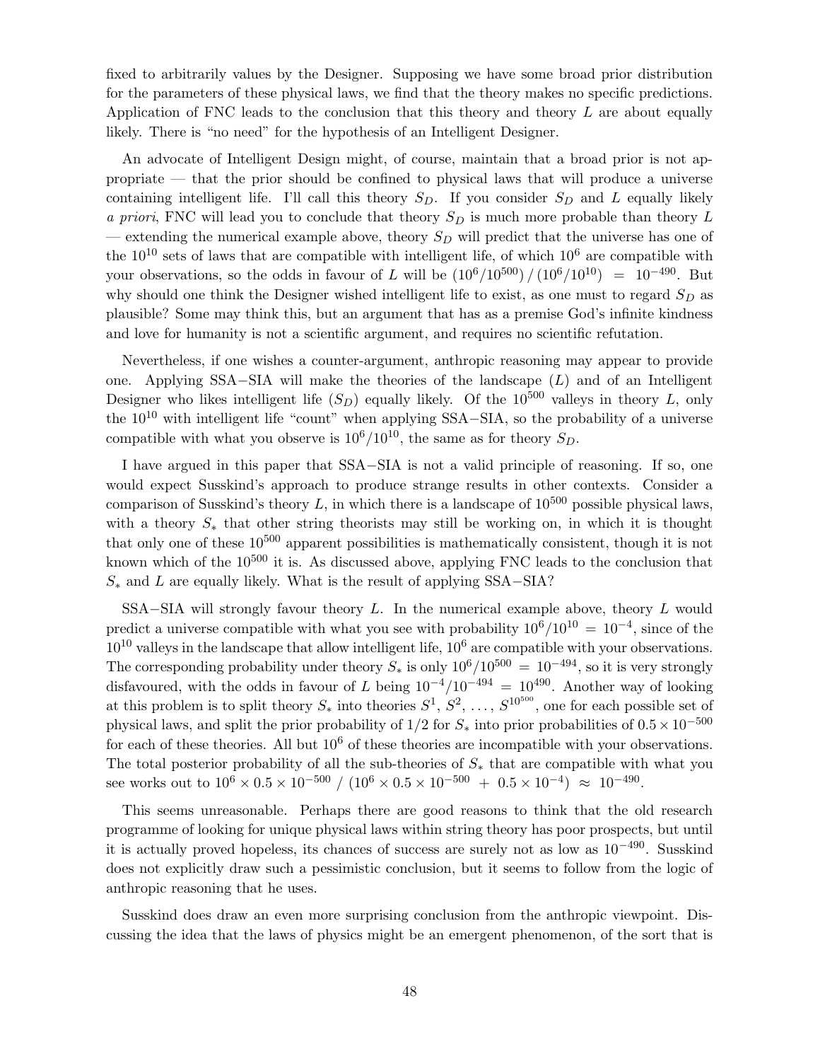fixed to arbitrarily values by the Designer. Supposing we have some broad prior distribution for the parameters of these physical laws, we find that the theory makes no specific predictions. Application of FNC leads to the conclusion that this theory and theory $L$ are about equally likely. There is "no need" for the hypothesis of an Intelligent Designer.

An advocate of Intelligent Design might, of course, maintain that a broad prior is not appropriate — that the prior should be confined to physical laws that will produce a universe containing intelligent life. I'll call this theory $S_D$. If you consider $S_D$ and $L$ equally likely *a priori*, FNC will lead you to conclude that theory $S_D$ is much more probable than theory $L$ — extending the numerical example above, theory $S_D$ will predict that the universe has one of the $10^{10}$ sets of laws that are compatible with intelligent life, of which $10^6$ are compatible with your observations, so the odds in favour of $L$ will be $(10^6/10^{500})\,/\,(10^6/10^{10}) \;=\; 10^{-490}$. But why should one think the Designer wished intelligent life to exist, as one must to regard $S_D$ as plausible? Some may think this, but an argument that has as a premise God's infinite kindness and love for humanity is not a scientific argument, and requires no scientific refutation.

Nevertheless, if one wishes a counter-argument, anthropic reasoning may appear to provide one. Applying SSA−SIA will make the theories of the landscape ($L$) and of an Intelligent Designer who likes intelligent life ($S_D$) equally likely. Of the $10^{500}$ valleys in theory $L$, only the $10^{10}$ with intelligent life "count" when applying SSA−SIA, so the probability of a universe compatible with what you observe is $10^6/10^{10}$, the same as for theory $S_D$.

I have argued in this paper that SSA−SIA is not a valid principle of reasoning. If so, one would expect Susskind's approach to produce strange results in other contexts. Consider a comparison of Susskind's theory $L$, in which there is a landscape of $10^{500}$ possible physical laws, with a theory $S_*$ that other string theorists may still be working on, in which it is thought that only one of these $10^{500}$ apparent possibilities is mathematically consistent, though it is not known which of the $10^{500}$ it is. As discussed above, applying FNC leads to the conclusion that $S_*$ and $L$ are equally likely. What is the result of applying SSA−SIA?

SSA−SIA will strongly favour theory $L$. In the numerical example above, theory $L$ would predict a universe compatible with what you see with probability $10^6/10^{10} \,=\, 10^{-4}$, since of the $10^{10}$ valleys in the landscape that allow intelligent life, $10^6$ are compatible with your observations. The corresponding probability under theory $S_*$ is only $10^6/10^{500} \,=\, 10^{-494}$, so it is very strongly disfavoured, with the odds in favour of $L$ being $10^{-4}/10^{-494} \,=\, 10^{490}$. Another way of looking at this problem is to split theory $S_*$ into theories $S^1,\, S^2,\, \ldots,\, S^{10^{500}}$, one for each possible set of physical laws, and split the prior probability of $1/2$ for $S_*$ into prior probabilities of $0.5\times 10^{-500}$ for each of these theories. All but $10^6$ of these theories are incompatible with your observations. The total posterior probability of all the sub-theories of $S_*$ that are compatible with what you see works out to $10^6 \times 0.5 \times 10^{-500} \;/\; (10^6 \times 0.5 \times 10^{-500} \;+\; 0.5 \times 10^{-4}) \;\approx\; 10^{-490}$.

This seems unreasonable. Perhaps there are good reasons to think that the old research programme of looking for unique physical laws within string theory has poor prospects, but until it is actually proved hopeless, its chances of success are surely not as low as $10^{-490}$. Susskind does not explicitly draw such a pessimistic conclusion, but it seems to follow from the logic of anthropic reasoning that he uses.

Susskind does draw an even more surprising conclusion from the anthropic viewpoint. Discussing the idea that the laws of physics might be an emergent phenomenon, of the sort that is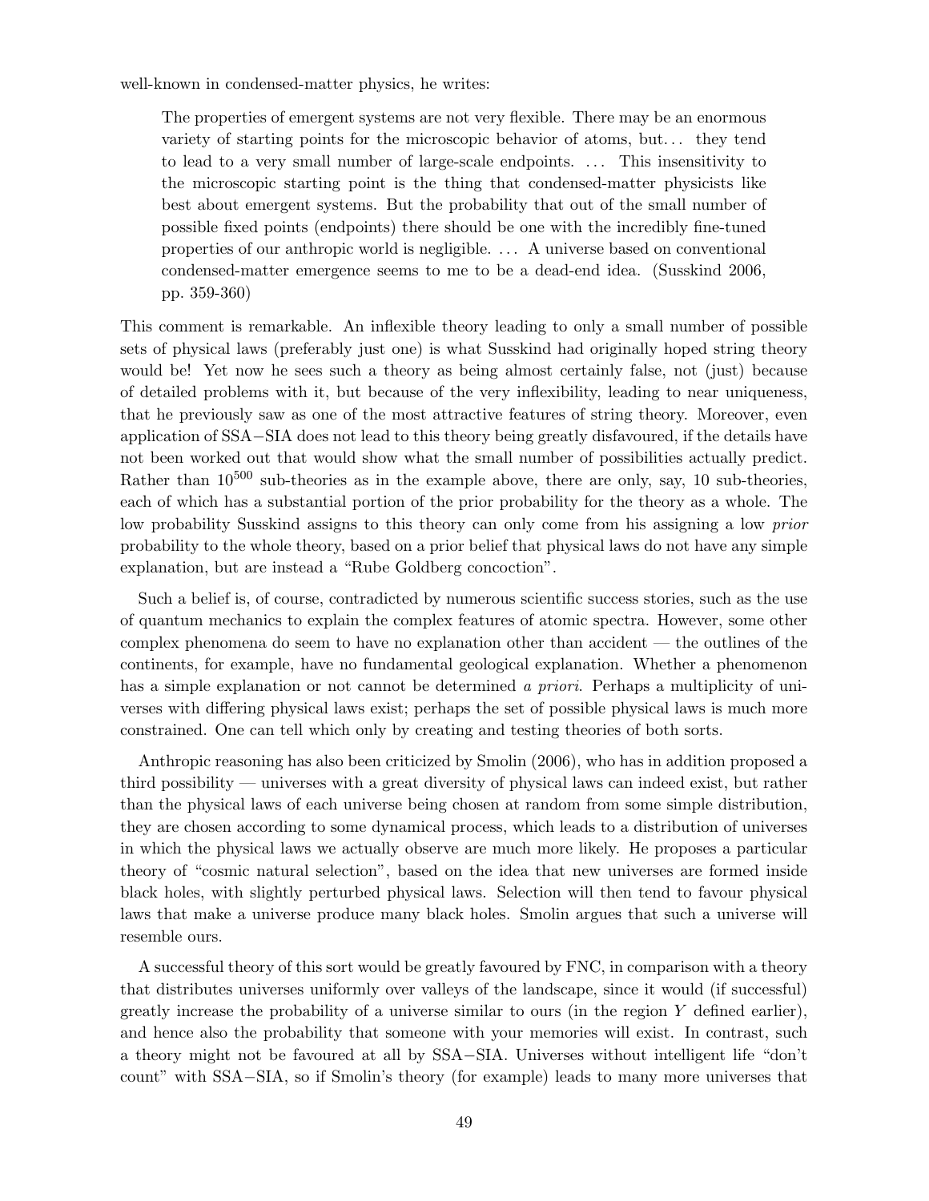well-known in condensed-matter physics, he writes:

> The properties of emergent systems are not very flexible. There may be an enormous variety of starting points for the microscopic behavior of atoms, but... they tend to lead to a very small number of large-scale endpoints. ... This insensitivity to the microscopic starting point is the thing that condensed-matter physicists like best about emergent systems. But the probability that out of the small number of possible fixed points (endpoints) there should be one with the incredibly fine-tuned properties of our anthropic world is negligible. ... A universe based on conventional condensed-matter emergence seems to me to be a dead-end idea. (Susskind 2006, pp. 359-360)

This comment is remarkable. An inflexible theory leading to only a small number of possible sets of physical laws (preferably just one) is what Susskind had originally hoped string theory would be! Yet now he sees such a theory as being almost certainly false, not (just) because of detailed problems with it, but because of the very inflexibility, leading to near uniqueness, that he previously saw as one of the most attractive features of string theory. Moreover, even application of SSA−SIA does not lead to this theory being greatly disfavoured, if the details have not been worked out that would show what the small number of possibilities actually predict. Rather than $10^{500}$ sub-theories as in the example above, there are only, say, 10 sub-theories, each of which has a substantial portion of the prior probability for the theory as a whole. The low probability Susskind assigns to this theory can only come from his assigning a low *prior* probability to the whole theory, based on a prior belief that physical laws do not have any simple explanation, but are instead a "Rube Goldberg concoction".

Such a belief is, of course, contradicted by numerous scientific success stories, such as the use of quantum mechanics to explain the complex features of atomic spectra. However, some other complex phenomena do seem to have no explanation other than accident — the outlines of the continents, for example, have no fundamental geological explanation. Whether a phenomenon has a simple explanation or not cannot be determined *a priori*. Perhaps a multiplicity of universes with differing physical laws exist; perhaps the set of possible physical laws is much more constrained. One can tell which only by creating and testing theories of both sorts.

Anthropic reasoning has also been criticized by Smolin (2006), who has in addition proposed a third possibility — universes with a great diversity of physical laws can indeed exist, but rather than the physical laws of each universe being chosen at random from some simple distribution, they are chosen according to some dynamical process, which leads to a distribution of universes in which the physical laws we actually observe are much more likely. He proposes a particular theory of "cosmic natural selection", based on the idea that new universes are formed inside black holes, with slightly perturbed physical laws. Selection will then tend to favour physical laws that make a universe produce many black holes. Smolin argues that such a universe will resemble ours.

A successful theory of this sort would be greatly favoured by FNC, in comparison with a theory that distributes universes uniformly over valleys of the landscape, since it would (if successful) greatly increase the probability of a universe similar to ours (in the region $Y$ defined earlier), and hence also the probability that someone with your memories will exist. In contrast, such a theory might not be favoured at all by SSA−SIA. Universes without intelligent life "don't count" with SSA−SIA, so if Smolin's theory (for example) leads to many more universes that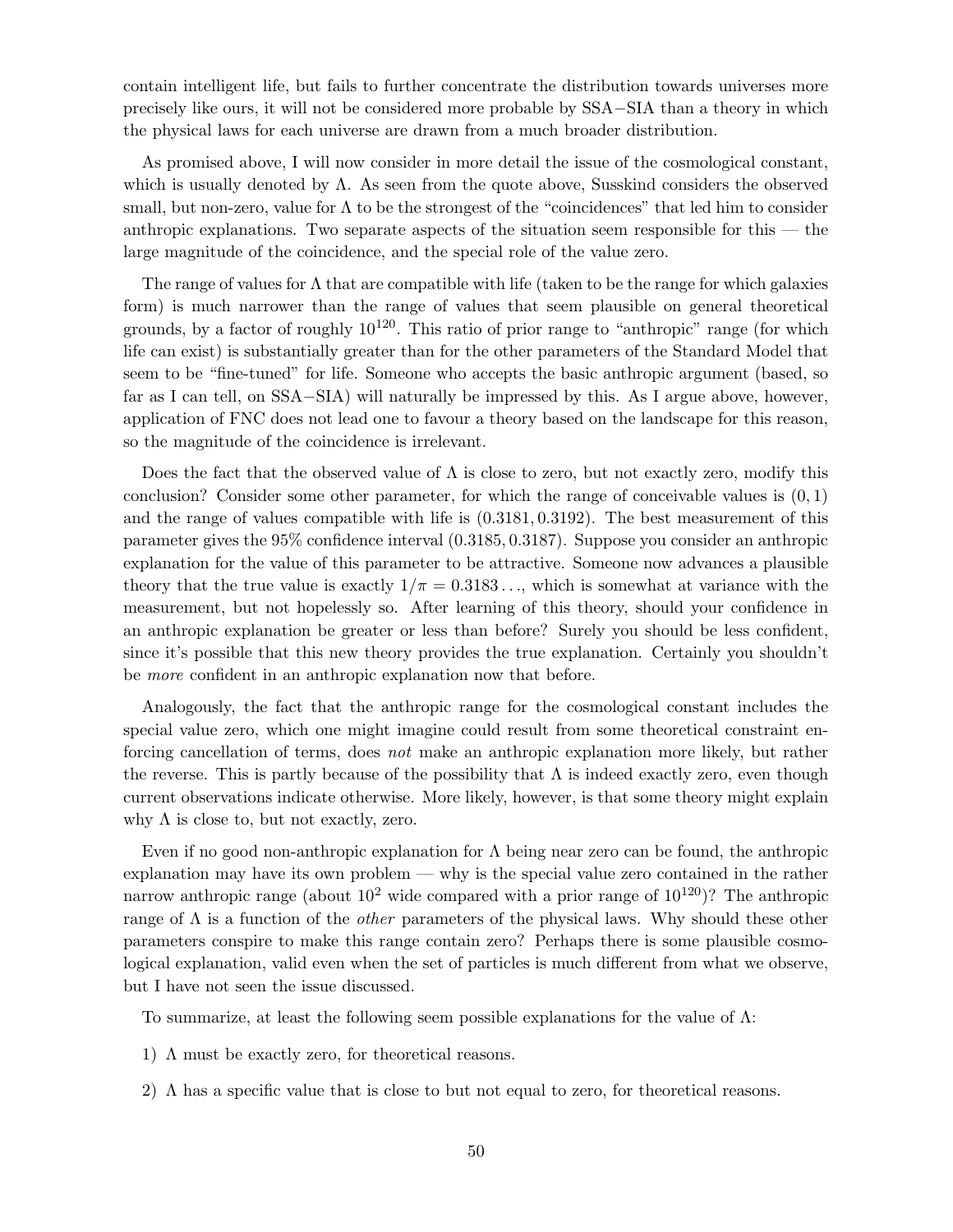contain intelligent life, but fails to further concentrate the distribution towards universes more precisely like ours, it will not be considered more probable by SSA−SIA than a theory in which the physical laws for each universe are drawn from a much broader distribution.

As promised above, I will now consider in more detail the issue of the cosmological constant, which is usually denoted by $\Lambda$. As seen from the quote above, Susskind considers the observed small, but non-zero, value for $\Lambda$ to be the strongest of the "coincidences" that led him to consider anthropic explanations. Two separate aspects of the situation seem responsible for this — the large magnitude of the coincidence, and the special role of the value zero.

The range of values for $\Lambda$ that are compatible with life (taken to be the range for which galaxies form) is much narrower than the range of values that seem plausible on general theoretical grounds, by a factor of roughly $10^{120}$. This ratio of prior range to "anthropic" range (for which life can exist) is substantially greater than for the other parameters of the Standard Model that seem to be "fine-tuned" for life. Someone who accepts the basic anthropic argument (based, so far as I can tell, on SSA−SIA) will naturally be impressed by this. As I argue above, however, application of FNC does not lead one to favour a theory based on the landscape for this reason, so the magnitude of the coincidence is irrelevant.

Does the fact that the observed value of $\Lambda$ is close to zero, but not exactly zero, modify this conclusion? Consider some other parameter, for which the range of conceivable values is $(0, 1)$ and the range of values compatible with life is $(0.3181, 0.3192)$. The best measurement of this parameter gives the 95% confidence interval $(0.3185, 0.3187)$. Suppose you consider an anthropic explanation for the value of this parameter to be attractive. Someone now advances a plausible theory that the true value is exactly $1/\pi = 0.3183\ldots$, which is somewhat at variance with the measurement, but not hopelessly so. After learning of this theory, should your confidence in an anthropic explanation be greater or less than before? Surely you should be less confident, since it's possible that this new theory provides the true explanation. Certainly you shouldn't be *more* confident in an anthropic explanation now that before.

Analogously, the fact that the anthropic range for the cosmological constant includes the special value zero, which one might imagine could result from some theoretical constraint enforcing cancellation of terms, does *not* make an anthropic explanation more likely, but rather the reverse. This is partly because of the possibility that $\Lambda$ is indeed exactly zero, even though current observations indicate otherwise. More likely, however, is that some theory might explain why $\Lambda$ is close to, but not exactly, zero.

Even if no good non-anthropic explanation for $\Lambda$ being near zero can be found, the anthropic explanation may have its own problem — why is the special value zero contained in the rather narrow anthropic range (about $10^2$ wide compared with a prior range of $10^{120}$)? The anthropic range of $\Lambda$ is a function of the *other* parameters of the physical laws. Why should these other parameters conspire to make this range contain zero? Perhaps there is some plausible cosmological explanation, valid even when the set of particles is much different from what we observe, but I have not seen the issue discussed.

To summarize, at least the following seem possible explanations for the value of $\Lambda$:

1) $\Lambda$ must be exactly zero, for theoretical reasons.

2) $\Lambda$ has a specific value that is close to but not equal to zero, for theoretical reasons.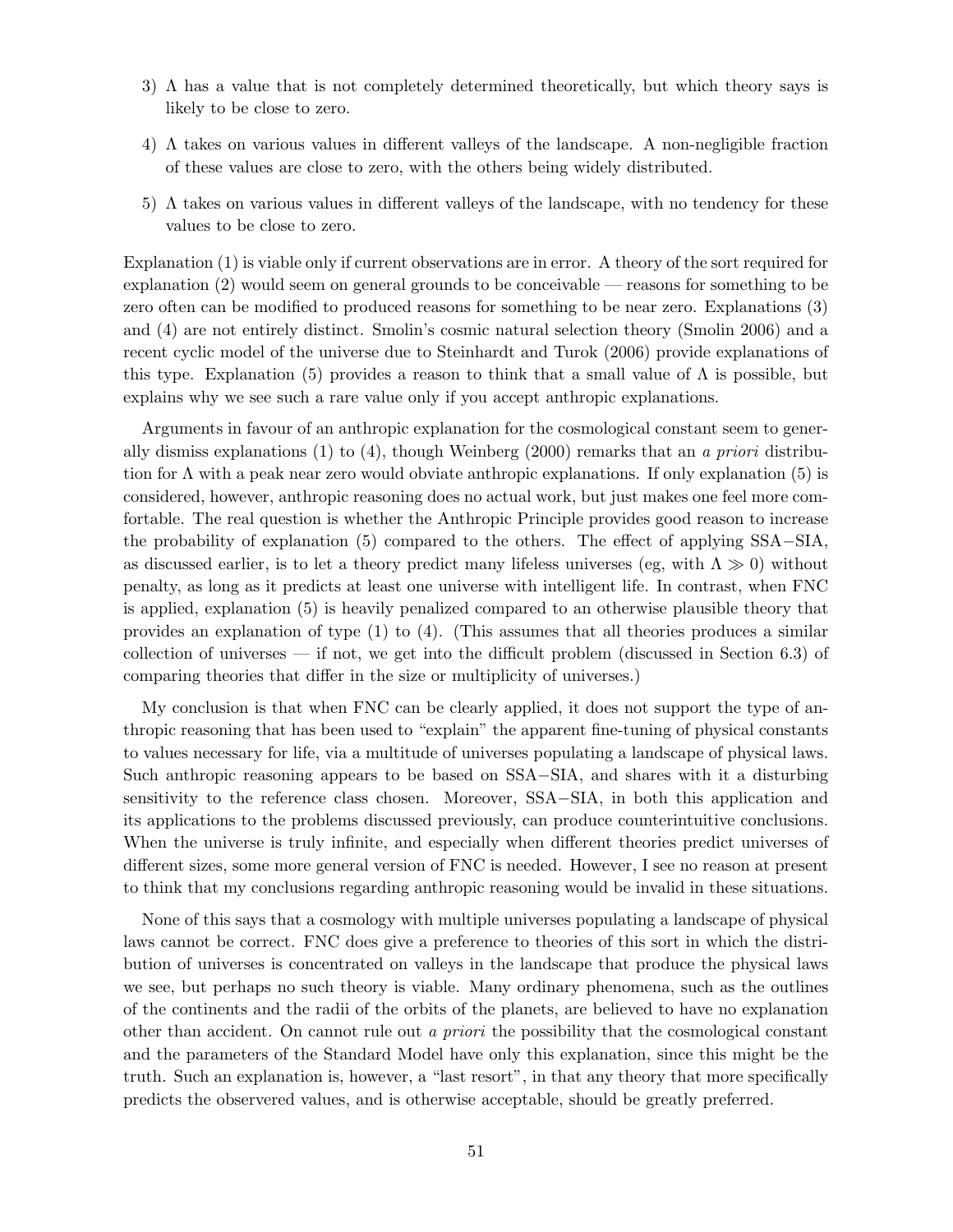3) $\Lambda$ has a value that is not completely determined theoretically, but which theory says is likely to be close to zero.

4) $\Lambda$ takes on various values in different valleys of the landscape. A non-negligible fraction of these values are close to zero, with the others being widely distributed.

5) $\Lambda$ takes on various values in different valleys of the landscape, with no tendency for these values to be close to zero.

Explanation (1) is viable only if current observations are in error. A theory of the sort required for explanation (2) would seem on general grounds to be conceivable — reasons for something to be zero often can be modified to produced reasons for something to be near zero. Explanations (3) and (4) are not entirely distinct. Smolin's cosmic natural selection theory (Smolin 2006) and a recent cyclic model of the universe due to Steinhardt and Turok (2006) provide explanations of this type. Explanation (5) provides a reason to think that a small value of $\Lambda$ is possible, but explains why we see such a rare value only if you accept anthropic explanations.

Arguments in favour of an anthropic explanation for the cosmological constant seem to generally dismiss explanations (1) to (4), though Weinberg (2000) remarks that an *a priori* distribution for $\Lambda$ with a peak near zero would obviate anthropic explanations. If only explanation (5) is considered, however, anthropic reasoning does no actual work, but just makes one feel more comfortable. The real question is whether the Anthropic Principle provides good reason to increase the probability of explanation (5) compared to the others. The effect of applying SSA$-$SIA, as discussed earlier, is to let a theory predict many lifeless universes (eg, with $\Lambda \gg 0$) without penalty, as long as it predicts at least one universe with intelligent life. In contrast, when FNC is applied, explanation (5) is heavily penalized compared to an otherwise plausible theory that provides an explanation of type (1) to (4). (This assumes that all theories produces a similar collection of universes — if not, we get into the difficult problem (discussed in Section 6.3) of comparing theories that differ in the size or multiplicity of universes.)

My conclusion is that when FNC can be clearly applied, it does not support the type of anthropic reasoning that has been used to "explain" the apparent fine-tuning of physical constants to values necessary for life, via a multitude of universes populating a landscape of physical laws. Such anthropic reasoning appears to be based on SSA$-$SIA, and shares with it a disturbing sensitivity to the reference class chosen. Moreover, SSA$-$SIA, in both this application and its applications to the problems discussed previously, can produce counterintuitive conclusions. When the universe is truly infinite, and especially when different theories predict universes of different sizes, some more general version of FNC is needed. However, I see no reason at present to think that my conclusions regarding anthropic reasoning would be invalid in these situations.

None of this says that a cosmology with multiple universes populating a landscape of physical laws cannot be correct. FNC does give a preference to theories of this sort in which the distribution of universes is concentrated on valleys in the landscape that produce the physical laws we see, but perhaps no such theory is viable. Many ordinary phenomena, such as the outlines of the continents and the radii of the orbits of the planets, are believed to have no explanation other than accident. On cannot rule out *a priori* the possibility that the cosmological constant and the parameters of the Standard Model have only this explanation, since this might be the truth. Such an explanation is, however, a "last resort", in that any theory that more specifically predicts the observered values, and is otherwise acceptable, should be greatly preferred.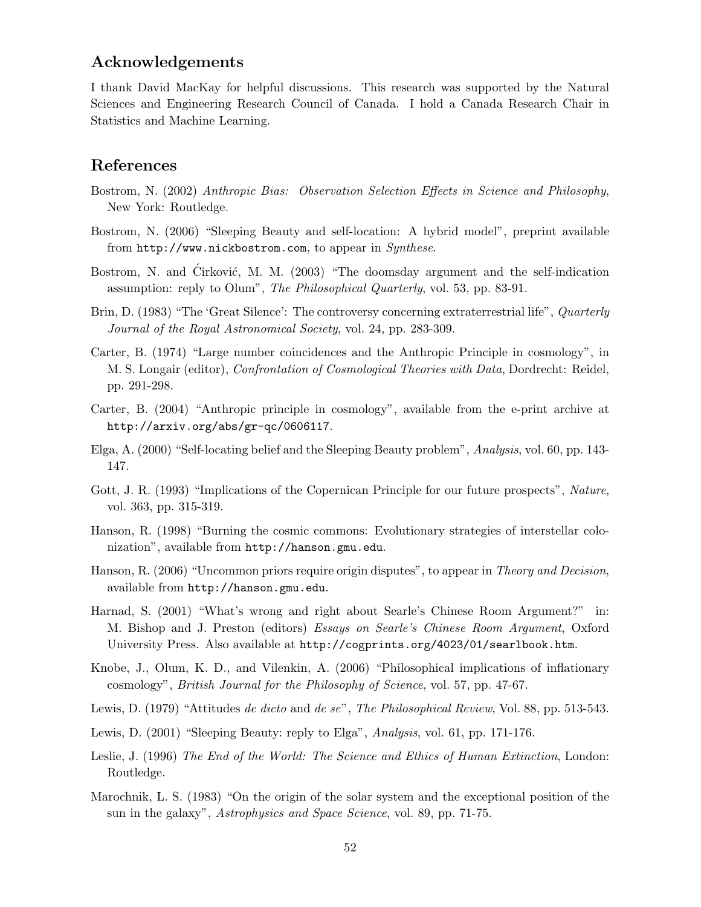## Acknowledgements

I thank David MacKay for helpful discussions. This research was supported by the Natural Sciences and Engineering Research Council of Canada. I hold a Canada Research Chair in Statistics and Machine Learning.

## References

Bostrom, N. (2002) *Anthropic Bias: Observation Selection Effects in Science and Philosophy*, New York: Routledge.

Bostrom, N. (2006) "Sleeping Beauty and self-location: A hybrid model", preprint available from `http://www.nickbostrom.com`, to appear in *Synthese*.

Bostrom, N. and Ćirković, M. M. (2003) "The doomsday argument and the self-indication assumption: reply to Olum", *The Philosophical Quarterly*, vol. 53, pp. 83-91.

Brin, D. (1983) "The 'Great Silence': The controversy concerning extraterrestrial life", *Quarterly Journal of the Royal Astronomical Society*, vol. 24, pp. 283-309.

Carter, B. (1974) "Large number coincidences and the Anthropic Principle in cosmology", in M. S. Longair (editor), *Confrontation of Cosmological Theories with Data*, Dordrecht: Reidel, pp. 291-298.

Carter, B. (2004) "Anthropic principle in cosmology", available from the e-print archive at `http://arxiv.org/abs/gr-qc/0606117`.

Elga, A. (2000) "Self-locating belief and the Sleeping Beauty problem", *Analysis*, vol. 60, pp. 143-147.

Gott, J. R. (1993) "Implications of the Copernican Principle for our future prospects", *Nature*, vol. 363, pp. 315-319.

Hanson, R. (1998) "Burning the cosmic commons: Evolutionary strategies of interstellar colonization", available from `http://hanson.gmu.edu`.

Hanson, R. (2006) "Uncommon priors require origin disputes", to appear in *Theory and Decision*, available from `http://hanson.gmu.edu`.

Harnad, S. (2001) "What's wrong and right about Searle's Chinese Room Argument?" in: M. Bishop and J. Preston (editors) *Essays on Searle's Chinese Room Argument*, Oxford University Press. Also available at `http://cogprints.org/4023/01/searlbook.htm`.

Knobe, J., Olum, K. D., and Vilenkin, A. (2006) "Philosophical implications of inflationary cosmology", *British Journal for the Philosophy of Science*, vol. 57, pp. 47-67.

Lewis, D. (1979) "Attitudes *de dicto* and *de se*", *The Philosophical Review*, Vol. 88, pp. 513-543.

Lewis, D. (2001) "Sleeping Beauty: reply to Elga", *Analysis*, vol. 61, pp. 171-176.

Leslie, J. (1996) *The End of the World: The Science and Ethics of Human Extinction*, London: Routledge.

Marochnik, L. S. (1983) "On the origin of the solar system and the exceptional position of the sun in the galaxy", *Astrophysics and Space Science*, vol. 89, pp. 71-75.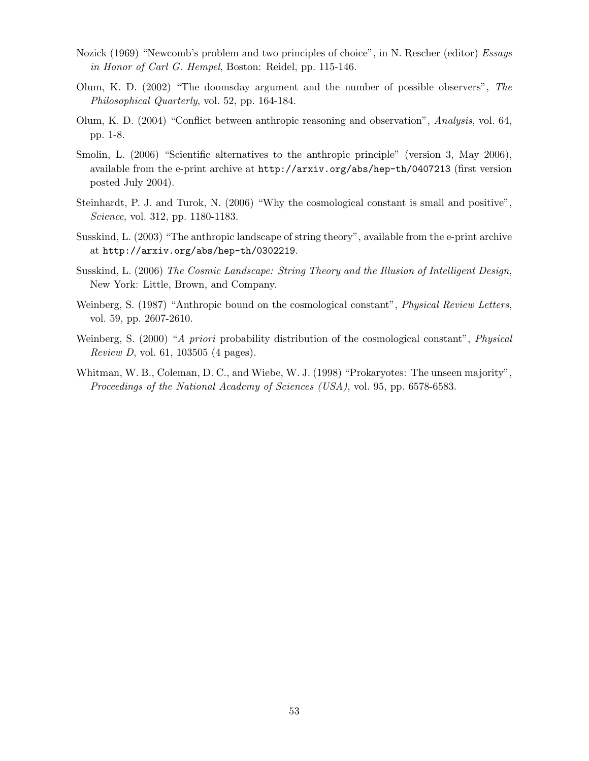Nozick (1969) "Newcomb's problem and two principles of choice", in N. Rescher (editor) *Essays in Honor of Carl G. Hempel*, Boston: Reidel, pp. 115-146.

Olum, K. D. (2002) "The doomsday argument and the number of possible observers", *The Philosophical Quarterly*, vol. 52, pp. 164-184.

Olum, K. D. (2004) "Conflict between anthropic reasoning and observation", *Analysis*, vol. 64, pp. 1-8.

Smolin, L. (2006) "Scientific alternatives to the anthropic principle" (version 3, May 2006), available from the e-print archive at `http://arxiv.org/abs/hep-th/0407213` (first version posted July 2004).

Steinhardt, P. J. and Turok, N. (2006) "Why the cosmological constant is small and positive", *Science*, vol. 312, pp. 1180-1183.

Susskind, L. (2003) "The anthropic landscape of string theory", available from the e-print archive at `http://arxiv.org/abs/hep-th/0302219`.

Susskind, L. (2006) *The Cosmic Landscape: String Theory and the Illusion of Intelligent Design*, New York: Little, Brown, and Company.

Weinberg, S. (1987) "Anthropic bound on the cosmological constant", *Physical Review Letters*, vol. 59, pp. 2607-2610.

Weinberg, S. (2000) "*A priori* probability distribution of the cosmological constant", *Physical Review D*, vol. 61, 103505 (4 pages).

Whitman, W. B., Coleman, D. C., and Wiebe, W. J. (1998) "Prokaryotes: The unseen majority", *Proceedings of the National Academy of Sciences (USA)*, vol. 95, pp. 6578-6583.